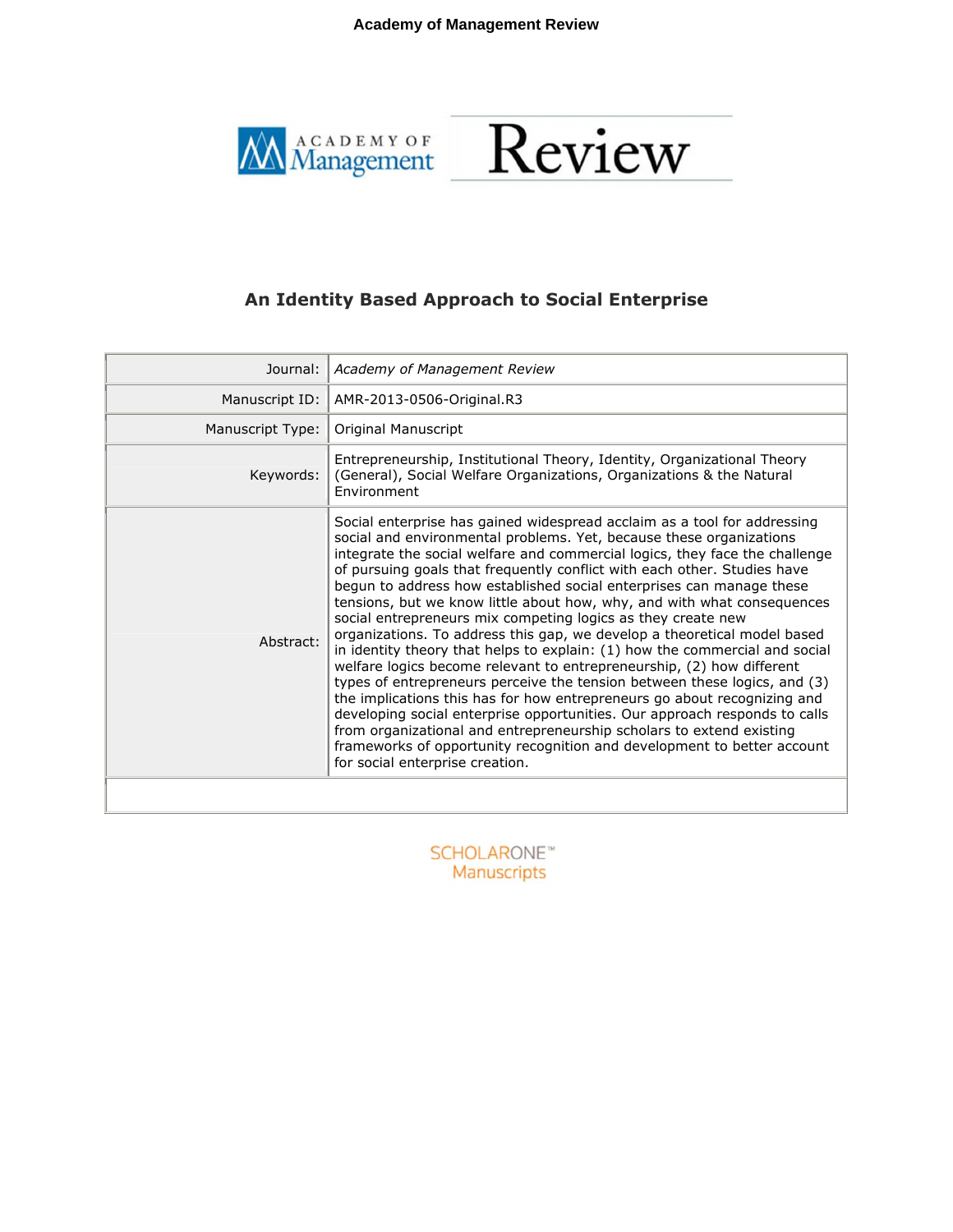# An Identity Based Approach to Social Enterprise

| Field | Value |
| --- | --- |
| Journal: | *Academy of Management Review* |
| Manuscript ID: | AMR-2013-0506-Original.R3 |
| Manuscript Type: | Original Manuscript |
| Keywords: | Entrepreneurship, Institutional Theory, Identity, Organizational Theory (General), Social Welfare Organizations, Organizations & the Natural Environment |
| Abstract: | Social enterprise has gained widespread acclaim as a tool for addressing social and environmental problems. Yet, because these organizations integrate the social welfare and commercial logics, they face the challenge of pursuing goals that frequently conflict with each other. Studies have begun to address how established social enterprises can manage these tensions, but we know little about how, why, and with what consequences social entrepreneurs mix competing logics as they create new organizations. To address this gap, we develop a theoretical model based in identity theory that helps to explain: (1) how the commercial and social welfare logics become relevant to entrepreneurship, (2) how different types of entrepreneurs perceive the tension between these logics, and (3) the implications this has for how entrepreneurs go about recognizing and developing social enterprise opportunities. Our approach responds to calls from organizational and entrepreneurship scholars to extend existing frameworks of opportunity recognition and development to better account for social enterprise creation. |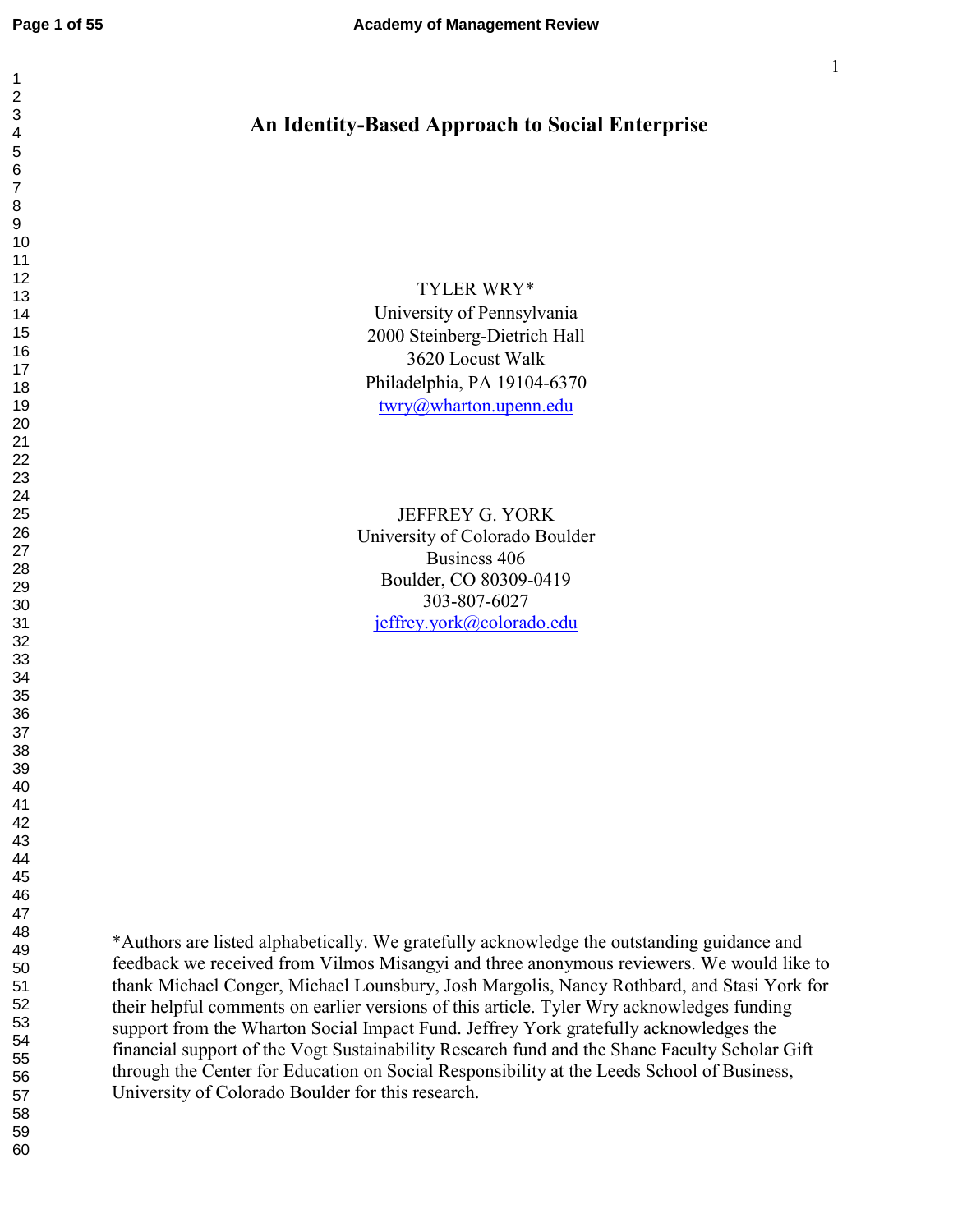# An Identity-Based Approach to Social Enterprise

TYLER WRY*
University of Pennsylvania
2000 Steinberg-Dietrich Hall
3620 Locust Walk
Philadelphia, PA 19104-6370
twry@wharton.upenn.edu

JEFFREY G. YORK
University of Colorado Boulder
Business 406
Boulder, CO 80309-0419
303-807-6027
jeffrey.york@colorado.edu

*Authors are listed alphabetically. We gratefully acknowledge the outstanding guidance and feedback we received from Vilmos Misangyi and three anonymous reviewers. We would like to thank Michael Conger, Michael Lounsbury, Josh Margolis, Nancy Rothbard, and Stasi York for their helpful comments on earlier versions of this article. Tyler Wry acknowledges funding support from the Wharton Social Impact Fund. Jeffrey York gratefully acknowledges the financial support of the Vogt Sustainability Research fund and the Shane Faculty Scholar Gift through the Center for Education on Social Responsibility at the Leeds School of Business, University of Colorado Boulder for this research.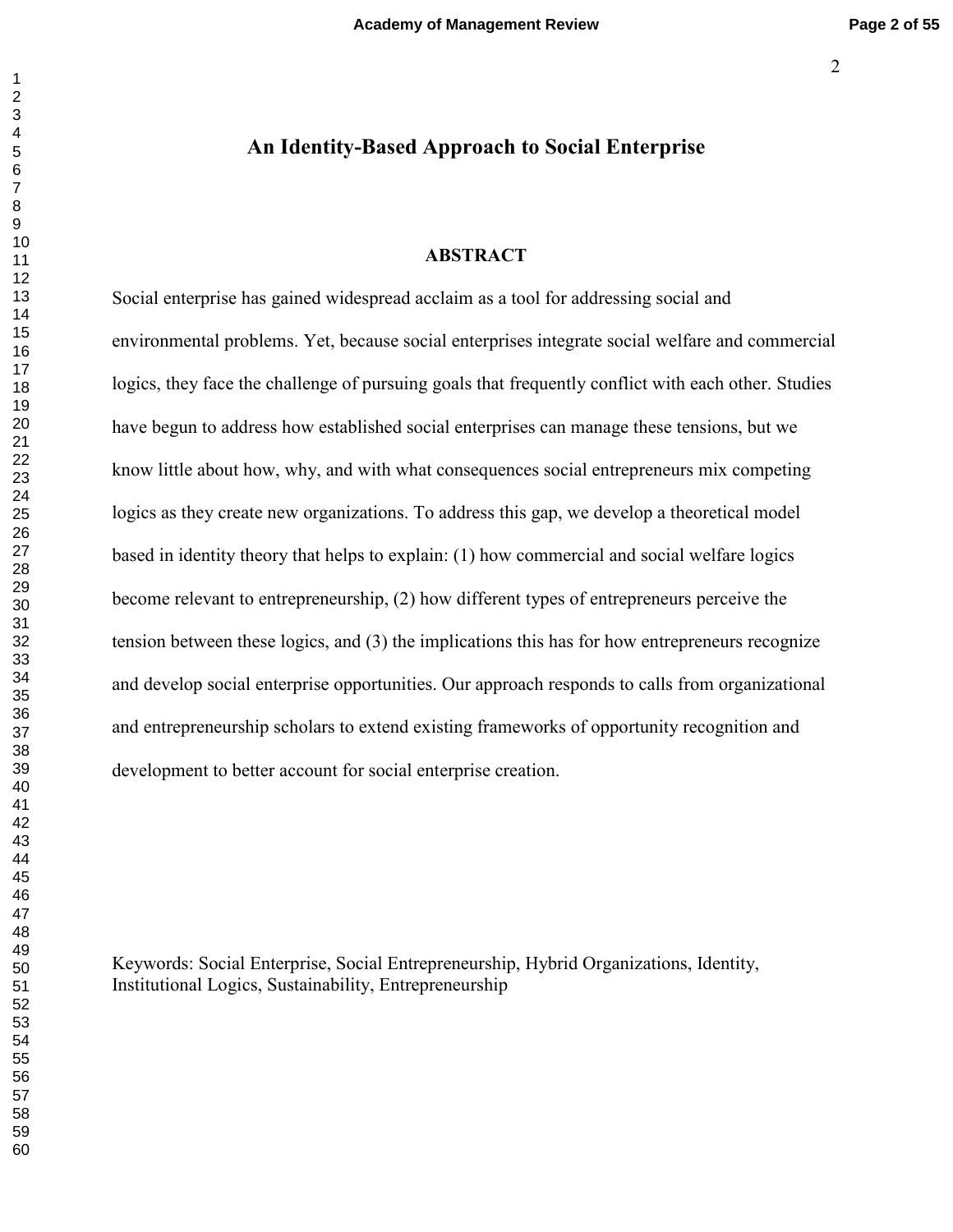# An Identity-Based Approach to Social Enterprise

## ABSTRACT

Social enterprise has gained widespread acclaim as a tool for addressing social and environmental problems. Yet, because social enterprises integrate social welfare and commercial logics, they face the challenge of pursuing goals that frequently conflict with each other. Studies have begun to address how established social enterprises can manage these tensions, but we know little about how, why, and with what consequences social entrepreneurs mix competing logics as they create new organizations. To address this gap, we develop a theoretical model based in identity theory that helps to explain: (1) how commercial and social welfare logics become relevant to entrepreneurship, (2) how different types of entrepreneurs perceive the tension between these logics, and (3) the implications this has for how entrepreneurs recognize and develop social enterprise opportunities. Our approach responds to calls from organizational and entrepreneurship scholars to extend existing frameworks of opportunity recognition and development to better account for social enterprise creation.

Keywords: Social Enterprise, Social Entrepreneurship, Hybrid Organizations, Identity, Institutional Logics, Sustainability, Entrepreneurship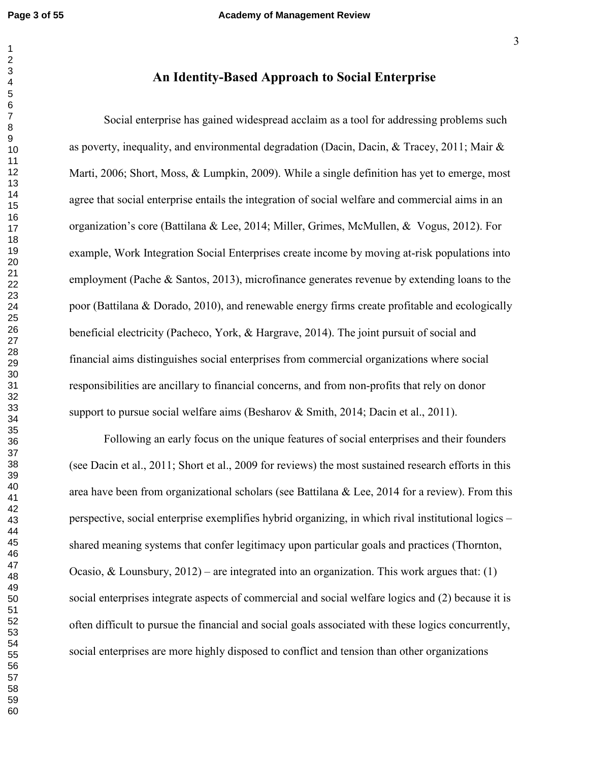# An Identity-Based Approach to Social Enterprise

Social enterprise has gained widespread acclaim as a tool for addressing problems such as poverty, inequality, and environmental degradation (Dacin, Dacin, & Tracey, 2011; Mair & Marti, 2006; Short, Moss, & Lumpkin, 2009). While a single definition has yet to emerge, most agree that social enterprise entails the integration of social welfare and commercial aims in an organization's core (Battilana & Lee, 2014; Miller, Grimes, McMullen, & Vogus, 2012). For example, Work Integration Social Enterprises create income by moving at-risk populations into employment (Pache & Santos, 2013), microfinance generates revenue by extending loans to the poor (Battilana & Dorado, 2010), and renewable energy firms create profitable and ecologically beneficial electricity (Pacheco, York, & Hargrave, 2014). The joint pursuit of social and financial aims distinguishes social enterprises from commercial organizations where social responsibilities are ancillary to financial concerns, and from non-profits that rely on donor support to pursue social welfare aims (Besharov & Smith, 2014; Dacin et al., 2011).

Following an early focus on the unique features of social enterprises and their founders (see Dacin et al., 2011; Short et al., 2009 for reviews) the most sustained research efforts in this area have been from organizational scholars (see Battilana & Lee, 2014 for a review). From this perspective, social enterprise exemplifies hybrid organizing, in which rival institutional logics – shared meaning systems that confer legitimacy upon particular goals and practices (Thornton, Ocasio, & Lounsbury, 2012) – are integrated into an organization. This work argues that: (1) social enterprises integrate aspects of commercial and social welfare logics and (2) because it is often difficult to pursue the financial and social goals associated with these logics concurrently, social enterprises are more highly disposed to conflict and tension than other organizations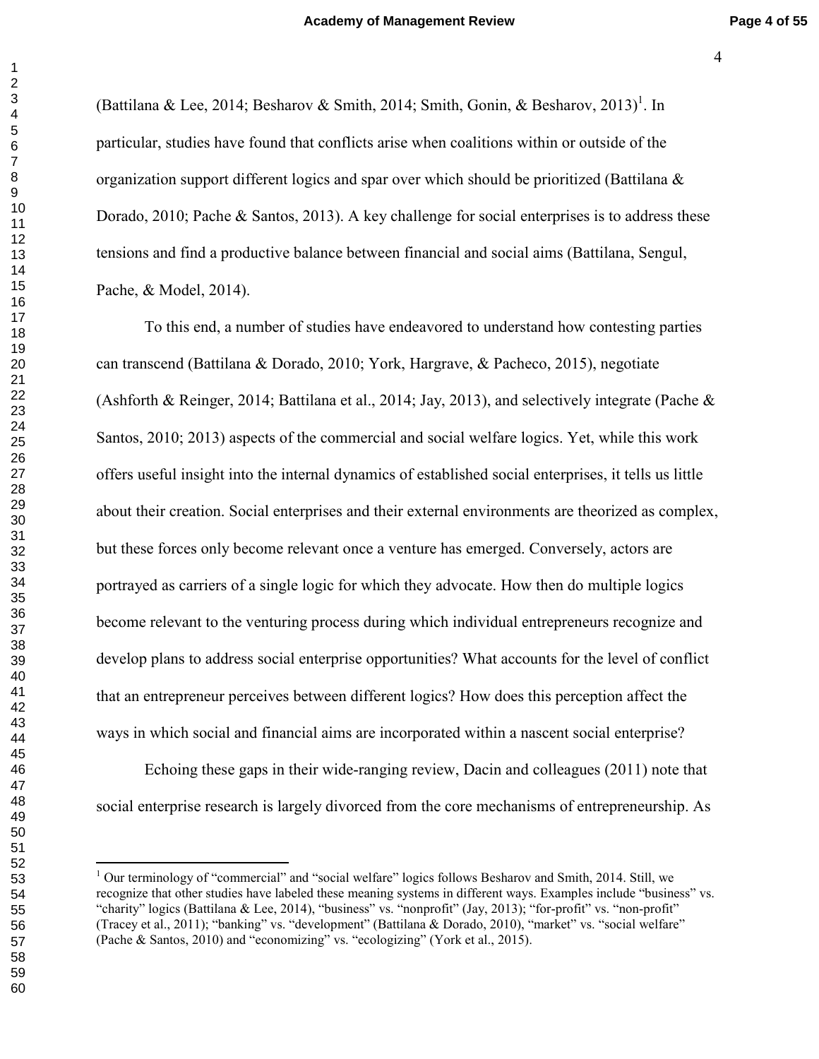(Battilana & Lee, 2014; Besharov & Smith, 2014; Smith, Gonin, & Besharov, 2013)[1]. In particular, studies have found that conflicts arise when coalitions within or outside of the organization support different logics and spar over which should be prioritized (Battilana & Dorado, 2010; Pache & Santos, 2013). A key challenge for social enterprises is to address these tensions and find a productive balance between financial and social aims (Battilana, Sengul, Pache, & Model, 2014).

To this end, a number of studies have endeavored to understand how contesting parties can transcend (Battilana & Dorado, 2010; York, Hargrave, & Pacheco, 2015), negotiate (Ashforth & Reinger, 2014; Battilana et al., 2014; Jay, 2013), and selectively integrate (Pache & Santos, 2010; 2013) aspects of the commercial and social welfare logics. Yet, while this work offers useful insight into the internal dynamics of established social enterprises, it tells us little about their creation. Social enterprises and their external environments are theorized as complex, but these forces only become relevant once a venture has emerged. Conversely, actors are portrayed as carriers of a single logic for which they advocate. How then do multiple logics become relevant to the venturing process during which individual entrepreneurs recognize and develop plans to address social enterprise opportunities? What accounts for the level of conflict that an entrepreneur perceives between different logics? How does this perception affect the ways in which social and financial aims are incorporated within a nascent social enterprise?

Echoing these gaps in their wide-ranging review, Dacin and colleagues (2011) note that social enterprise research is largely divorced from the core mechanisms of entrepreneurship. As

[1] Our terminology of "commercial" and "social welfare" logics follows Besharov and Smith, 2014. Still, we recognize that other studies have labeled these meaning systems in different ways. Examples include "business" vs. "charity" logics (Battilana & Lee, 2014), "business" vs. "nonprofit" (Jay, 2013); "for-profit" vs. "non-profit" (Tracey et al., 2011); "banking" vs. "development" (Battilana & Dorado, 2010), "market" vs. "social welfare" (Pache & Santos, 2010) and "economizing" vs. "ecologizing" (York et al., 2015).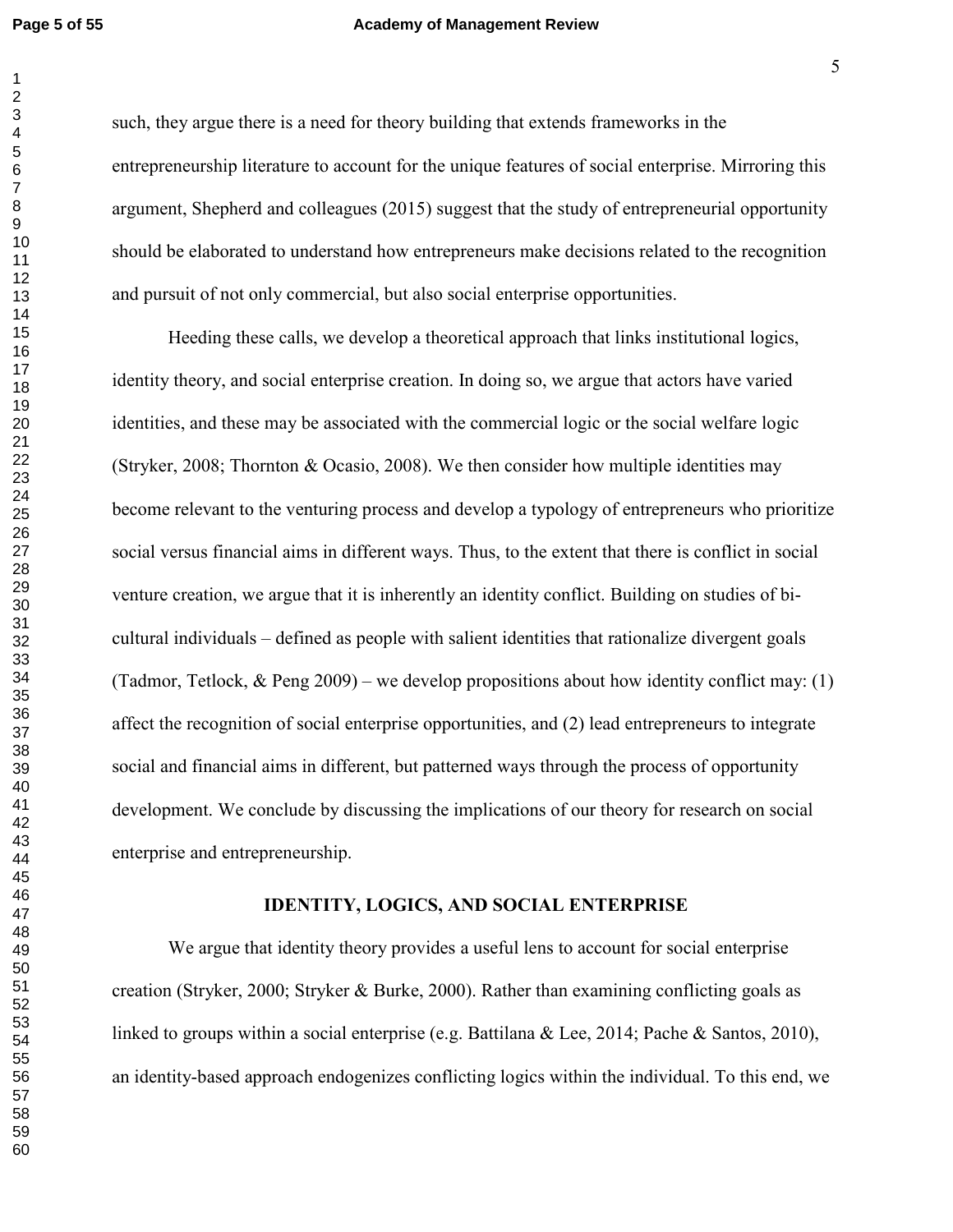such, they argue there is a need for theory building that extends frameworks in the entrepreneurship literature to account for the unique features of social enterprise. Mirroring this argument, Shepherd and colleagues (2015) suggest that the study of entrepreneurial opportunity should be elaborated to understand how entrepreneurs make decisions related to the recognition and pursuit of not only commercial, but also social enterprise opportunities.

Heeding these calls, we develop a theoretical approach that links institutional logics, identity theory, and social enterprise creation. In doing so, we argue that actors have varied identities, and these may be associated with the commercial logic or the social welfare logic (Stryker, 2008; Thornton & Ocasio, 2008). We then consider how multiple identities may become relevant to the venturing process and develop a typology of entrepreneurs who prioritize social versus financial aims in different ways. Thus, to the extent that there is conflict in social venture creation, we argue that it is inherently an identity conflict. Building on studies of bi-cultural individuals – defined as people with salient identities that rationalize divergent goals (Tadmor, Tetlock, & Peng 2009) – we develop propositions about how identity conflict may: (1) affect the recognition of social enterprise opportunities, and (2) lead entrepreneurs to integrate social and financial aims in different, but patterned ways through the process of opportunity development. We conclude by discussing the implications of our theory for research on social enterprise and entrepreneurship.

## IDENTITY, LOGICS, AND SOCIAL ENTERPRISE

We argue that identity theory provides a useful lens to account for social enterprise creation (Stryker, 2000; Stryker & Burke, 2000). Rather than examining conflicting goals as linked to groups within a social enterprise (e.g. Battilana & Lee, 2014; Pache & Santos, 2010), an identity-based approach endogenizes conflicting logics within the individual. To this end, we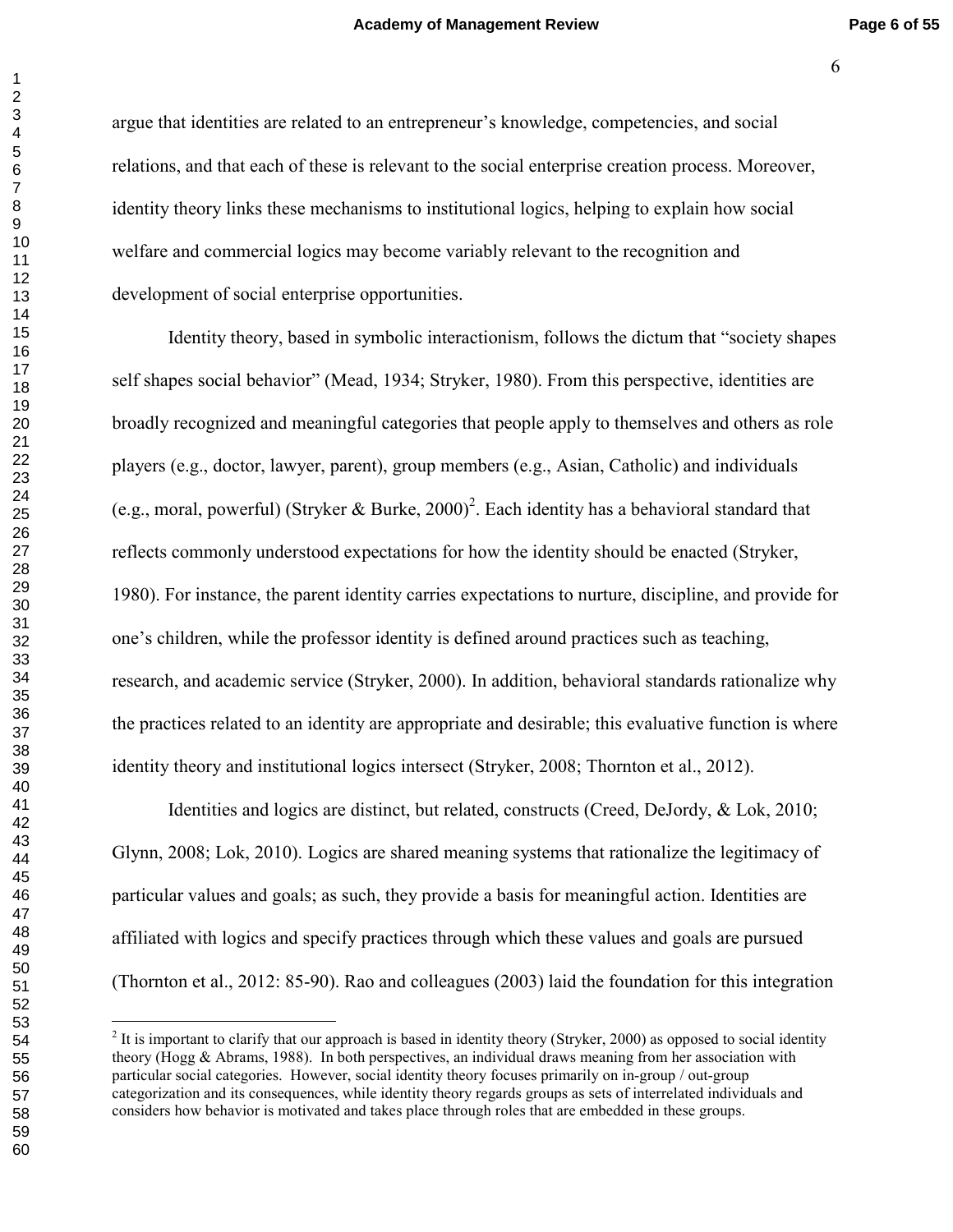argue that identities are related to an entrepreneur's knowledge, competencies, and social relations, and that each of these is relevant to the social enterprise creation process. Moreover, identity theory links these mechanisms to institutional logics, helping to explain how social welfare and commercial logics may become variably relevant to the recognition and development of social enterprise opportunities.

Identity theory, based in symbolic interactionism, follows the dictum that "society shapes self shapes social behavior" (Mead, 1934; Stryker, 1980). From this perspective, identities are broadly recognized and meaningful categories that people apply to themselves and others as role players (e.g., doctor, lawyer, parent), group members (e.g., Asian, Catholic) and individuals (e.g., moral, powerful) (Stryker & Burke, 2000)[2]. Each identity has a behavioral standard that reflects commonly understood expectations for how the identity should be enacted (Stryker, 1980). For instance, the parent identity carries expectations to nurture, discipline, and provide for one's children, while the professor identity is defined around practices such as teaching, research, and academic service (Stryker, 2000). In addition, behavioral standards rationalize why the practices related to an identity are appropriate and desirable; this evaluative function is where identity theory and institutional logics intersect (Stryker, 2008; Thornton et al., 2012).

Identities and logics are distinct, but related, constructs (Creed, DeJordy, & Lok, 2010; Glynn, 2008; Lok, 2010). Logics are shared meaning systems that rationalize the legitimacy of particular values and goals; as such, they provide a basis for meaningful action. Identities are affiliated with logics and specify practices through which these values and goals are pursued (Thornton et al., 2012: 85-90). Rao and colleagues (2003) laid the foundation for this integration

[2] It is important to clarify that our approach is based in identity theory (Stryker, 2000) as opposed to social identity theory (Hogg & Abrams, 1988). In both perspectives, an individual draws meaning from her association with particular social categories. However, social identity theory focuses primarily on in-group / out-group categorization and its consequences, while identity theory regards groups as sets of interrelated individuals and considers how behavior is motivated and takes place through roles that are embedded in these groups.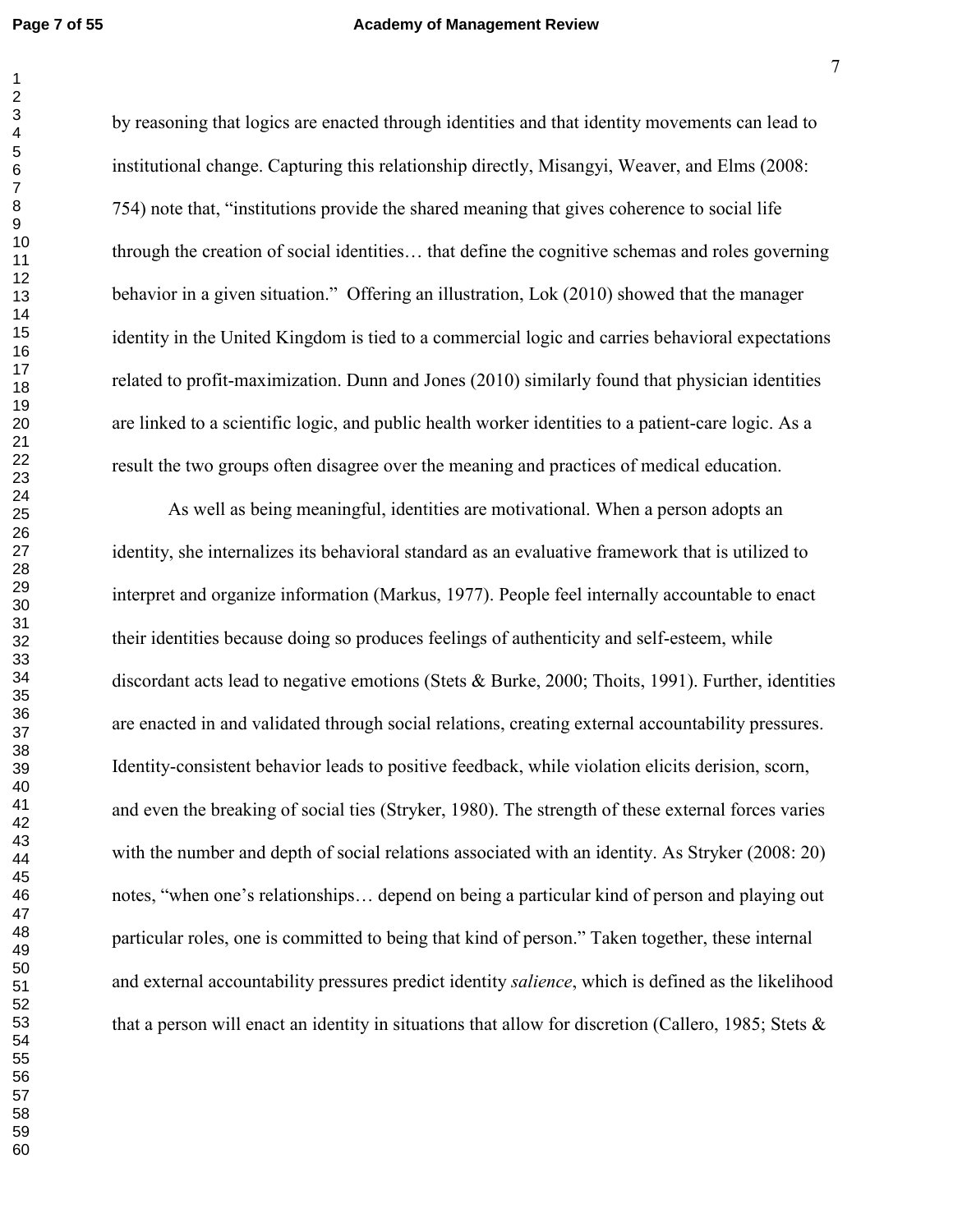by reasoning that logics are enacted through identities and that identity movements can lead to institutional change. Capturing this relationship directly, Misangyi, Weaver, and Elms (2008: 754) note that, "institutions provide the shared meaning that gives coherence to social life through the creation of social identities… that define the cognitive schemas and roles governing behavior in a given situation." Offering an illustration, Lok (2010) showed that the manager identity in the United Kingdom is tied to a commercial logic and carries behavioral expectations related to profit-maximization. Dunn and Jones (2010) similarly found that physician identities are linked to a scientific logic, and public health worker identities to a patient-care logic. As a result the two groups often disagree over the meaning and practices of medical education.

As well as being meaningful, identities are motivational. When a person adopts an identity, she internalizes its behavioral standard as an evaluative framework that is utilized to interpret and organize information (Markus, 1977). People feel internally accountable to enact their identities because doing so produces feelings of authenticity and self-esteem, while discordant acts lead to negative emotions (Stets & Burke, 2000; Thoits, 1991). Further, identities are enacted in and validated through social relations, creating external accountability pressures. Identity-consistent behavior leads to positive feedback, while violation elicits derision, scorn, and even the breaking of social ties (Stryker, 1980). The strength of these external forces varies with the number and depth of social relations associated with an identity. As Stryker (2008: 20) notes, "when one's relationships… depend on being a particular kind of person and playing out particular roles, one is committed to being that kind of person." Taken together, these internal and external accountability pressures predict identity *salience*, which is defined as the likelihood that a person will enact an identity in situations that allow for discretion (Callero, 1985; Stets &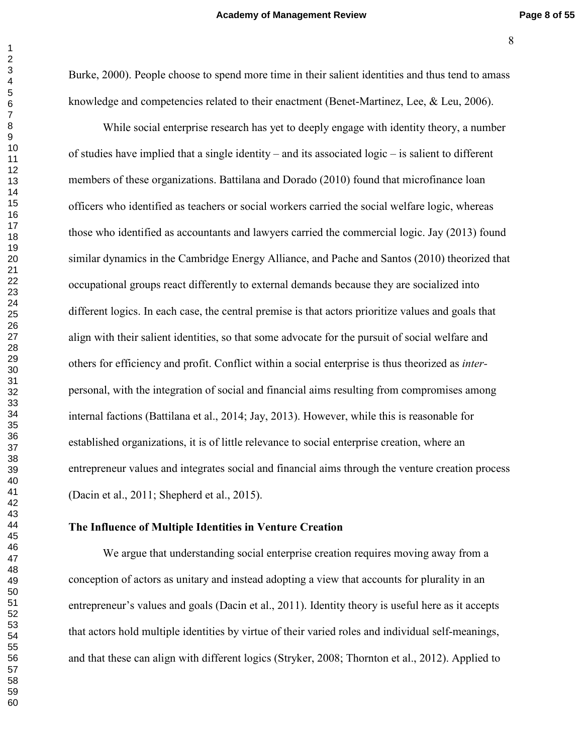Burke, 2000). People choose to spend more time in their salient identities and thus tend to amass knowledge and competencies related to their enactment (Benet-Martinez, Lee, & Leu, 2006).

While social enterprise research has yet to deeply engage with identity theory, a number of studies have implied that a single identity – and its associated logic – is salient to different members of these organizations. Battilana and Dorado (2010) found that microfinance loan officers who identified as teachers or social workers carried the social welfare logic, whereas those who identified as accountants and lawyers carried the commercial logic. Jay (2013) found similar dynamics in the Cambridge Energy Alliance, and Pache and Santos (2010) theorized that occupational groups react differently to external demands because they are socialized into different logics. In each case, the central premise is that actors prioritize values and goals that align with their salient identities, so that some advocate for the pursuit of social welfare and others for efficiency and profit. Conflict within a social enterprise is thus theorized as *inter*-personal, with the integration of social and financial aims resulting from compromises among internal factions (Battilana et al., 2014; Jay, 2013). However, while this is reasonable for established organizations, it is of little relevance to social enterprise creation, where an entrepreneur values and integrates social and financial aims through the venture creation process (Dacin et al., 2011; Shepherd et al., 2015).

**The Influence of Multiple Identities in Venture Creation**

We argue that understanding social enterprise creation requires moving away from a conception of actors as unitary and instead adopting a view that accounts for plurality in an entrepreneur's values and goals (Dacin et al., 2011). Identity theory is useful here as it accepts that actors hold multiple identities by virtue of their varied roles and individual self-meanings, and that these can align with different logics (Stryker, 2008; Thornton et al., 2012). Applied to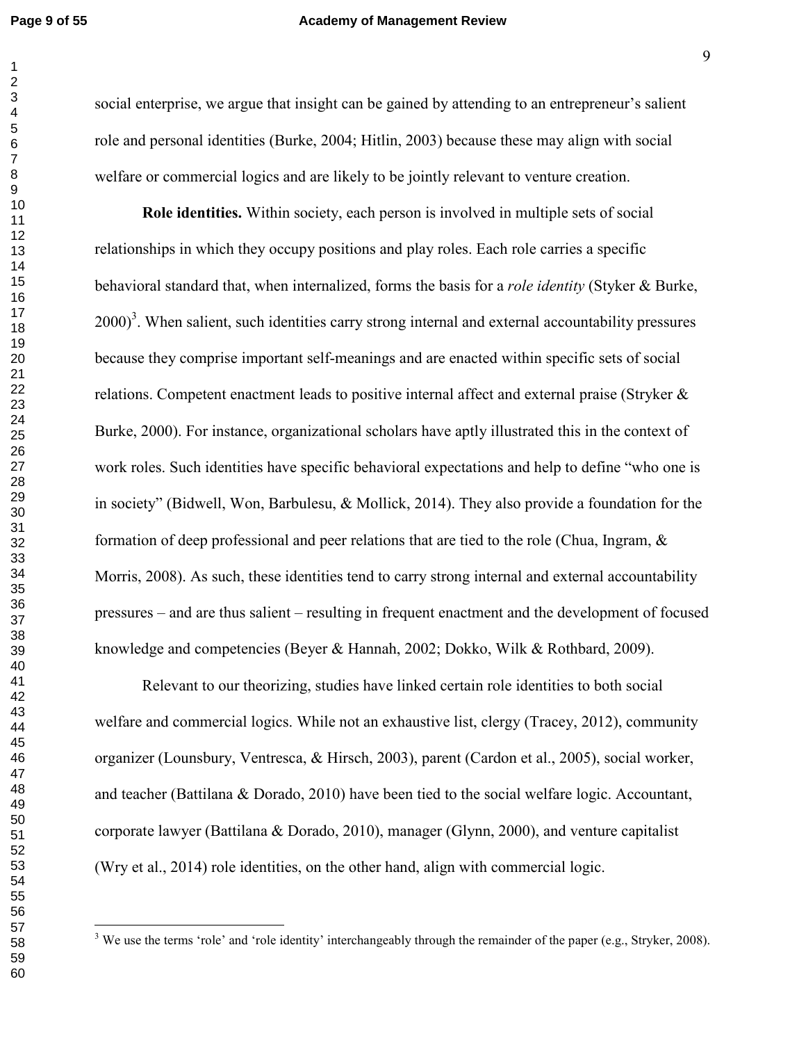social enterprise, we argue that insight can be gained by attending to an entrepreneur's salient role and personal identities (Burke, 2004; Hitlin, 2003) because these may align with social welfare or commercial logics and are likely to be jointly relevant to venture creation.

**Role identities.** Within society, each person is involved in multiple sets of social relationships in which they occupy positions and play roles. Each role carries a specific behavioral standard that, when internalized, forms the basis for a *role identity* (Styker & Burke, 2000)[3]. When salient, such identities carry strong internal and external accountability pressures because they comprise important self-meanings and are enacted within specific sets of social relations. Competent enactment leads to positive internal affect and external praise (Stryker & Burke, 2000). For instance, organizational scholars have aptly illustrated this in the context of work roles. Such identities have specific behavioral expectations and help to define "who one is in society" (Bidwell, Won, Barbulesu, & Mollick, 2014). They also provide a foundation for the formation of deep professional and peer relations that are tied to the role (Chua, Ingram, & Morris, 2008). As such, these identities tend to carry strong internal and external accountability pressures – and are thus salient – resulting in frequent enactment and the development of focused knowledge and competencies (Beyer & Hannah, 2002; Dokko, Wilk & Rothbard, 2009).

Relevant to our theorizing, studies have linked certain role identities to both social welfare and commercial logics. While not an exhaustive list, clergy (Tracey, 2012), community organizer (Lounsbury, Ventresca, & Hirsch, 2003), parent (Cardon et al., 2005), social worker, and teacher (Battilana & Dorado, 2010) have been tied to the social welfare logic. Accountant, corporate lawyer (Battilana & Dorado, 2010), manager (Glynn, 2000), and venture capitalist (Wry et al., 2014) role identities, on the other hand, align with commercial logic.

[3] We use the terms 'role' and 'role identity' interchangeably through the remainder of the paper (e.g., Stryker, 2008).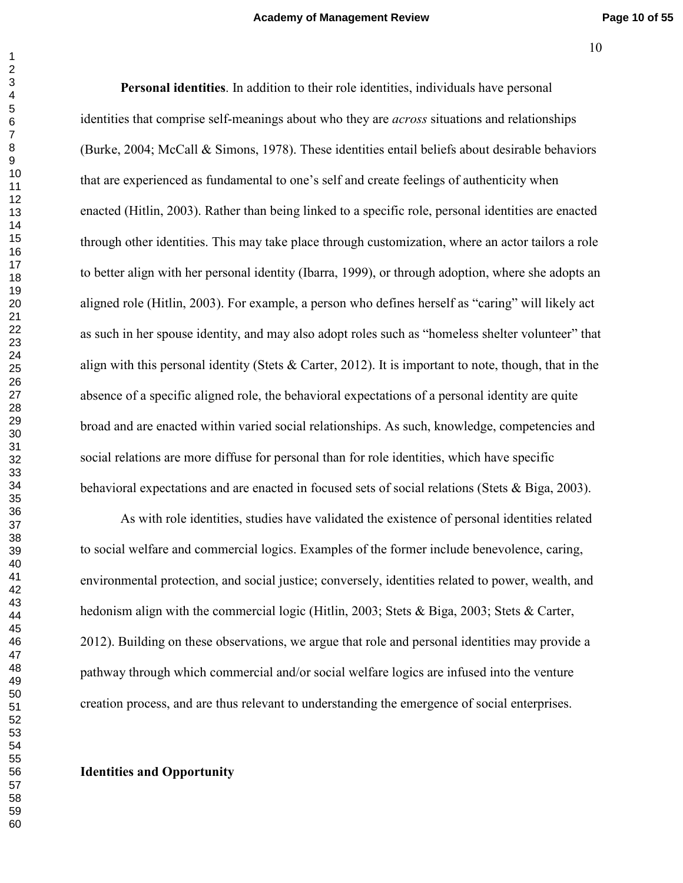**Personal identities**. In addition to their role identities, individuals have personal identities that comprise self-meanings about who they are *across* situations and relationships (Burke, 2004; McCall & Simons, 1978). These identities entail beliefs about desirable behaviors that are experienced as fundamental to one's self and create feelings of authenticity when enacted (Hitlin, 2003). Rather than being linked to a specific role, personal identities are enacted through other identities. This may take place through customization, where an actor tailors a role to better align with her personal identity (Ibarra, 1999), or through adoption, where she adopts an aligned role (Hitlin, 2003). For example, a person who defines herself as "caring" will likely act as such in her spouse identity, and may also adopt roles such as "homeless shelter volunteer" that align with this personal identity (Stets & Carter, 2012). It is important to note, though, that in the absence of a specific aligned role, the behavioral expectations of a personal identity are quite broad and are enacted within varied social relationships. As such, knowledge, competencies and social relations are more diffuse for personal than for role identities, which have specific behavioral expectations and are enacted in focused sets of social relations (Stets & Biga, 2003).

As with role identities, studies have validated the existence of personal identities related to social welfare and commercial logics. Examples of the former include benevolence, caring, environmental protection, and social justice; conversely, identities related to power, wealth, and hedonism align with the commercial logic (Hitlin, 2003; Stets & Biga, 2003; Stets & Carter, 2012). Building on these observations, we argue that role and personal identities may provide a pathway through which commercial and/or social welfare logics are infused into the venture creation process, and are thus relevant to understanding the emergence of social enterprises.

## Identities and Opportunity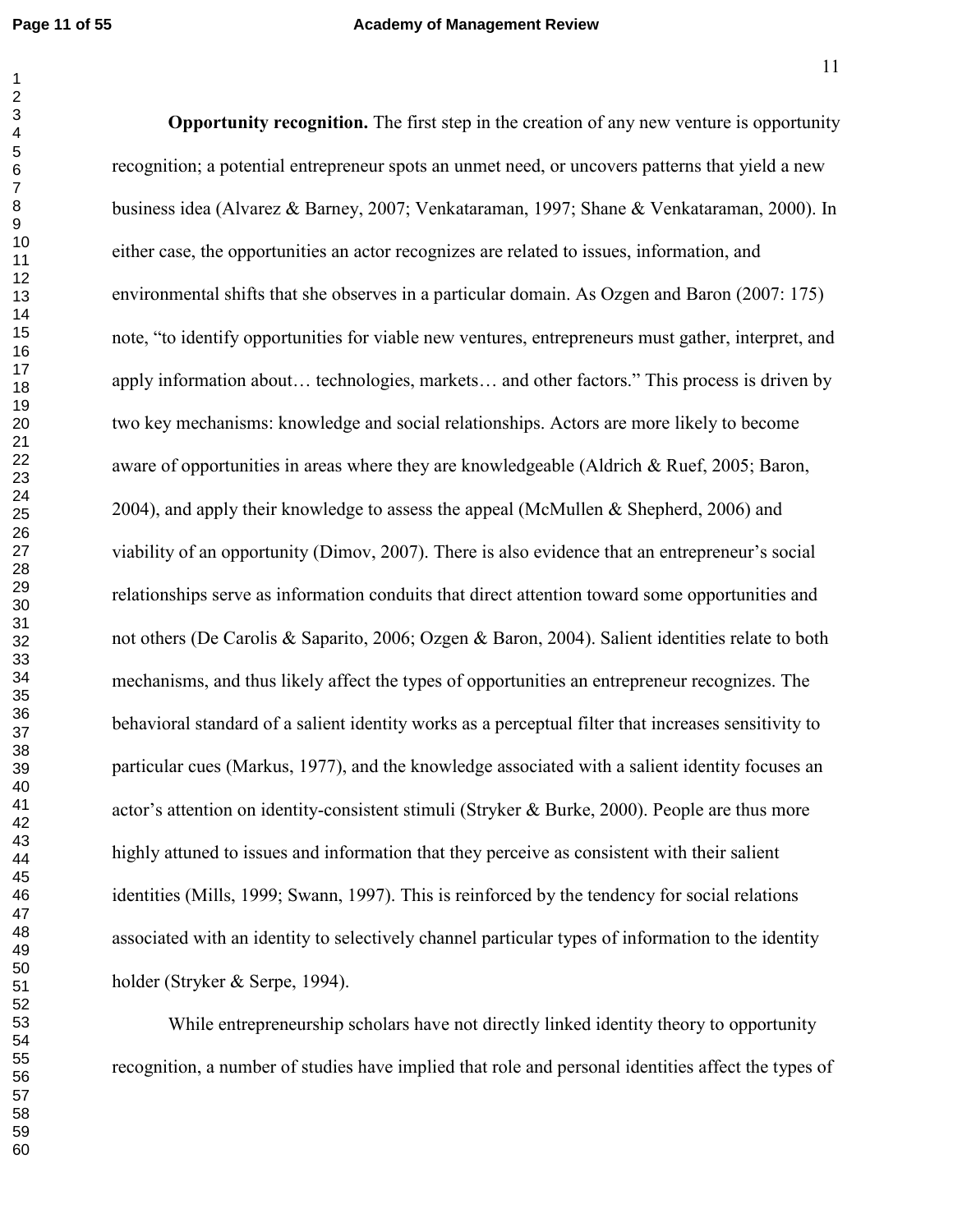**Opportunity recognition.** The first step in the creation of any new venture is opportunity recognition; a potential entrepreneur spots an unmet need, or uncovers patterns that yield a new business idea (Alvarez & Barney, 2007; Venkataraman, 1997; Shane & Venkataraman, 2000). In either case, the opportunities an actor recognizes are related to issues, information, and environmental shifts that she observes in a particular domain. As Ozgen and Baron (2007: 175) note, "to identify opportunities for viable new ventures, entrepreneurs must gather, interpret, and apply information about… technologies, markets… and other factors." This process is driven by two key mechanisms: knowledge and social relationships. Actors are more likely to become aware of opportunities in areas where they are knowledgeable (Aldrich & Ruef, 2005; Baron, 2004), and apply their knowledge to assess the appeal (McMullen & Shepherd, 2006) and viability of an opportunity (Dimov, 2007). There is also evidence that an entrepreneur's social relationships serve as information conduits that direct attention toward some opportunities and not others (De Carolis & Saparito, 2006; Ozgen & Baron, 2004). Salient identities relate to both mechanisms, and thus likely affect the types of opportunities an entrepreneur recognizes. The behavioral standard of a salient identity works as a perceptual filter that increases sensitivity to particular cues (Markus, 1977), and the knowledge associated with a salient identity focuses an actor's attention on identity-consistent stimuli (Stryker & Burke, 2000). People are thus more highly attuned to issues and information that they perceive as consistent with their salient identities (Mills, 1999; Swann, 1997). This is reinforced by the tendency for social relations associated with an identity to selectively channel particular types of information to the identity holder (Stryker & Serpe, 1994).

While entrepreneurship scholars have not directly linked identity theory to opportunity recognition, a number of studies have implied that role and personal identities affect the types of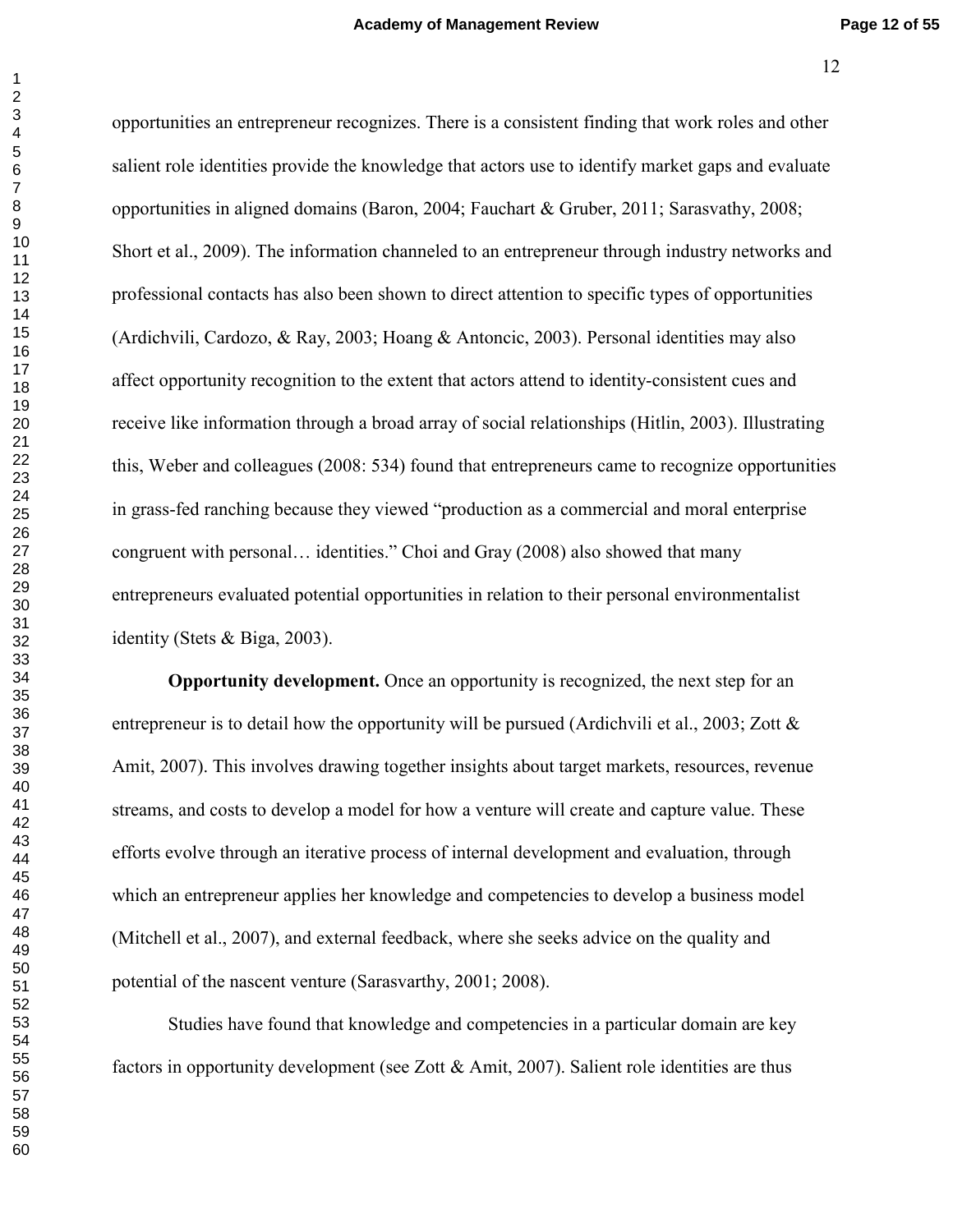opportunities an entrepreneur recognizes. There is a consistent finding that work roles and other salient role identities provide the knowledge that actors use to identify market gaps and evaluate opportunities in aligned domains (Baron, 2004; Fauchart & Gruber, 2011; Sarasvathy, 2008; Short et al., 2009). The information channeled to an entrepreneur through industry networks and professional contacts has also been shown to direct attention to specific types of opportunities (Ardichvili, Cardozo, & Ray, 2003; Hoang & Antoncic, 2003). Personal identities may also affect opportunity recognition to the extent that actors attend to identity-consistent cues and receive like information through a broad array of social relationships (Hitlin, 2003). Illustrating this, Weber and colleagues (2008: 534) found that entrepreneurs came to recognize opportunities in grass-fed ranching because they viewed "production as a commercial and moral enterprise congruent with personal… identities." Choi and Gray (2008) also showed that many entrepreneurs evaluated potential opportunities in relation to their personal environmentalist identity (Stets & Biga, 2003).

**Opportunity development.** Once an opportunity is recognized, the next step for an entrepreneur is to detail how the opportunity will be pursued (Ardichvili et al., 2003; Zott & Amit, 2007). This involves drawing together insights about target markets, resources, revenue streams, and costs to develop a model for how a venture will create and capture value. These efforts evolve through an iterative process of internal development and evaluation, through which an entrepreneur applies her knowledge and competencies to develop a business model (Mitchell et al., 2007), and external feedback, where she seeks advice on the quality and potential of the nascent venture (Sarasvathy, 2001; 2008).

Studies have found that knowledge and competencies in a particular domain are key factors in opportunity development (see Zott & Amit, 2007). Salient role identities are thus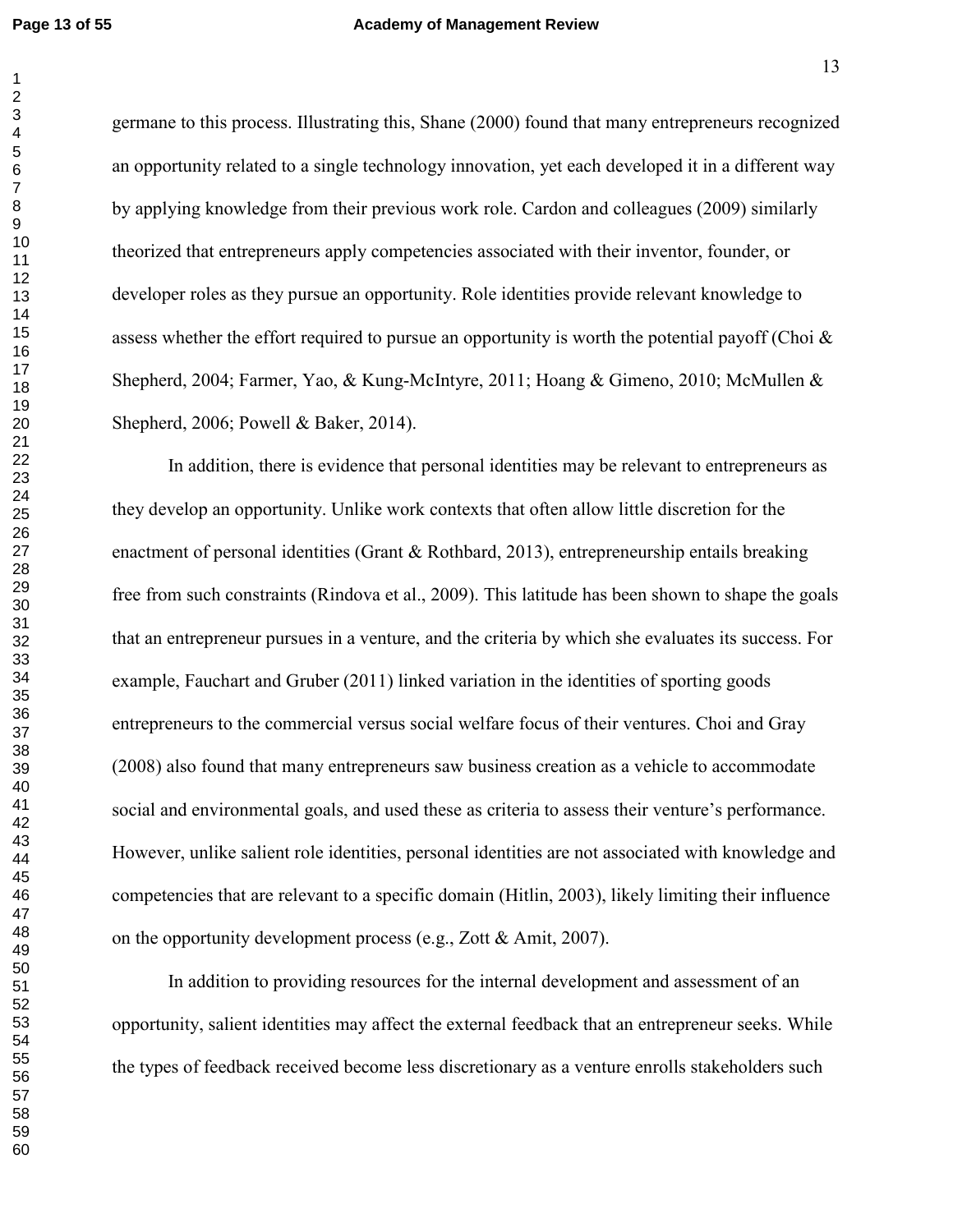germane to this process. Illustrating this, Shane (2000) found that many entrepreneurs recognized an opportunity related to a single technology innovation, yet each developed it in a different way by applying knowledge from their previous work role. Cardon and colleagues (2009) similarly theorized that entrepreneurs apply competencies associated with their inventor, founder, or developer roles as they pursue an opportunity. Role identities provide relevant knowledge to assess whether the effort required to pursue an opportunity is worth the potential payoff (Choi & Shepherd, 2004; Farmer, Yao, & Kung-McIntyre, 2011; Hoang & Gimeno, 2010; McMullen & Shepherd, 2006; Powell & Baker, 2014).

In addition, there is evidence that personal identities may be relevant to entrepreneurs as they develop an opportunity. Unlike work contexts that often allow little discretion for the enactment of personal identities (Grant & Rothbard, 2013), entrepreneurship entails breaking free from such constraints (Rindova et al., 2009). This latitude has been shown to shape the goals that an entrepreneur pursues in a venture, and the criteria by which she evaluates its success. For example, Fauchart and Gruber (2011) linked variation in the identities of sporting goods entrepreneurs to the commercial versus social welfare focus of their ventures. Choi and Gray (2008) also found that many entrepreneurs saw business creation as a vehicle to accommodate social and environmental goals, and used these as criteria to assess their venture's performance. However, unlike salient role identities, personal identities are not associated with knowledge and competencies that are relevant to a specific domain (Hitlin, 2003), likely limiting their influence on the opportunity development process (e.g., Zott & Amit, 2007).

In addition to providing resources for the internal development and assessment of an opportunity, salient identities may affect the external feedback that an entrepreneur seeks. While the types of feedback received become less discretionary as a venture enrolls stakeholders such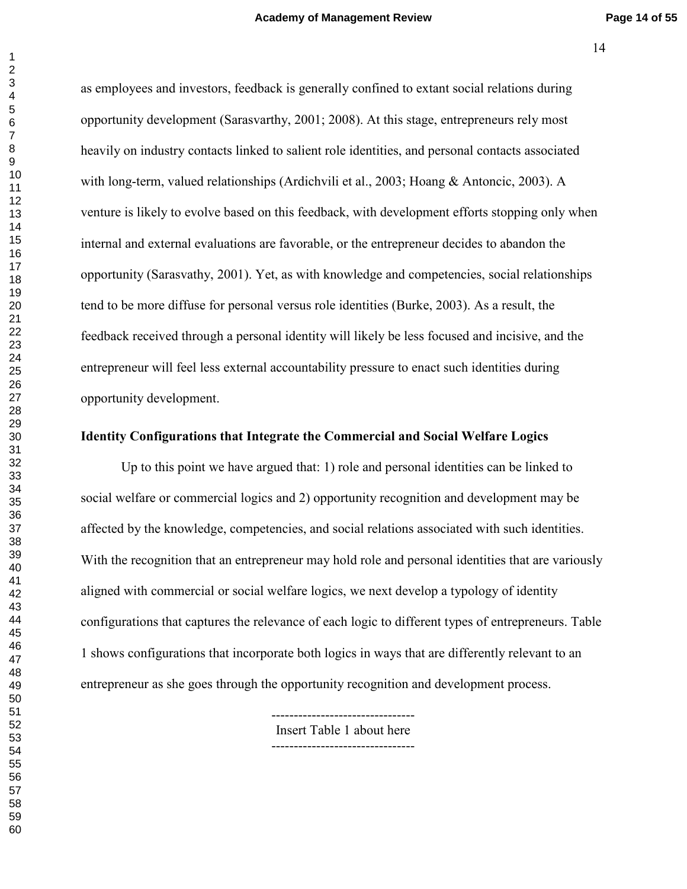as employees and investors, feedback is generally confined to extant social relations during opportunity development (Sarasvarthy, 2001; 2008). At this stage, entrepreneurs rely most heavily on industry contacts linked to salient role identities, and personal contacts associated with long-term, valued relationships (Ardichvili et al., 2003; Hoang & Antoncic, 2003). A venture is likely to evolve based on this feedback, with development efforts stopping only when internal and external evaluations are favorable, or the entrepreneur decides to abandon the opportunity (Sarasvathy, 2001). Yet, as with knowledge and competencies, social relationships tend to be more diffuse for personal versus role identities (Burke, 2003). As a result, the feedback received through a personal identity will likely be less focused and incisive, and the entrepreneur will feel less external accountability pressure to enact such identities during opportunity development.

**Identity Configurations that Integrate the Commercial and Social Welfare Logics**

Up to this point we have argued that: 1) role and personal identities can be linked to social welfare or commercial logics and 2) opportunity recognition and development may be affected by the knowledge, competencies, and social relations associated with such identities. With the recognition that an entrepreneur may hold role and personal identities that are variously aligned with commercial or social welfare logics, we next develop a typology of identity configurations that captures the relevance of each logic to different types of entrepreneurs. Table 1 shows configurations that incorporate both logics in ways that are differently relevant to an entrepreneur as she goes through the opportunity recognition and development process.

--------------------------------
Insert Table 1 about here
--------------------------------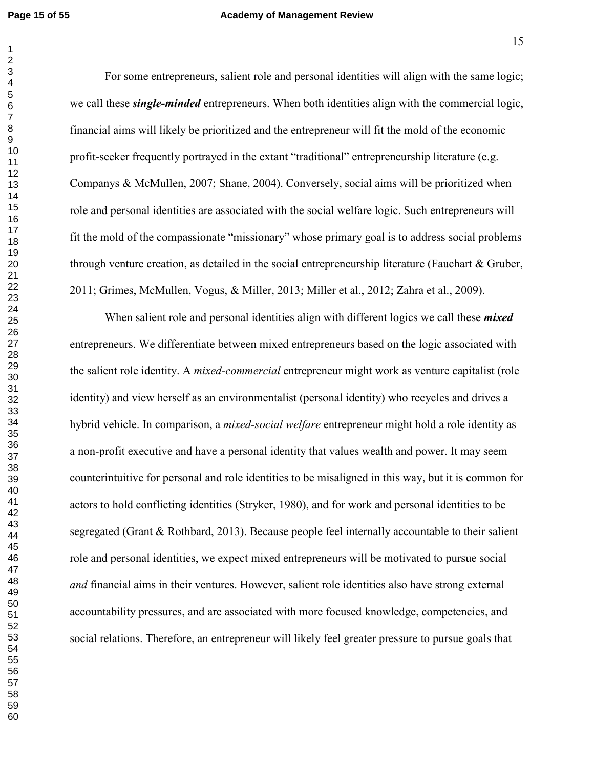For some entrepreneurs, salient role and personal identities will align with the same logic; we call these ***single-minded*** entrepreneurs. When both identities align with the commercial logic, financial aims will likely be prioritized and the entrepreneur will fit the mold of the economic profit-seeker frequently portrayed in the extant "traditional" entrepreneurship literature (e.g. Companys & McMullen, 2007; Shane, 2004). Conversely, social aims will be prioritized when role and personal identities are associated with the social welfare logic. Such entrepreneurs will fit the mold of the compassionate "missionary" whose primary goal is to address social problems through venture creation, as detailed in the social entrepreneurship literature (Fauchart & Gruber, 2011; Grimes, McMullen, Vogus, & Miller, 2013; Miller et al., 2012; Zahra et al., 2009).

When salient role and personal identities align with different logics we call these ***mixed*** entrepreneurs. We differentiate between mixed entrepreneurs based on the logic associated with the salient role identity. A *mixed-commercial* entrepreneur might work as venture capitalist (role identity) and view herself as an environmentalist (personal identity) who recycles and drives a hybrid vehicle. In comparison, a *mixed-social welfare* entrepreneur might hold a role identity as a non-profit executive and have a personal identity that values wealth and power. It may seem counterintuitive for personal and role identities to be misaligned in this way, but it is common for actors to hold conflicting identities (Stryker, 1980), and for work and personal identities to be segregated (Grant & Rothbard, 2013). Because people feel internally accountable to their salient role and personal identities, we expect mixed entrepreneurs will be motivated to pursue social *and* financial aims in their ventures. However, salient role identities also have strong external accountability pressures, and are associated with more focused knowledge, competencies, and social relations. Therefore, an entrepreneur will likely feel greater pressure to pursue goals that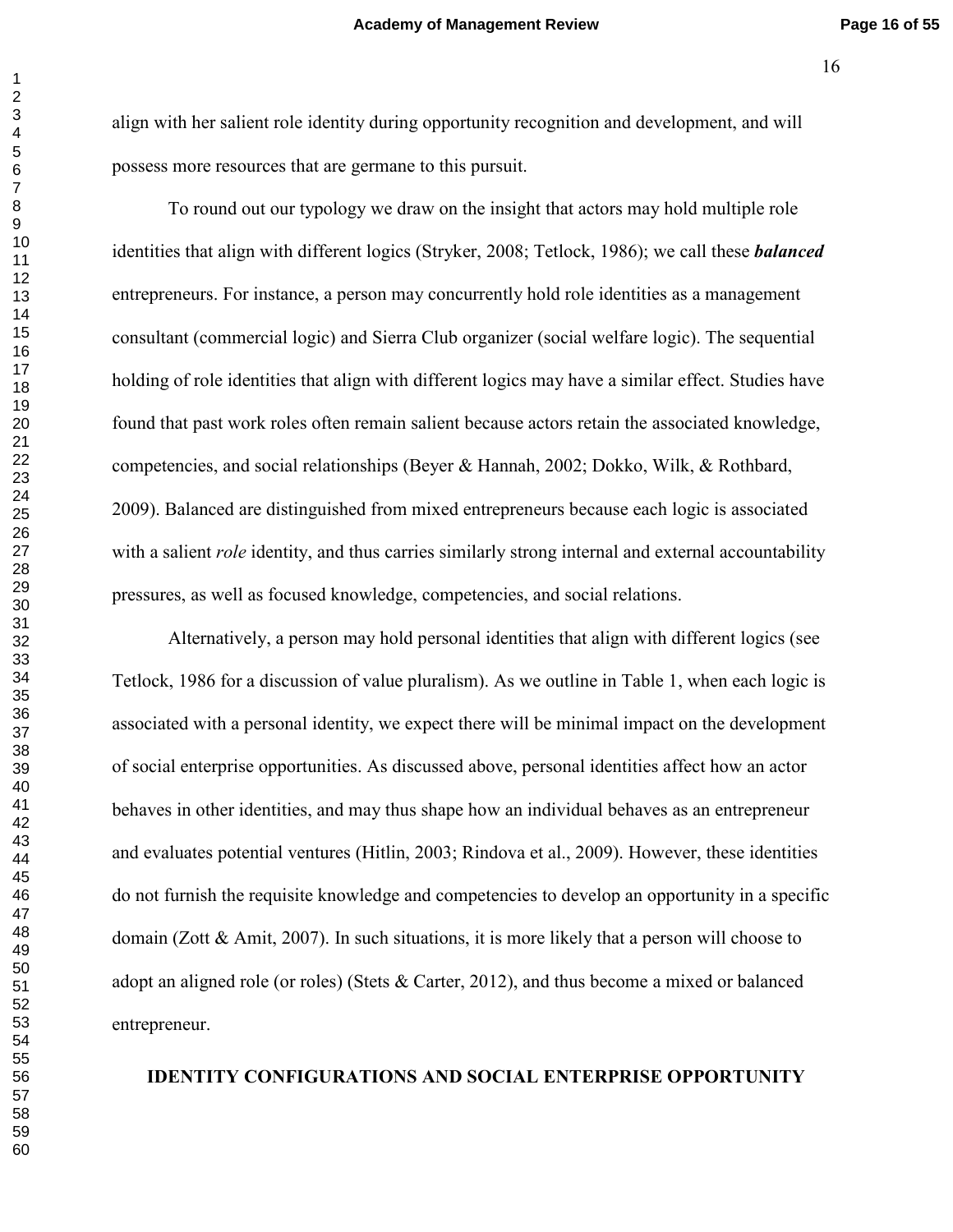align with her salient role identity during opportunity recognition and development, and will possess more resources that are germane to this pursuit.

To round out our typology we draw on the insight that actors may hold multiple role identities that align with different logics (Stryker, 2008; Tetlock, 1986); we call these ***balanced*** entrepreneurs. For instance, a person may concurrently hold role identities as a management consultant (commercial logic) and Sierra Club organizer (social welfare logic). The sequential holding of role identities that align with different logics may have a similar effect. Studies have found that past work roles often remain salient because actors retain the associated knowledge, competencies, and social relationships (Beyer & Hannah, 2002; Dokko, Wilk, & Rothbard, 2009). Balanced are distinguished from mixed entrepreneurs because each logic is associated with a salient *role* identity, and thus carries similarly strong internal and external accountability pressures, as well as focused knowledge, competencies, and social relations.

Alternatively, a person may hold personal identities that align with different logics (see Tetlock, 1986 for a discussion of value pluralism). As we outline in Table 1, when each logic is associated with a personal identity, we expect there will be minimal impact on the development of social enterprise opportunities. As discussed above, personal identities affect how an actor behaves in other identities, and may thus shape how an individual behaves as an entrepreneur and evaluates potential ventures (Hitlin, 2003; Rindova et al., 2009). However, these identities do not furnish the requisite knowledge and competencies to develop an opportunity in a specific domain (Zott & Amit, 2007). In such situations, it is more likely that a person will choose to adopt an aligned role (or roles) (Stets & Carter, 2012), and thus become a mixed or balanced entrepreneur.

## IDENTITY CONFIGURATIONS AND SOCIAL ENTERPRISE OPPORTUNITY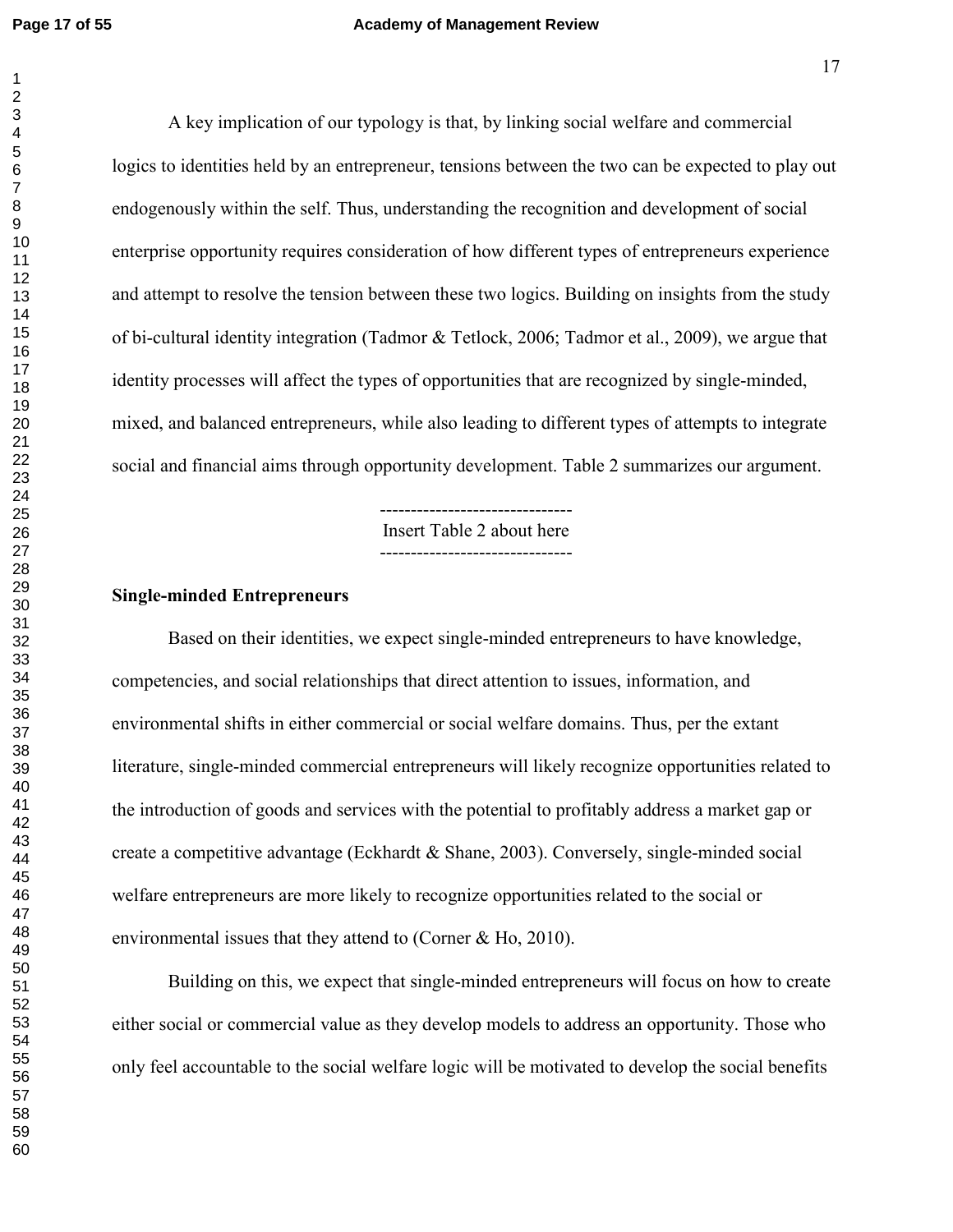A key implication of our typology is that, by linking social welfare and commercial logics to identities held by an entrepreneur, tensions between the two can be expected to play out endogenously within the self. Thus, understanding the recognition and development of social enterprise opportunity requires consideration of how different types of entrepreneurs experience and attempt to resolve the tension between these two logics. Building on insights from the study of bi-cultural identity integration (Tadmor & Tetlock, 2006; Tadmor et al., 2009), we argue that identity processes will affect the types of opportunities that are recognized by single-minded, mixed, and balanced entrepreneurs, while also leading to different types of attempts to integrate social and financial aims through opportunity development. Table 2 summarizes our argument.

-------------------------------
Insert Table 2 about here
-------------------------------

**Single-minded Entrepreneurs**

Based on their identities, we expect single-minded entrepreneurs to have knowledge, competencies, and social relationships that direct attention to issues, information, and environmental shifts in either commercial or social welfare domains. Thus, per the extant literature, single-minded commercial entrepreneurs will likely recognize opportunities related to the introduction of goods and services with the potential to profitably address a market gap or create a competitive advantage (Eckhardt & Shane, 2003). Conversely, single-minded social welfare entrepreneurs are more likely to recognize opportunities related to the social or environmental issues that they attend to (Corner & Ho, 2010).

Building on this, we expect that single-minded entrepreneurs will focus on how to create either social or commercial value as they develop models to address an opportunity. Those who only feel accountable to the social welfare logic will be motivated to develop the social benefits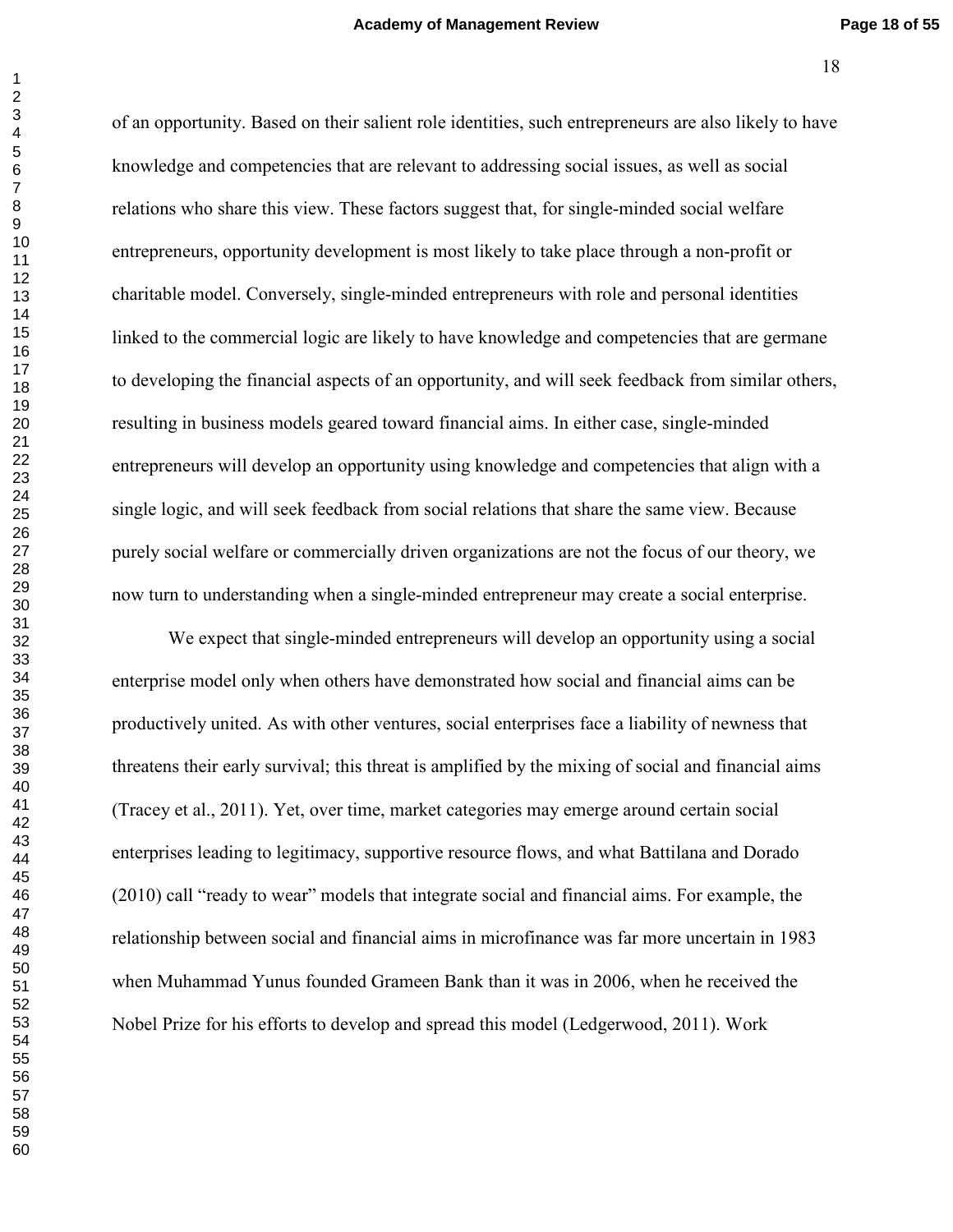of an opportunity. Based on their salient role identities, such entrepreneurs are also likely to have knowledge and competencies that are relevant to addressing social issues, as well as social relations who share this view. These factors suggest that, for single-minded social welfare entrepreneurs, opportunity development is most likely to take place through a non-profit or charitable model. Conversely, single-minded entrepreneurs with role and personal identities linked to the commercial logic are likely to have knowledge and competencies that are germane to developing the financial aspects of an opportunity, and will seek feedback from similar others, resulting in business models geared toward financial aims. In either case, single-minded entrepreneurs will develop an opportunity using knowledge and competencies that align with a single logic, and will seek feedback from social relations that share the same view. Because purely social welfare or commercially driven organizations are not the focus of our theory, we now turn to understanding when a single-minded entrepreneur may create a social enterprise.

We expect that single-minded entrepreneurs will develop an opportunity using a social enterprise model only when others have demonstrated how social and financial aims can be productively united. As with other ventures, social enterprises face a liability of newness that threatens their early survival; this threat is amplified by the mixing of social and financial aims (Tracey et al., 2011). Yet, over time, market categories may emerge around certain social enterprises leading to legitimacy, supportive resource flows, and what Battilana and Dorado (2010) call "ready to wear" models that integrate social and financial aims. For example, the relationship between social and financial aims in microfinance was far more uncertain in 1983 when Muhammad Yunus founded Grameen Bank than it was in 2006, when he received the Nobel Prize for his efforts to develop and spread this model (Ledgerwood, 2011). Work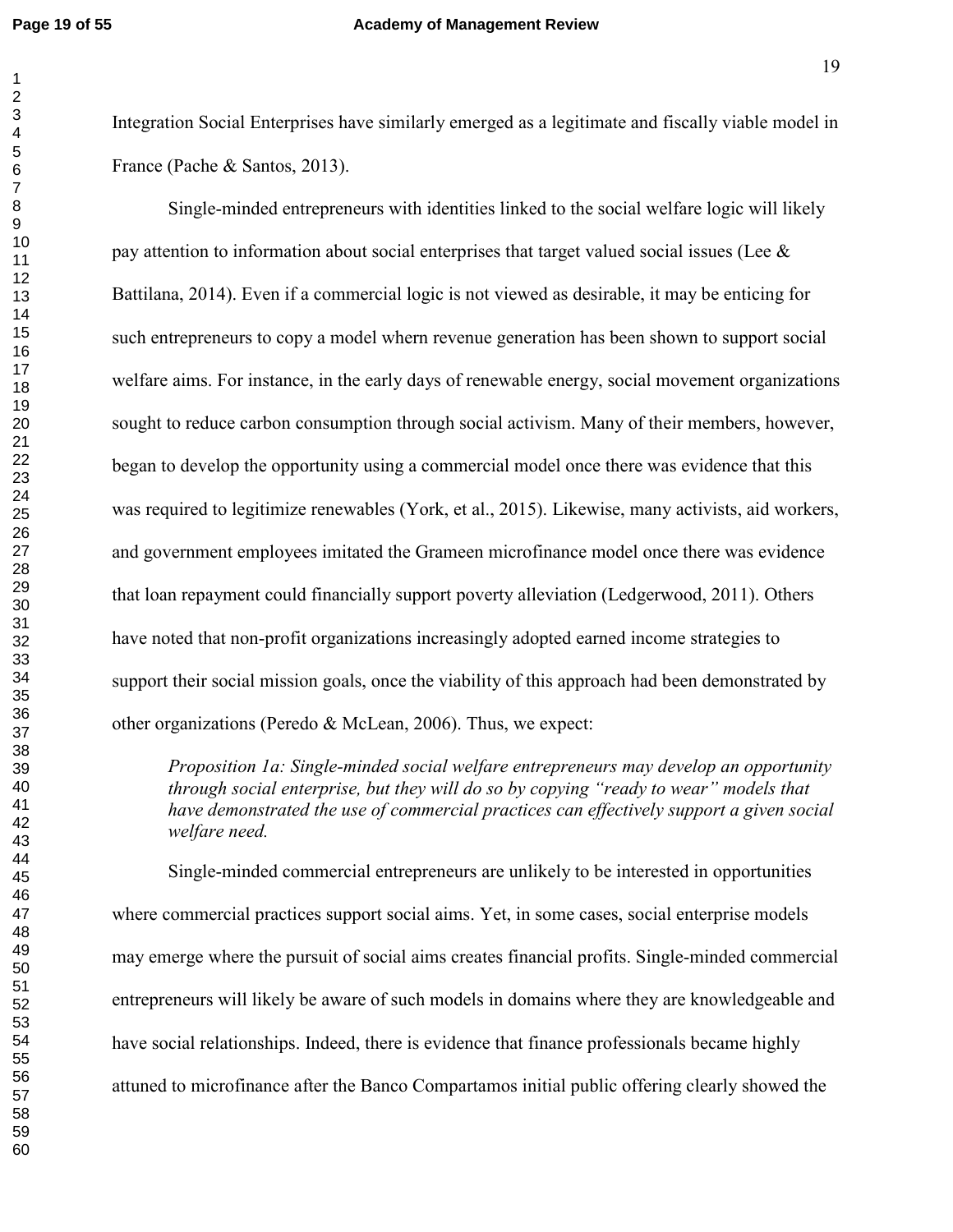Integration Social Enterprises have similarly emerged as a legitimate and fiscally viable model in France (Pache & Santos, 2013).

Single-minded entrepreneurs with identities linked to the social welfare logic will likely pay attention to information about social enterprises that target valued social issues (Lee & Battilana, 2014). Even if a commercial logic is not viewed as desirable, it may be enticing for such entrepreneurs to copy a model whern revenue generation has been shown to support social welfare aims. For instance, in the early days of renewable energy, social movement organizations sought to reduce carbon consumption through social activism. Many of their members, however, began to develop the opportunity using a commercial model once there was evidence that this was required to legitimize renewables (York, et al., 2015). Likewise, many activists, aid workers, and government employees imitated the Grameen microfinance model once there was evidence that loan repayment could financially support poverty alleviation (Ledgerwood, 2011). Others have noted that non-profit organizations increasingly adopted earned income strategies to support their social mission goals, once the viability of this approach had been demonstrated by other organizations (Peredo & McLean, 2006). Thus, we expect:

*Proposition 1a: Single-minded social welfare entrepreneurs may develop an opportunity through social enterprise, but they will do so by copying "ready to wear" models that have demonstrated the use of commercial practices can effectively support a given social welfare need.*

Single-minded commercial entrepreneurs are unlikely to be interested in opportunities where commercial practices support social aims. Yet, in some cases, social enterprise models may emerge where the pursuit of social aims creates financial profits. Single-minded commercial entrepreneurs will likely be aware of such models in domains where they are knowledgeable and have social relationships. Indeed, there is evidence that finance professionals became highly attuned to microfinance after the Banco Compartamos initial public offering clearly showed the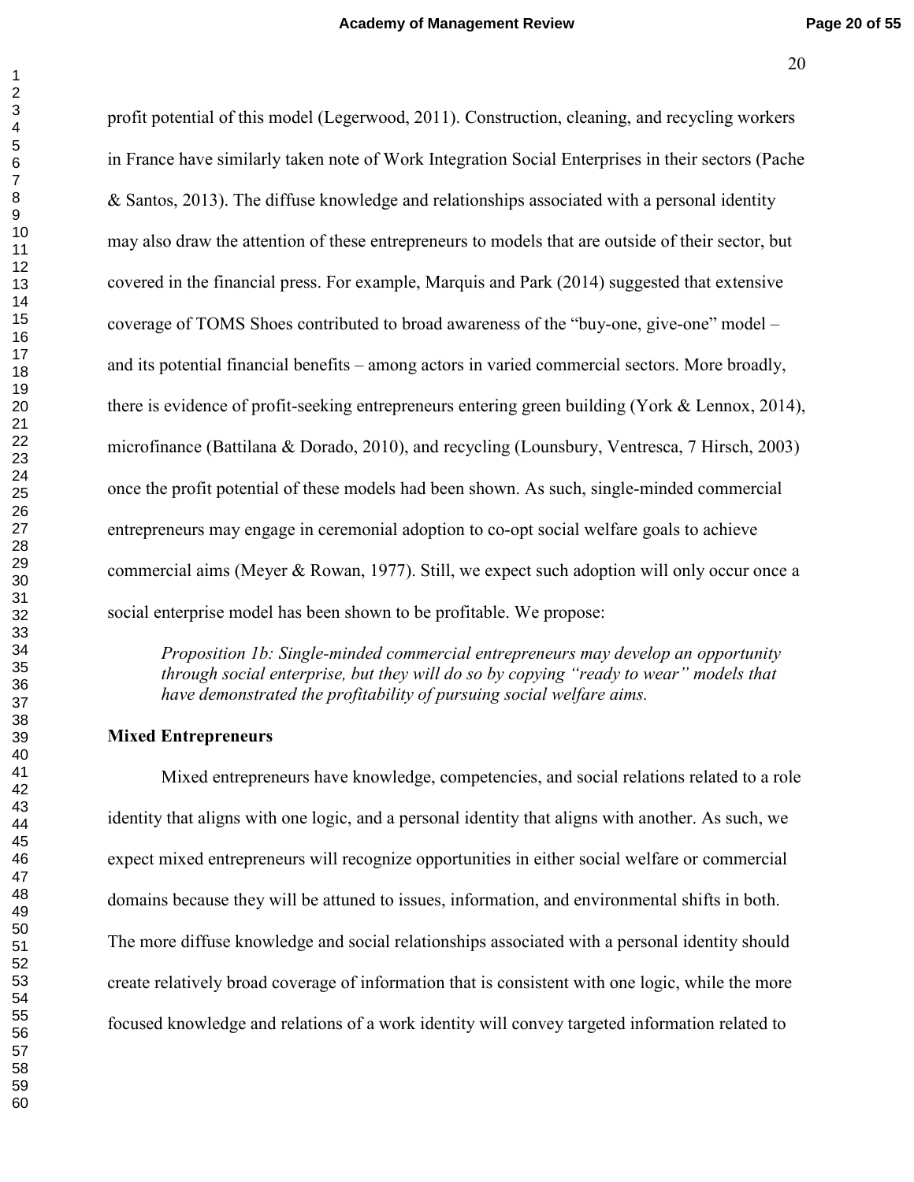profit potential of this model (Legerwood, 2011). Construction, cleaning, and recycling workers in France have similarly taken note of Work Integration Social Enterprises in their sectors (Pache & Santos, 2013). The diffuse knowledge and relationships associated with a personal identity may also draw the attention of these entrepreneurs to models that are outside of their sector, but covered in the financial press. For example, Marquis and Park (2014) suggested that extensive coverage of TOMS Shoes contributed to broad awareness of the "buy-one, give-one" model – and its potential financial benefits – among actors in varied commercial sectors. More broadly, there is evidence of profit-seeking entrepreneurs entering green building (York & Lennox, 2014), microfinance (Battilana & Dorado, 2010), and recycling (Lounsbury, Ventresca, 7 Hirsch, 2003) once the profit potential of these models had been shown. As such, single-minded commercial entrepreneurs may engage in ceremonial adoption to co-opt social welfare goals to achieve commercial aims (Meyer & Rowan, 1977). Still, we expect such adoption will only occur once a social enterprise model has been shown to be profitable. We propose:

> *Proposition 1b: Single-minded commercial entrepreneurs may develop an opportunity through social enterprise, but they will do so by copying "ready to wear" models that have demonstrated the profitability of pursuing social welfare aims.*

**Mixed Entrepreneurs**

Mixed entrepreneurs have knowledge, competencies, and social relations related to a role identity that aligns with one logic, and a personal identity that aligns with another. As such, we expect mixed entrepreneurs will recognize opportunities in either social welfare or commercial domains because they will be attuned to issues, information, and environmental shifts in both. The more diffuse knowledge and social relationships associated with a personal identity should create relatively broad coverage of information that is consistent with one logic, while the more focused knowledge and relations of a work identity will convey targeted information related to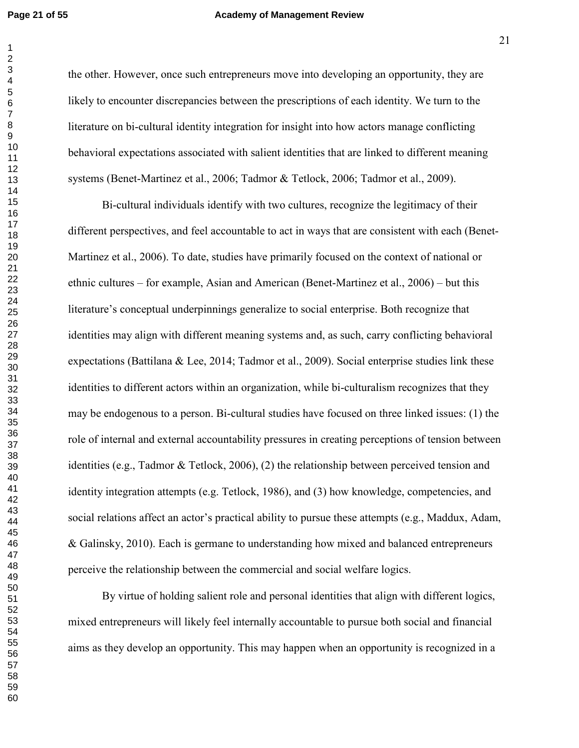the other. However, once such entrepreneurs move into developing an opportunity, they are likely to encounter discrepancies between the prescriptions of each identity. We turn to the literature on bi-cultural identity integration for insight into how actors manage conflicting behavioral expectations associated with salient identities that are linked to different meaning systems (Benet-Martinez et al., 2006; Tadmor & Tetlock, 2006; Tadmor et al., 2009).

Bi-cultural individuals identify with two cultures, recognize the legitimacy of their different perspectives, and feel accountable to act in ways that are consistent with each (Benet-Martinez et al., 2006). To date, studies have primarily focused on the context of national or ethnic cultures – for example, Asian and American (Benet-Martinez et al., 2006) – but this literature's conceptual underpinnings generalize to social enterprise. Both recognize that identities may align with different meaning systems and, as such, carry conflicting behavioral expectations (Battilana & Lee, 2014; Tadmor et al., 2009). Social enterprise studies link these identities to different actors within an organization, while bi-culturalism recognizes that they may be endogenous to a person. Bi-cultural studies have focused on three linked issues: (1) the role of internal and external accountability pressures in creating perceptions of tension between identities (e.g., Tadmor & Tetlock, 2006), (2) the relationship between perceived tension and identity integration attempts (e.g. Tetlock, 1986), and (3) how knowledge, competencies, and social relations affect an actor's practical ability to pursue these attempts (e.g., Maddux, Adam, & Galinsky, 2010). Each is germane to understanding how mixed and balanced entrepreneurs perceive the relationship between the commercial and social welfare logics.

By virtue of holding salient role and personal identities that align with different logics, mixed entrepreneurs will likely feel internally accountable to pursue both social and financial aims as they develop an opportunity. This may happen when an opportunity is recognized in a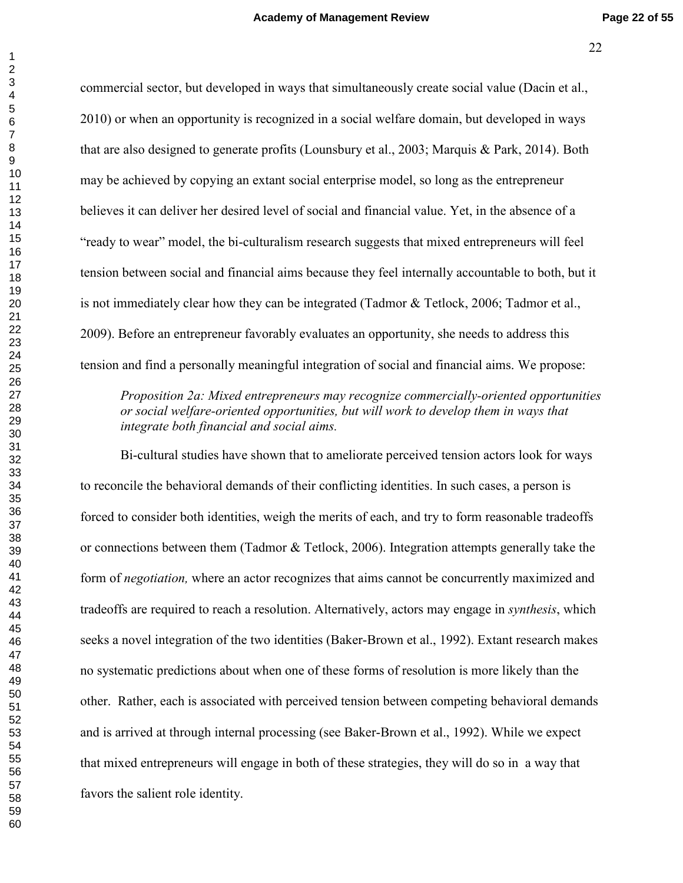commercial sector, but developed in ways that simultaneously create social value (Dacin et al., 2010) or when an opportunity is recognized in a social welfare domain, but developed in ways that are also designed to generate profits (Lounsbury et al., 2003; Marquis & Park, 2014). Both may be achieved by copying an extant social enterprise model, so long as the entrepreneur believes it can deliver her desired level of social and financial value. Yet, in the absence of a "ready to wear" model, the bi-culturalism research suggests that mixed entrepreneurs will feel tension between social and financial aims because they feel internally accountable to both, but it is not immediately clear how they can be integrated (Tadmor & Tetlock, 2006; Tadmor et al., 2009). Before an entrepreneur favorably evaluates an opportunity, she needs to address this tension and find a personally meaningful integration of social and financial aims. We propose:

> *Proposition 2a: Mixed entrepreneurs may recognize commercially-oriented opportunities or social welfare-oriented opportunities, but will work to develop them in ways that integrate both financial and social aims.*

Bi-cultural studies have shown that to ameliorate perceived tension actors look for ways to reconcile the behavioral demands of their conflicting identities. In such cases, a person is forced to consider both identities, weigh the merits of each, and try to form reasonable tradeoffs or connections between them (Tadmor & Tetlock, 2006). Integration attempts generally take the form of *negotiation,* where an actor recognizes that aims cannot be concurrently maximized and tradeoffs are required to reach a resolution. Alternatively, actors may engage in *synthesis*, which seeks a novel integration of the two identities (Baker-Brown et al., 1992). Extant research makes no systematic predictions about when one of these forms of resolution is more likely than the other. Rather, each is associated with perceived tension between competing behavioral demands and is arrived at through internal processing (see Baker-Brown et al., 1992). While we expect that mixed entrepreneurs will engage in both of these strategies, they will do so in a way that favors the salient role identity.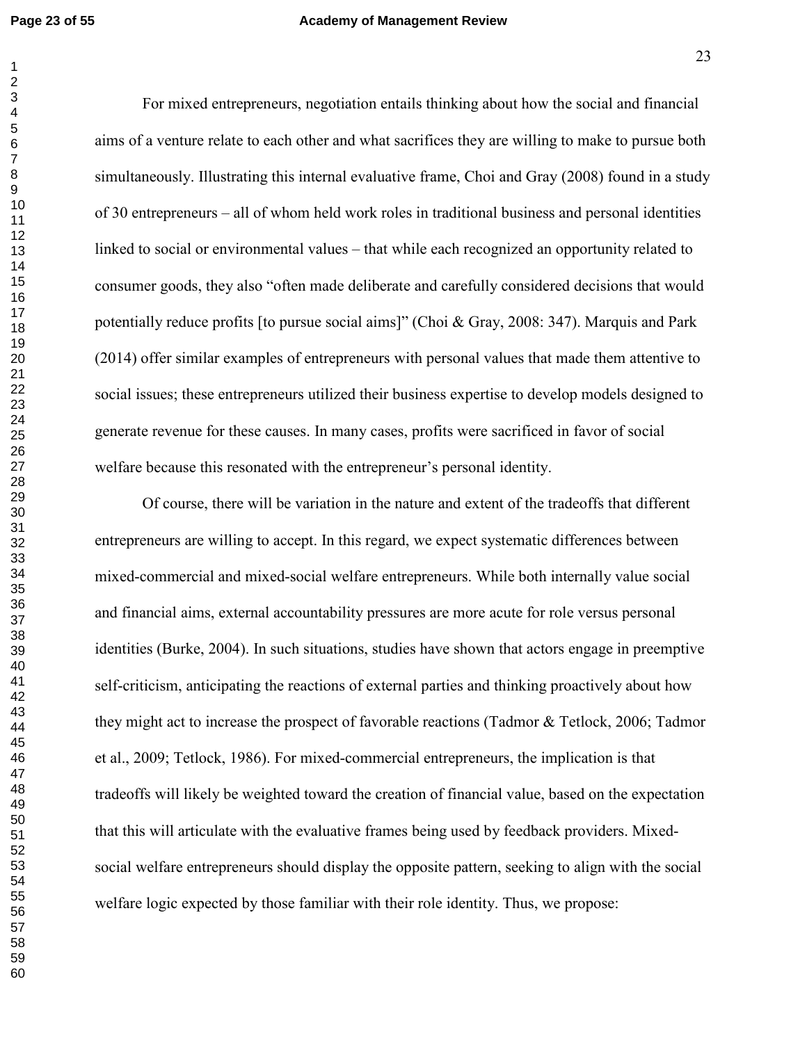For mixed entrepreneurs, negotiation entails thinking about how the social and financial aims of a venture relate to each other and what sacrifices they are willing to make to pursue both simultaneously. Illustrating this internal evaluative frame, Choi and Gray (2008) found in a study of 30 entrepreneurs – all of whom held work roles in traditional business and personal identities linked to social or environmental values – that while each recognized an opportunity related to consumer goods, they also "often made deliberate and carefully considered decisions that would potentially reduce profits [to pursue social aims]" (Choi & Gray, 2008: 347). Marquis and Park (2014) offer similar examples of entrepreneurs with personal values that made them attentive to social issues; these entrepreneurs utilized their business expertise to develop models designed to generate revenue for these causes. In many cases, profits were sacrificed in favor of social welfare because this resonated with the entrepreneur's personal identity.

Of course, there will be variation in the nature and extent of the tradeoffs that different entrepreneurs are willing to accept. In this regard, we expect systematic differences between mixed-commercial and mixed-social welfare entrepreneurs. While both internally value social and financial aims, external accountability pressures are more acute for role versus personal identities (Burke, 2004). In such situations, studies have shown that actors engage in preemptive self-criticism, anticipating the reactions of external parties and thinking proactively about how they might act to increase the prospect of favorable reactions (Tadmor & Tetlock, 2006; Tadmor et al., 2009; Tetlock, 1986). For mixed-commercial entrepreneurs, the implication is that tradeoffs will likely be weighted toward the creation of financial value, based on the expectation that this will articulate with the evaluative frames being used by feedback providers. Mixed-social welfare entrepreneurs should display the opposite pattern, seeking to align with the social welfare logic expected by those familiar with their role identity. Thus, we propose: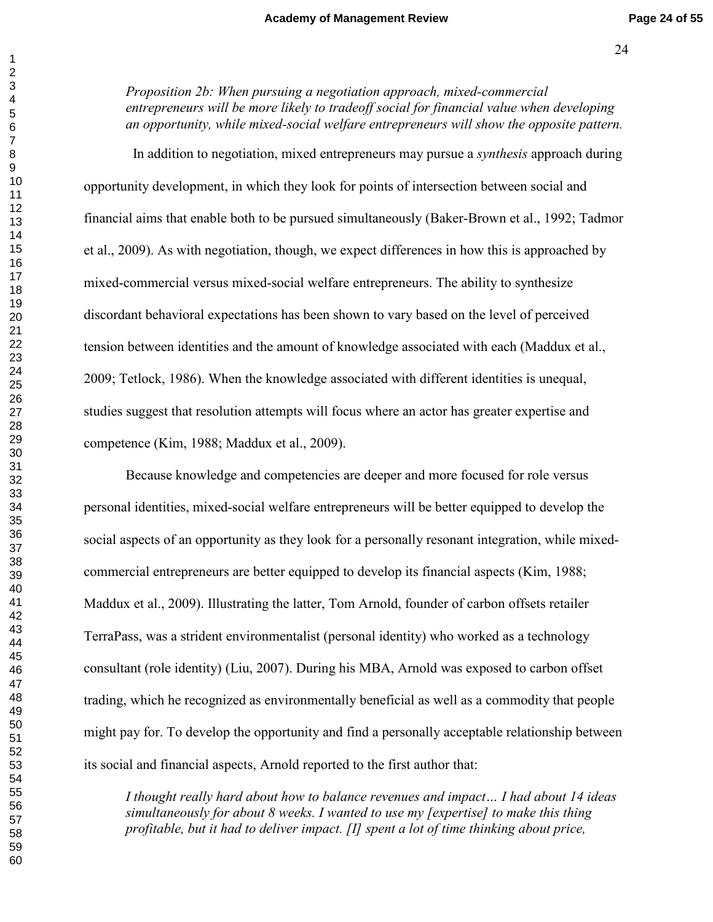*Proposition 2b: When pursuing a negotiation approach, mixed-commercial entrepreneurs will be more likely to tradeoff social for financial value when developing an opportunity, while mixed-social welfare entrepreneurs will show the opposite pattern.*

In addition to negotiation, mixed entrepreneurs may pursue a *synthesis* approach during opportunity development, in which they look for points of intersection between social and financial aims that enable both to be pursued simultaneously (Baker-Brown et al., 1992; Tadmor et al., 2009). As with negotiation, though, we expect differences in how this is approached by mixed-commercial versus mixed-social welfare entrepreneurs. The ability to synthesize discordant behavioral expectations has been shown to vary based on the level of perceived tension between identities and the amount of knowledge associated with each (Maddux et al., 2009; Tetlock, 1986). When the knowledge associated with different identities is unequal, studies suggest that resolution attempts will focus where an actor has greater expertise and competence (Kim, 1988; Maddux et al., 2009).

Because knowledge and competencies are deeper and more focused for role versus personal identities, mixed-social welfare entrepreneurs will be better equipped to develop the social aspects of an opportunity as they look for a personally resonant integration, while mixed-commercial entrepreneurs are better equipped to develop its financial aspects (Kim, 1988; Maddux et al., 2009). Illustrating the latter, Tom Arnold, founder of carbon offsets retailer TerraPass, was a strident environmentalist (personal identity) who worked as a technology consultant (role identity) (Liu, 2007). During his MBA, Arnold was exposed to carbon offset trading, which he recognized as environmentally beneficial as well as a commodity that people might pay for. To develop the opportunity and find a personally acceptable relationship between its social and financial aspects, Arnold reported to the first author that:

*I thought really hard about how to balance revenues and impact… I had about 14 ideas simultaneously for about 8 weeks. I wanted to use my [expertise] to make this thing profitable, but it had to deliver impact. [I] spent a lot of time thinking about price,*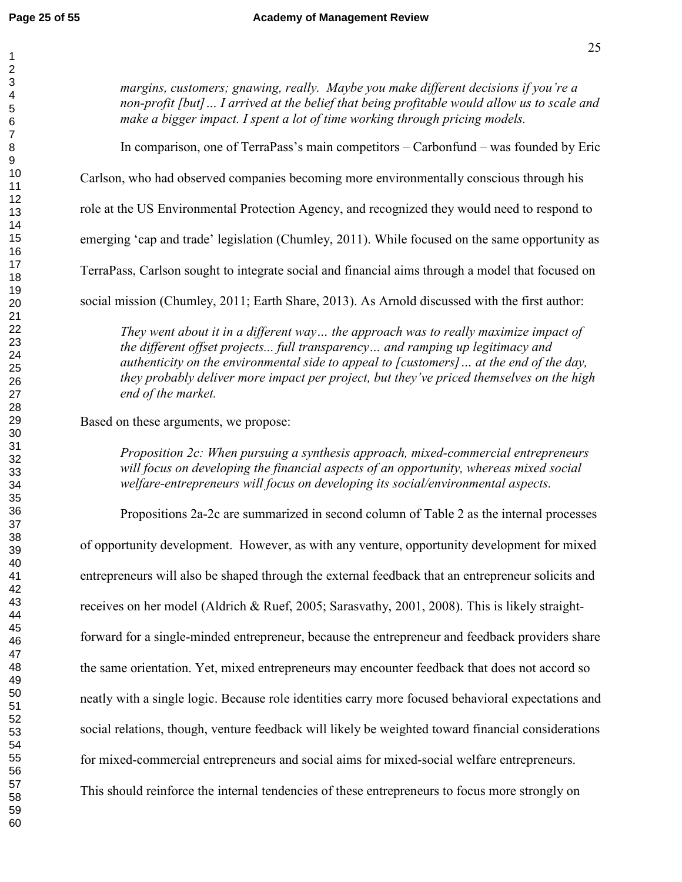*margins, customers; gnawing, really. Maybe you make different decisions if you're a non-profit [but]… I arrived at the belief that being profitable would allow us to scale and make a bigger impact. I spent a lot of time working through pricing models.*

In comparison, one of TerraPass's main competitors – Carbonfund – was founded by Eric Carlson, who had observed companies becoming more environmentally conscious through his role at the US Environmental Protection Agency, and recognized they would need to respond to emerging 'cap and trade' legislation (Chumley, 2011). While focused on the same opportunity as TerraPass, Carlson sought to integrate social and financial aims through a model that focused on social mission (Chumley, 2011; Earth Share, 2013). As Arnold discussed with the first author:

*They went about it in a different way… the approach was to really maximize impact of the different offset projects... full transparency… and ramping up legitimacy and authenticity on the environmental side to appeal to [customers]… at the end of the day, they probably deliver more impact per project, but they've priced themselves on the high end of the market.*

Based on these arguments, we propose:

*Proposition 2c: When pursuing a synthesis approach, mixed-commercial entrepreneurs will focus on developing the financial aspects of an opportunity, whereas mixed social welfare-entrepreneurs will focus on developing its social/environmental aspects.*

Propositions 2a-2c are summarized in second column of Table 2 as the internal processes of opportunity development. However, as with any venture, opportunity development for mixed entrepreneurs will also be shaped through the external feedback that an entrepreneur solicits and receives on her model (Aldrich & Ruef, 2005; Sarasvathy, 2001, 2008). This is likely straight-forward for a single-minded entrepreneur, because the entrepreneur and feedback providers share the same orientation. Yet, mixed entrepreneurs may encounter feedback that does not accord so neatly with a single logic. Because role identities carry more focused behavioral expectations and social relations, though, venture feedback will likely be weighted toward financial considerations for mixed-commercial entrepreneurs and social aims for mixed-social welfare entrepreneurs. This should reinforce the internal tendencies of these entrepreneurs to focus more strongly on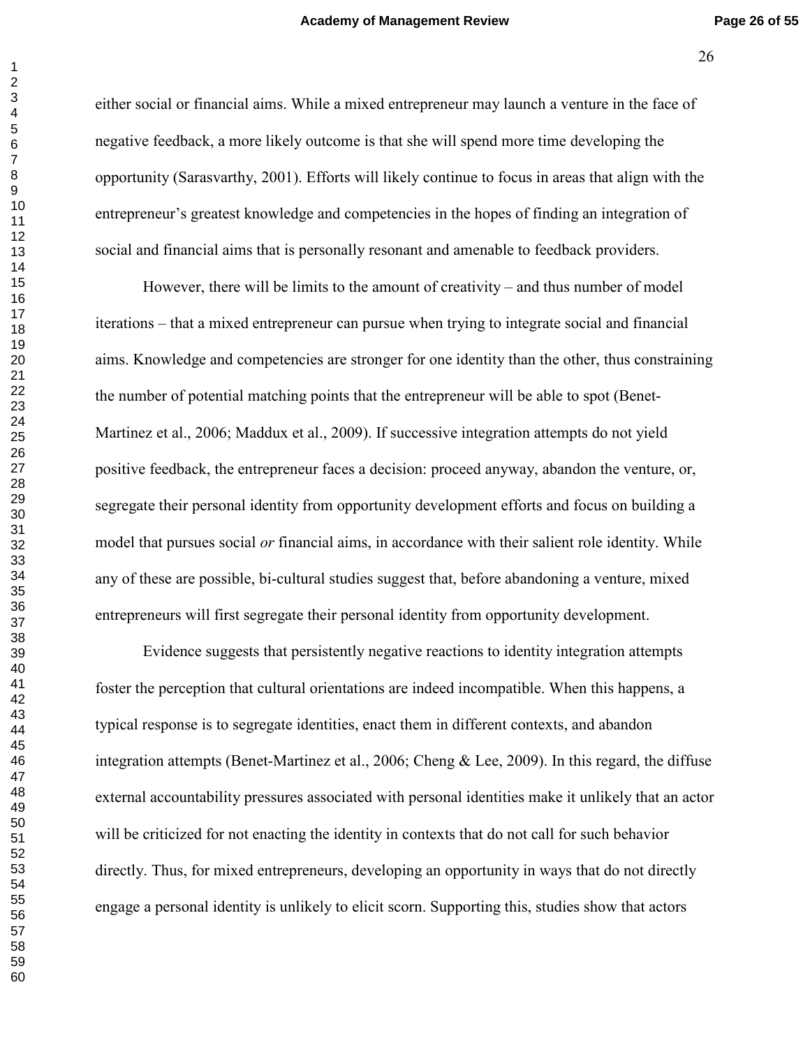either social or financial aims. While a mixed entrepreneur may launch a venture in the face of negative feedback, a more likely outcome is that she will spend more time developing the opportunity (Sarasvarthy, 2001). Efforts will likely continue to focus in areas that align with the entrepreneur's greatest knowledge and competencies in the hopes of finding an integration of social and financial aims that is personally resonant and amenable to feedback providers.

However, there will be limits to the amount of creativity – and thus number of model iterations – that a mixed entrepreneur can pursue when trying to integrate social and financial aims. Knowledge and competencies are stronger for one identity than the other, thus constraining the number of potential matching points that the entrepreneur will be able to spot (Benet-Martinez et al., 2006; Maddux et al., 2009). If successive integration attempts do not yield positive feedback, the entrepreneur faces a decision: proceed anyway, abandon the venture, or, segregate their personal identity from opportunity development efforts and focus on building a model that pursues social *or* financial aims, in accordance with their salient role identity. While any of these are possible, bi-cultural studies suggest that, before abandoning a venture, mixed entrepreneurs will first segregate their personal identity from opportunity development.

Evidence suggests that persistently negative reactions to identity integration attempts foster the perception that cultural orientations are indeed incompatible. When this happens, a typical response is to segregate identities, enact them in different contexts, and abandon integration attempts (Benet-Martinez et al., 2006; Cheng & Lee, 2009). In this regard, the diffuse external accountability pressures associated with personal identities make it unlikely that an actor will be criticized for not enacting the identity in contexts that do not call for such behavior directly. Thus, for mixed entrepreneurs, developing an opportunity in ways that do not directly engage a personal identity is unlikely to elicit scorn. Supporting this, studies show that actors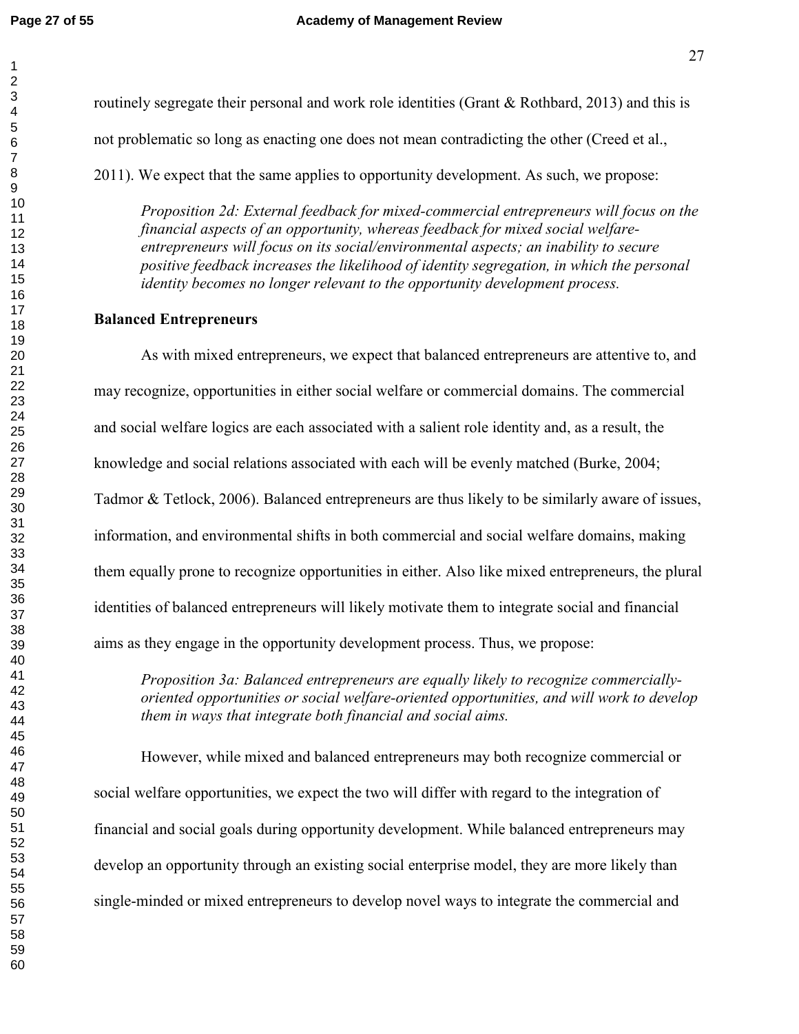routinely segregate their personal and work role identities (Grant & Rothbard, 2013) and this is not problematic so long as enacting one does not mean contradicting the other (Creed et al., 2011). We expect that the same applies to opportunity development. As such, we propose:

> *Proposition 2d: External feedback for mixed-commercial entrepreneurs will focus on the financial aspects of an opportunity, whereas feedback for mixed social welfare-entrepreneurs will focus on its social/environmental aspects; an inability to secure positive feedback increases the likelihood of identity segregation, in which the personal identity becomes no longer relevant to the opportunity development process.*

**Balanced Entrepreneurs**

As with mixed entrepreneurs, we expect that balanced entrepreneurs are attentive to, and may recognize, opportunities in either social welfare or commercial domains. The commercial and social welfare logics are each associated with a salient role identity and, as a result, the knowledge and social relations associated with each will be evenly matched (Burke, 2004; Tadmor & Tetlock, 2006). Balanced entrepreneurs are thus likely to be similarly aware of issues, information, and environmental shifts in both commercial and social welfare domains, making them equally prone to recognize opportunities in either. Also like mixed entrepreneurs, the plural identities of balanced entrepreneurs will likely motivate them to integrate social and financial aims as they engage in the opportunity development process. Thus, we propose:

> *Proposition 3a: Balanced entrepreneurs are equally likely to recognize commercially-oriented opportunities or social welfare-oriented opportunities, and will work to develop them in ways that integrate both financial and social aims.*

However, while mixed and balanced entrepreneurs may both recognize commercial or social welfare opportunities, we expect the two will differ with regard to the integration of financial and social goals during opportunity development. While balanced entrepreneurs may develop an opportunity through an existing social enterprise model, they are more likely than single-minded or mixed entrepreneurs to develop novel ways to integrate the commercial and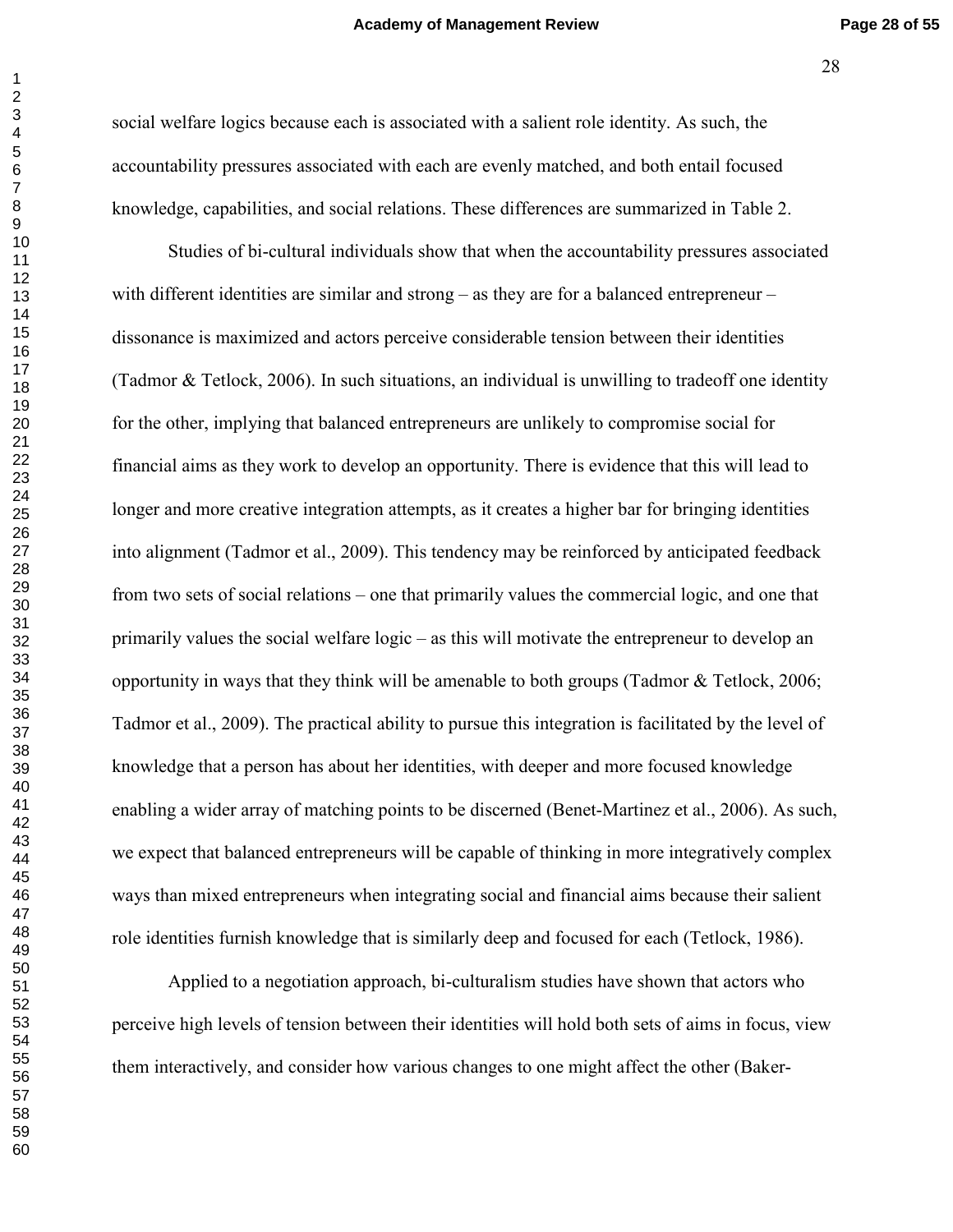social welfare logics because each is associated with a salient role identity. As such, the accountability pressures associated with each are evenly matched, and both entail focused knowledge, capabilities, and social relations. These differences are summarized in Table 2.

Studies of bi-cultural individuals show that when the accountability pressures associated with different identities are similar and strong – as they are for a balanced entrepreneur – dissonance is maximized and actors perceive considerable tension between their identities (Tadmor & Tetlock, 2006). In such situations, an individual is unwilling to tradeoff one identity for the other, implying that balanced entrepreneurs are unlikely to compromise social for financial aims as they work to develop an opportunity. There is evidence that this will lead to longer and more creative integration attempts, as it creates a higher bar for bringing identities into alignment (Tadmor et al., 2009). This tendency may be reinforced by anticipated feedback from two sets of social relations – one that primarily values the commercial logic, and one that primarily values the social welfare logic – as this will motivate the entrepreneur to develop an opportunity in ways that they think will be amenable to both groups (Tadmor & Tetlock, 2006; Tadmor et al., 2009). The practical ability to pursue this integration is facilitated by the level of knowledge that a person has about her identities, with deeper and more focused knowledge enabling a wider array of matching points to be discerned (Benet-Martinez et al., 2006). As such, we expect that balanced entrepreneurs will be capable of thinking in more integratively complex ways than mixed entrepreneurs when integrating social and financial aims because their salient role identities furnish knowledge that is similarly deep and focused for each (Tetlock, 1986).

Applied to a negotiation approach, bi-culturalism studies have shown that actors who perceive high levels of tension between their identities will hold both sets of aims in focus, view them interactively, and consider how various changes to one might affect the other (Baker-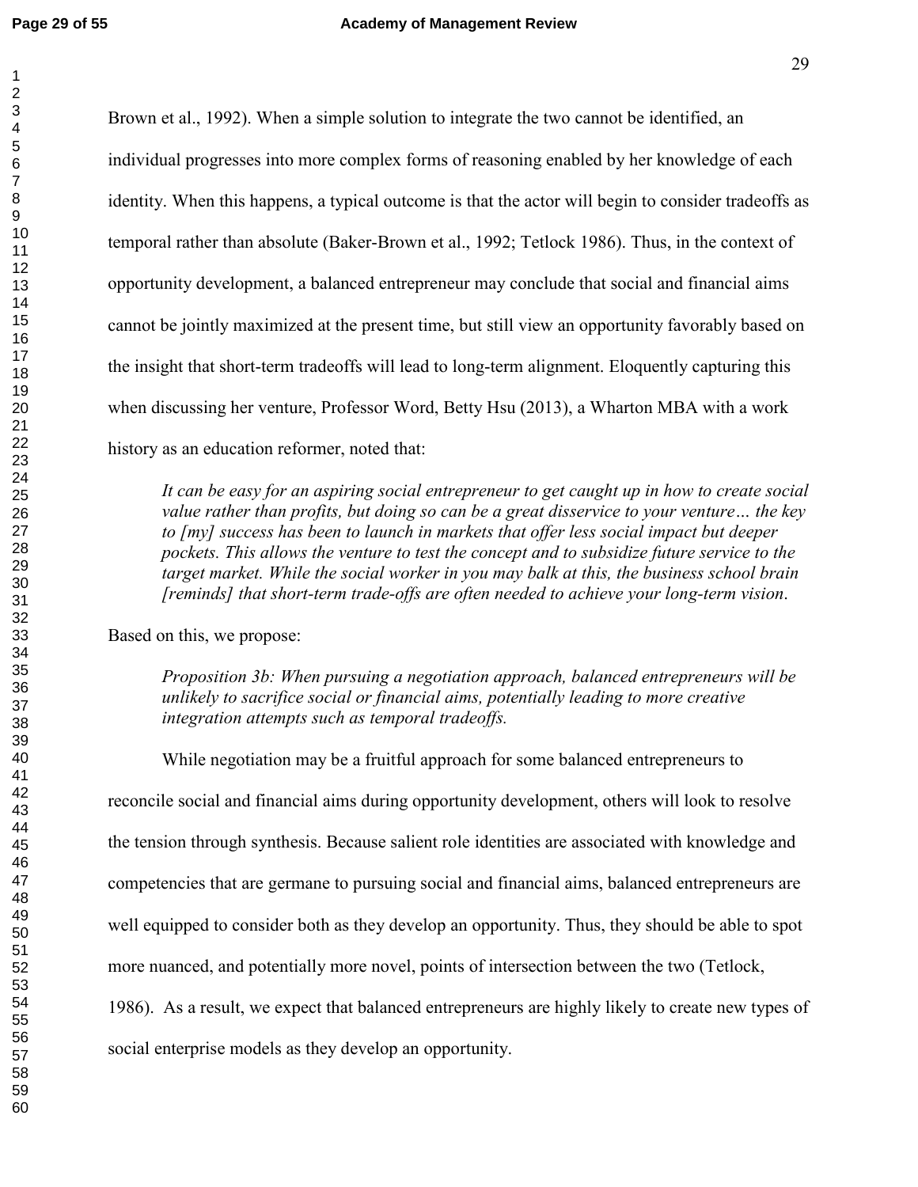Brown et al., 1992). When a simple solution to integrate the two cannot be identified, an individual progresses into more complex forms of reasoning enabled by her knowledge of each identity. When this happens, a typical outcome is that the actor will begin to consider tradeoffs as temporal rather than absolute (Baker-Brown et al., 1992; Tetlock 1986). Thus, in the context of opportunity development, a balanced entrepreneur may conclude that social and financial aims cannot be jointly maximized at the present time, but still view an opportunity favorably based on the insight that short-term tradeoffs will lead to long-term alignment. Eloquently capturing this when discussing her venture, Professor Word, Betty Hsu (2013), a Wharton MBA with a work history as an education reformer, noted that:

> *It can be easy for an aspiring social entrepreneur to get caught up in how to create social value rather than profits, but doing so can be a great disservice to your venture… the key to [my] success has been to launch in markets that offer less social impact but deeper pockets. This allows the venture to test the concept and to subsidize future service to the target market. While the social worker in you may balk at this, the business school brain [reminds] that short-term trade-offs are often needed to achieve your long-term vision.*

Based on this, we propose:

> *Proposition 3b: When pursuing a negotiation approach, balanced entrepreneurs will be unlikely to sacrifice social or financial aims, potentially leading to more creative integration attempts such as temporal tradeoffs.*

While negotiation may be a fruitful approach for some balanced entrepreneurs to reconcile social and financial aims during opportunity development, others will look to resolve the tension through synthesis. Because salient role identities are associated with knowledge and competencies that are germane to pursuing social and financial aims, balanced entrepreneurs are well equipped to consider both as they develop an opportunity. Thus, they should be able to spot more nuanced, and potentially more novel, points of intersection between the two (Tetlock, 1986). As a result, we expect that balanced entrepreneurs are highly likely to create new types of social enterprise models as they develop an opportunity.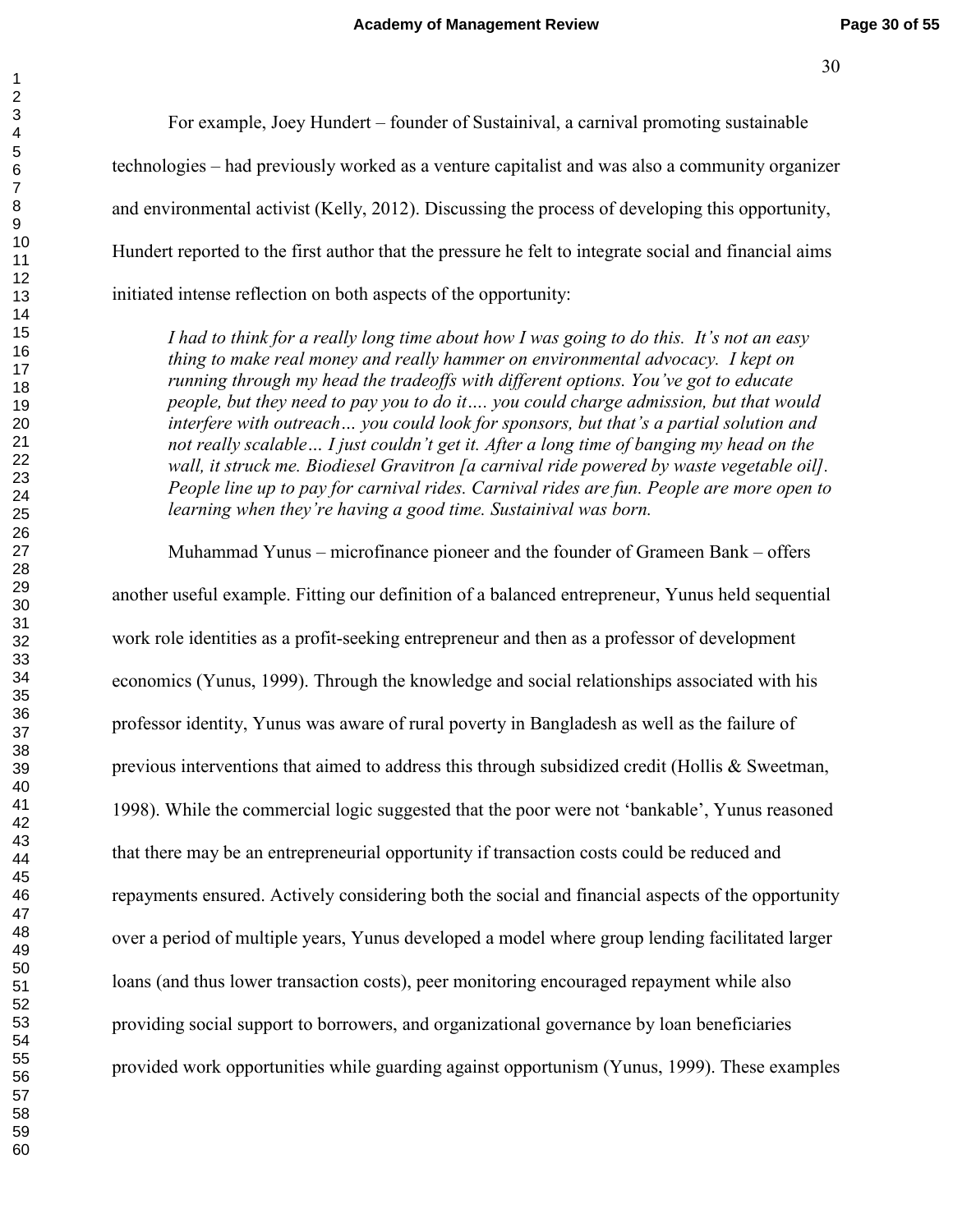For example, Joey Hundert – founder of Sustainival, a carnival promoting sustainable technologies – had previously worked as a venture capitalist and was also a community organizer and environmental activist (Kelly, 2012). Discussing the process of developing this opportunity, Hundert reported to the first author that the pressure he felt to integrate social and financial aims initiated intense reflection on both aspects of the opportunity:

> *I had to think for a really long time about how I was going to do this. It's not an easy thing to make real money and really hammer on environmental advocacy. I kept on running through my head the tradeoffs with different options. You've got to educate people, but they need to pay you to do it…. you could charge admission, but that would interfere with outreach… you could look for sponsors, but that's a partial solution and not really scalable… I just couldn't get it. After a long time of banging my head on the wall, it struck me. Biodiesel Gravitron [a carnival ride powered by waste vegetable oil]. People line up to pay for carnival rides. Carnival rides are fun. People are more open to learning when they're having a good time. Sustainival was born.*

Muhammad Yunus – microfinance pioneer and the founder of Grameen Bank – offers another useful example. Fitting our definition of a balanced entrepreneur, Yunus held sequential work role identities as a profit-seeking entrepreneur and then as a professor of development economics (Yunus, 1999). Through the knowledge and social relationships associated with his professor identity, Yunus was aware of rural poverty in Bangladesh as well as the failure of previous interventions that aimed to address this through subsidized credit (Hollis & Sweetman, 1998). While the commercial logic suggested that the poor were not 'bankable', Yunus reasoned that there may be an entrepreneurial opportunity if transaction costs could be reduced and repayments ensured. Actively considering both the social and financial aspects of the opportunity over a period of multiple years, Yunus developed a model where group lending facilitated larger loans (and thus lower transaction costs), peer monitoring encouraged repayment while also providing social support to borrowers, and organizational governance by loan beneficiaries provided work opportunities while guarding against opportunism (Yunus, 1999). These examples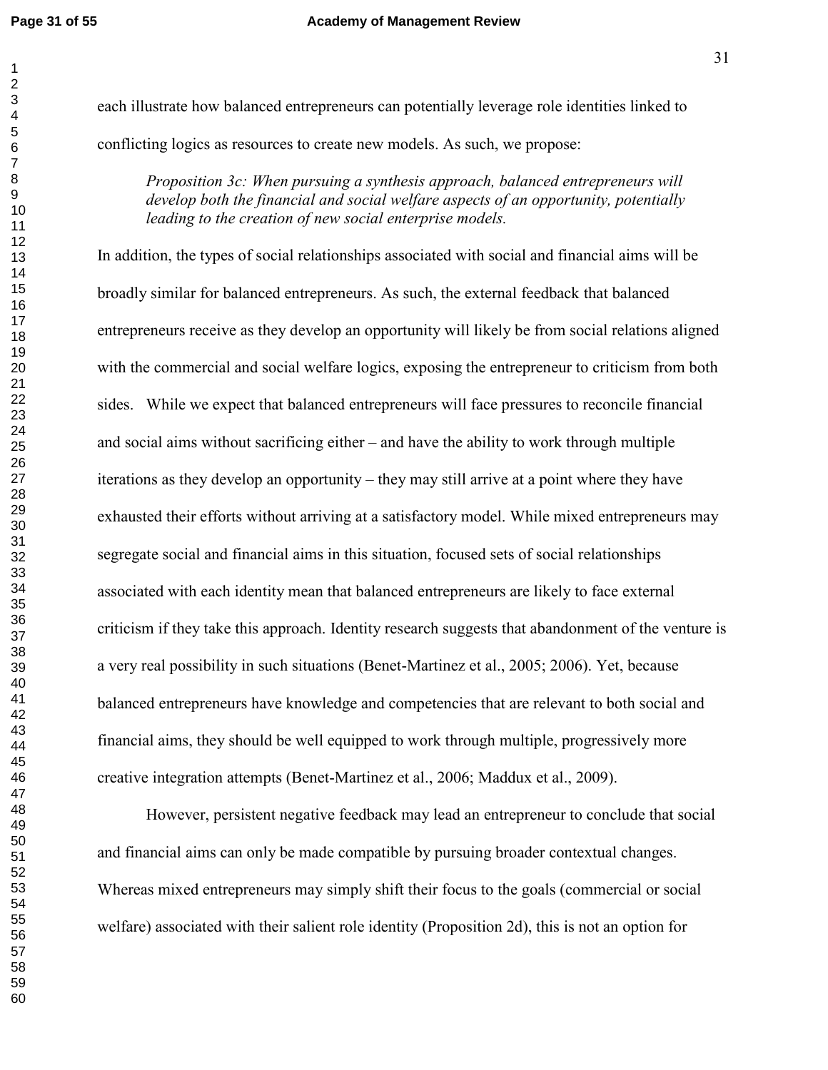each illustrate how balanced entrepreneurs can potentially leverage role identities linked to conflicting logics as resources to create new models. As such, we propose:

> *Proposition 3c: When pursuing a synthesis approach, balanced entrepreneurs will develop both the financial and social welfare aspects of an opportunity, potentially leading to the creation of new social enterprise models.*

In addition, the types of social relationships associated with social and financial aims will be broadly similar for balanced entrepreneurs. As such, the external feedback that balanced entrepreneurs receive as they develop an opportunity will likely be from social relations aligned with the commercial and social welfare logics, exposing the entrepreneur to criticism from both sides. While we expect that balanced entrepreneurs will face pressures to reconcile financial and social aims without sacrificing either – and have the ability to work through multiple iterations as they develop an opportunity – they may still arrive at a point where they have exhausted their efforts without arriving at a satisfactory model. While mixed entrepreneurs may segregate social and financial aims in this situation, focused sets of social relationships associated with each identity mean that balanced entrepreneurs are likely to face external criticism if they take this approach. Identity research suggests that abandonment of the venture is a very real possibility in such situations (Benet-Martinez et al., 2005; 2006). Yet, because balanced entrepreneurs have knowledge and competencies that are relevant to both social and financial aims, they should be well equipped to work through multiple, progressively more creative integration attempts (Benet-Martinez et al., 2006; Maddux et al., 2009).

However, persistent negative feedback may lead an entrepreneur to conclude that social and financial aims can only be made compatible by pursuing broader contextual changes. Whereas mixed entrepreneurs may simply shift their focus to the goals (commercial or social welfare) associated with their salient role identity (Proposition 2d), this is not an option for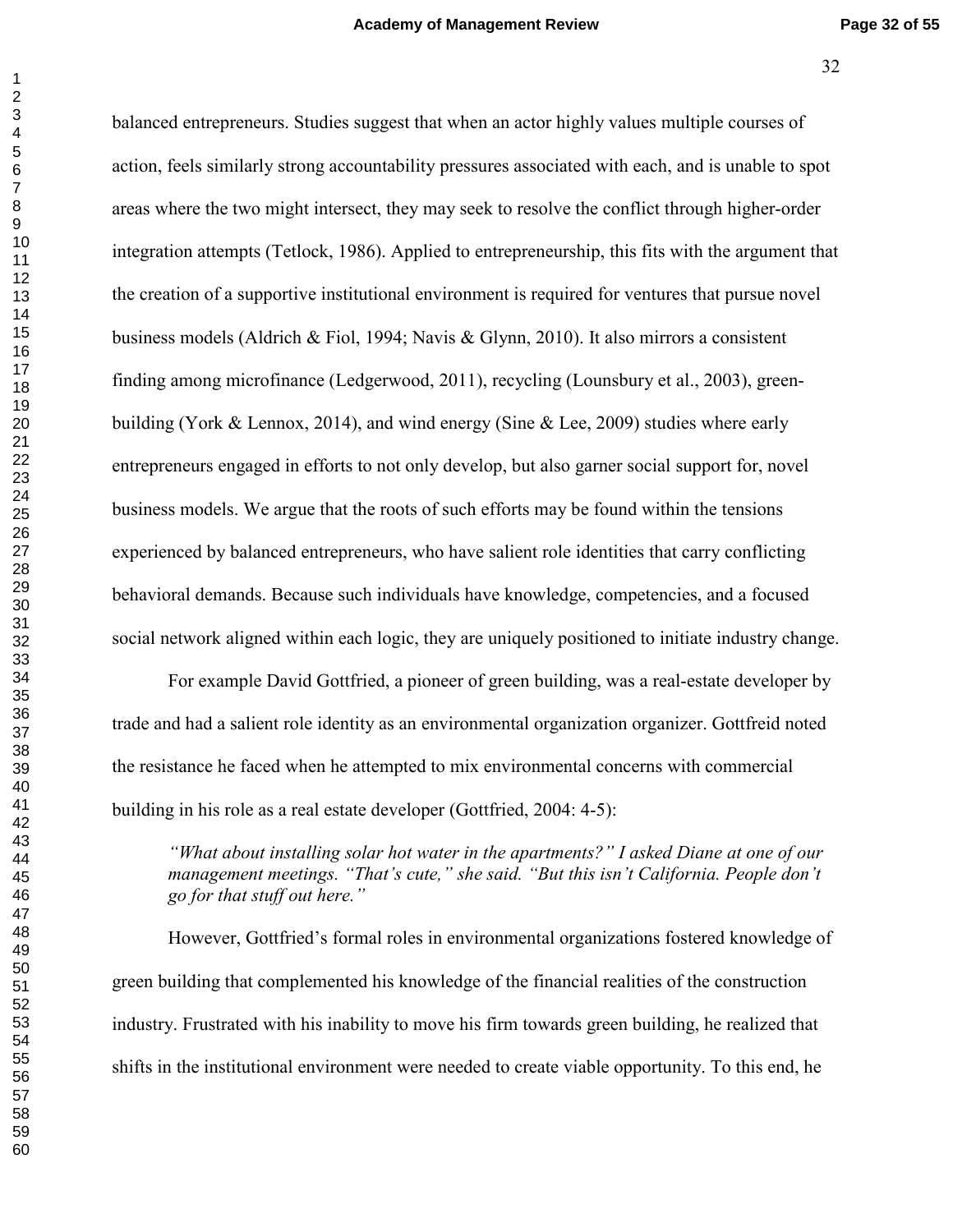balanced entrepreneurs. Studies suggest that when an actor highly values multiple courses of action, feels similarly strong accountability pressures associated with each, and is unable to spot areas where the two might intersect, they may seek to resolve the conflict through higher-order integration attempts (Tetlock, 1986). Applied to entrepreneurship, this fits with the argument that the creation of a supportive institutional environment is required for ventures that pursue novel business models (Aldrich & Fiol, 1994; Navis & Glynn, 2010). It also mirrors a consistent finding among microfinance (Ledgerwood, 2011), recycling (Lounsbury et al., 2003), green-building (York & Lennox, 2014), and wind energy (Sine & Lee, 2009) studies where early entrepreneurs engaged in efforts to not only develop, but also garner social support for, novel business models. We argue that the roots of such efforts may be found within the tensions experienced by balanced entrepreneurs, who have salient role identities that carry conflicting behavioral demands. Because such individuals have knowledge, competencies, and a focused social network aligned within each logic, they are uniquely positioned to initiate industry change.

For example David Gottfried, a pioneer of green building, was a real-estate developer by trade and had a salient role identity as an environmental organization organizer. Gottfreid noted the resistance he faced when he attempted to mix environmental concerns with commercial building in his role as a real estate developer (Gottfried, 2004: 4-5):

> *"What about installing solar hot water in the apartments?" I asked Diane at one of our management meetings. "That's cute," she said. "But this isn't California. People don't go for that stuff out here."*

However, Gottfried's formal roles in environmental organizations fostered knowledge of green building that complemented his knowledge of the financial realities of the construction industry. Frustrated with his inability to move his firm towards green building, he realized that shifts in the institutional environment were needed to create viable opportunity. To this end, he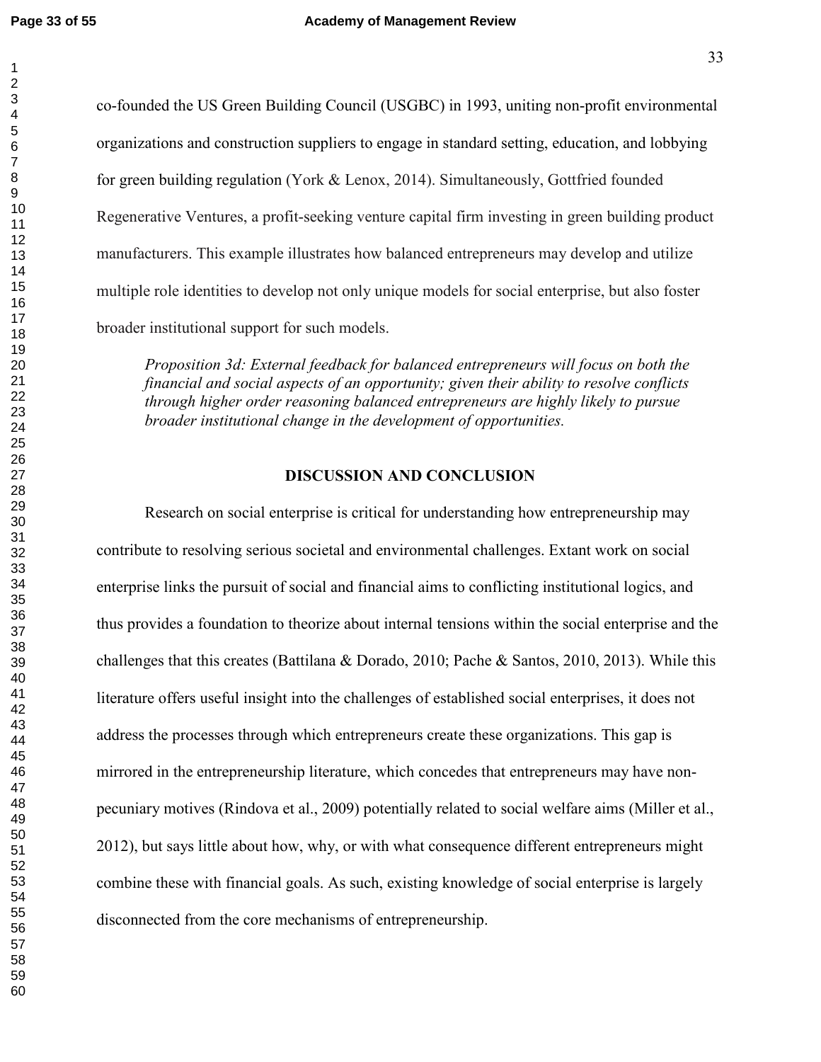co-founded the US Green Building Council (USGBC) in 1993, uniting non-profit environmental organizations and construction suppliers to engage in standard setting, education, and lobbying for green building regulation (York & Lenox, 2014). Simultaneously, Gottfried founded Regenerative Ventures, a profit-seeking venture capital firm investing in green building product manufacturers. This example illustrates how balanced entrepreneurs may develop and utilize multiple role identities to develop not only unique models for social enterprise, but also foster broader institutional support for such models.

> *Proposition 3d: External feedback for balanced entrepreneurs will focus on both the financial and social aspects of an opportunity; given their ability to resolve conflicts through higher order reasoning balanced entrepreneurs are highly likely to pursue broader institutional change in the development of opportunities.*

## DISCUSSION AND CONCLUSION

Research on social enterprise is critical for understanding how entrepreneurship may contribute to resolving serious societal and environmental challenges. Extant work on social enterprise links the pursuit of social and financial aims to conflicting institutional logics, and thus provides a foundation to theorize about internal tensions within the social enterprise and the challenges that this creates (Battilana & Dorado, 2010; Pache & Santos, 2010, 2013). While this literature offers useful insight into the challenges of established social enterprises, it does not address the processes through which entrepreneurs create these organizations. This gap is mirrored in the entrepreneurship literature, which concedes that entrepreneurs may have non-pecuniary motives (Rindova et al., 2009) potentially related to social welfare aims (Miller et al., 2012), but says little about how, why, or with what consequence different entrepreneurs might combine these with financial goals. As such, existing knowledge of social enterprise is largely disconnected from the core mechanisms of entrepreneurship.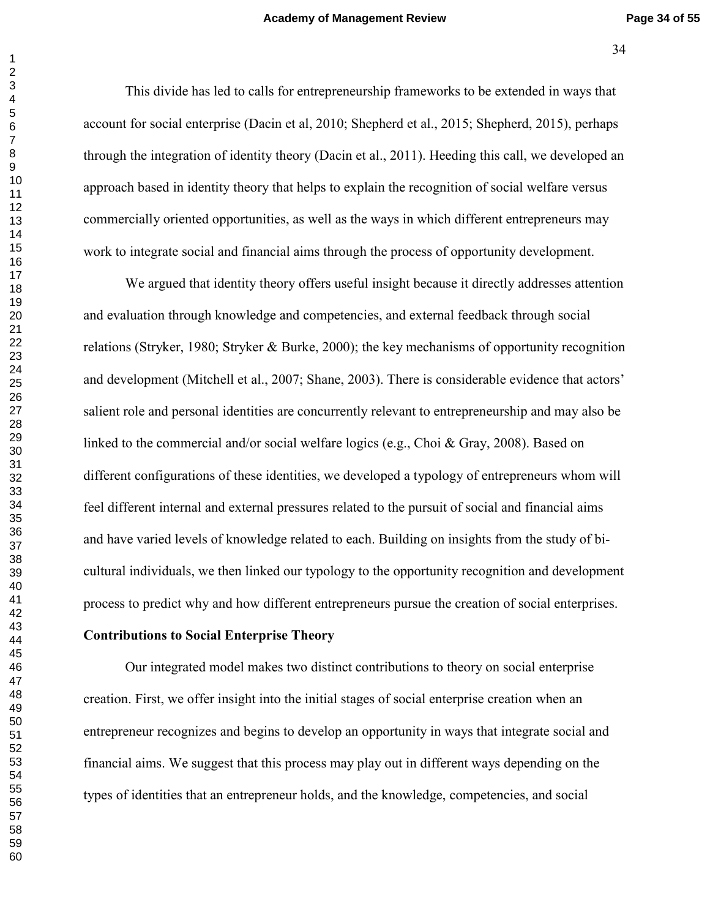This divide has led to calls for entrepreneurship frameworks to be extended in ways that account for social enterprise (Dacin et al, 2010; Shepherd et al., 2015; Shepherd, 2015), perhaps through the integration of identity theory (Dacin et al., 2011). Heeding this call, we developed an approach based in identity theory that helps to explain the recognition of social welfare versus commercially oriented opportunities, as well as the ways in which different entrepreneurs may work to integrate social and financial aims through the process of opportunity development.

We argued that identity theory offers useful insight because it directly addresses attention and evaluation through knowledge and competencies, and external feedback through social relations (Stryker, 1980; Stryker & Burke, 2000); the key mechanisms of opportunity recognition and development (Mitchell et al., 2007; Shane, 2003). There is considerable evidence that actors' salient role and personal identities are concurrently relevant to entrepreneurship and may also be linked to the commercial and/or social welfare logics (e.g., Choi & Gray, 2008). Based on different configurations of these identities, we developed a typology of entrepreneurs whom will feel different internal and external pressures related to the pursuit of social and financial aims and have varied levels of knowledge related to each. Building on insights from the study of bi-cultural individuals, we then linked our typology to the opportunity recognition and development process to predict why and how different entrepreneurs pursue the creation of social enterprises.

**Contributions to Social Enterprise Theory**

Our integrated model makes two distinct contributions to theory on social enterprise creation. First, we offer insight into the initial stages of social enterprise creation when an entrepreneur recognizes and begins to develop an opportunity in ways that integrate social and financial aims. We suggest that this process may play out in different ways depending on the types of identities that an entrepreneur holds, and the knowledge, competencies, and social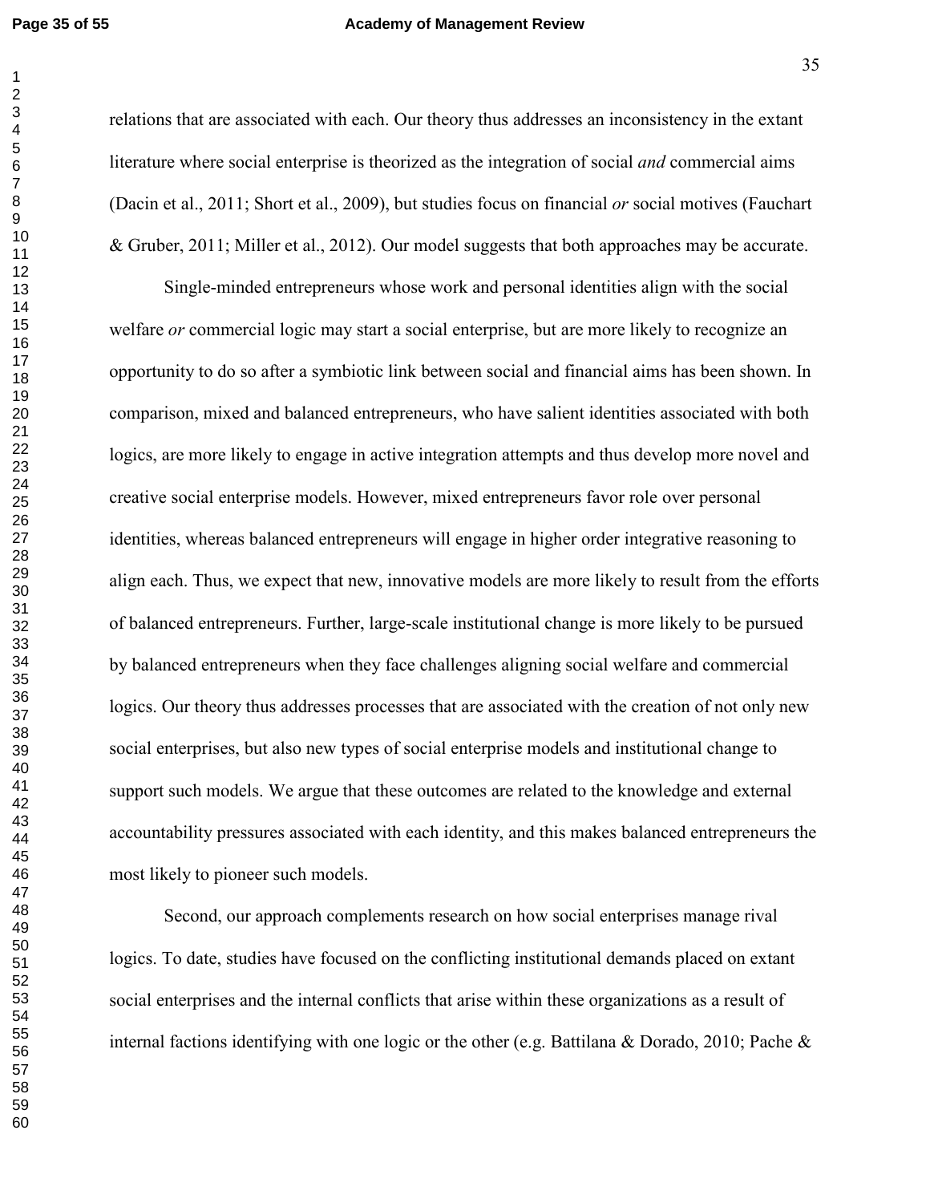relations that are associated with each. Our theory thus addresses an inconsistency in the extant literature where social enterprise is theorized as the integration of social *and* commercial aims (Dacin et al., 2011; Short et al., 2009), but studies focus on financial *or* social motives (Fauchart & Gruber, 2011; Miller et al., 2012). Our model suggests that both approaches may be accurate.

Single-minded entrepreneurs whose work and personal identities align with the social welfare *or* commercial logic may start a social enterprise, but are more likely to recognize an opportunity to do so after a symbiotic link between social and financial aims has been shown. In comparison, mixed and balanced entrepreneurs, who have salient identities associated with both logics, are more likely to engage in active integration attempts and thus develop more novel and creative social enterprise models. However, mixed entrepreneurs favor role over personal identities, whereas balanced entrepreneurs will engage in higher order integrative reasoning to align each. Thus, we expect that new, innovative models are more likely to result from the efforts of balanced entrepreneurs. Further, large-scale institutional change is more likely to be pursued by balanced entrepreneurs when they face challenges aligning social welfare and commercial logics. Our theory thus addresses processes that are associated with the creation of not only new social enterprises, but also new types of social enterprise models and institutional change to support such models. We argue that these outcomes are related to the knowledge and external accountability pressures associated with each identity, and this makes balanced entrepreneurs the most likely to pioneer such models.

Second, our approach complements research on how social enterprises manage rival logics. To date, studies have focused on the conflicting institutional demands placed on extant social enterprises and the internal conflicts that arise within these organizations as a result of internal factions identifying with one logic or the other (e.g. Battilana & Dorado, 2010; Pache &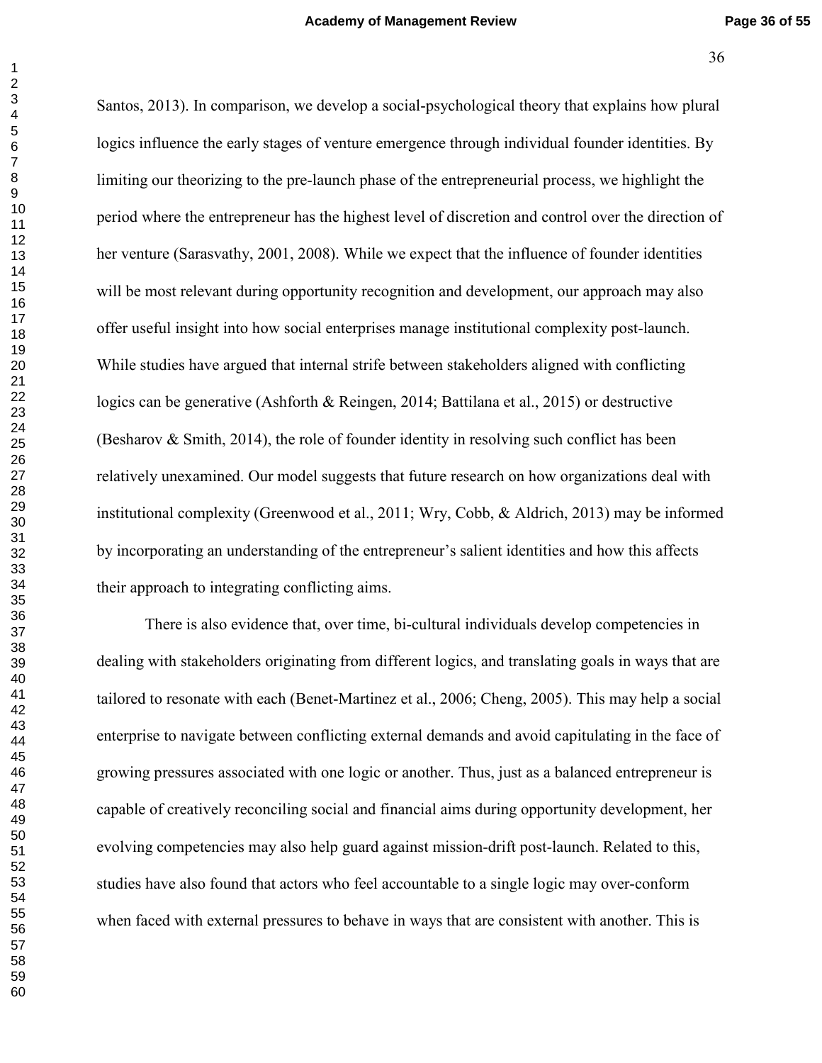Santos, 2013). In comparison, we develop a social-psychological theory that explains how plural logics influence the early stages of venture emergence through individual founder identities. By limiting our theorizing to the pre-launch phase of the entrepreneurial process, we highlight the period where the entrepreneur has the highest level of discretion and control over the direction of her venture (Sarasvathy, 2001, 2008). While we expect that the influence of founder identities will be most relevant during opportunity recognition and development, our approach may also offer useful insight into how social enterprises manage institutional complexity post-launch. While studies have argued that internal strife between stakeholders aligned with conflicting logics can be generative (Ashforth & Reingen, 2014; Battilana et al., 2015) or destructive (Besharov & Smith, 2014), the role of founder identity in resolving such conflict has been relatively unexamined. Our model suggests that future research on how organizations deal with institutional complexity (Greenwood et al., 2011; Wry, Cobb, & Aldrich, 2013) may be informed by incorporating an understanding of the entrepreneur's salient identities and how this affects their approach to integrating conflicting aims.

There is also evidence that, over time, bi-cultural individuals develop competencies in dealing with stakeholders originating from different logics, and translating goals in ways that are tailored to resonate with each (Benet-Martinez et al., 2006; Cheng, 2005). This may help a social enterprise to navigate between conflicting external demands and avoid capitulating in the face of growing pressures associated with one logic or another. Thus, just as a balanced entrepreneur is capable of creatively reconciling social and financial aims during opportunity development, her evolving competencies may also help guard against mission-drift post-launch. Related to this, studies have also found that actors who feel accountable to a single logic may over-conform when faced with external pressures to behave in ways that are consistent with another. This is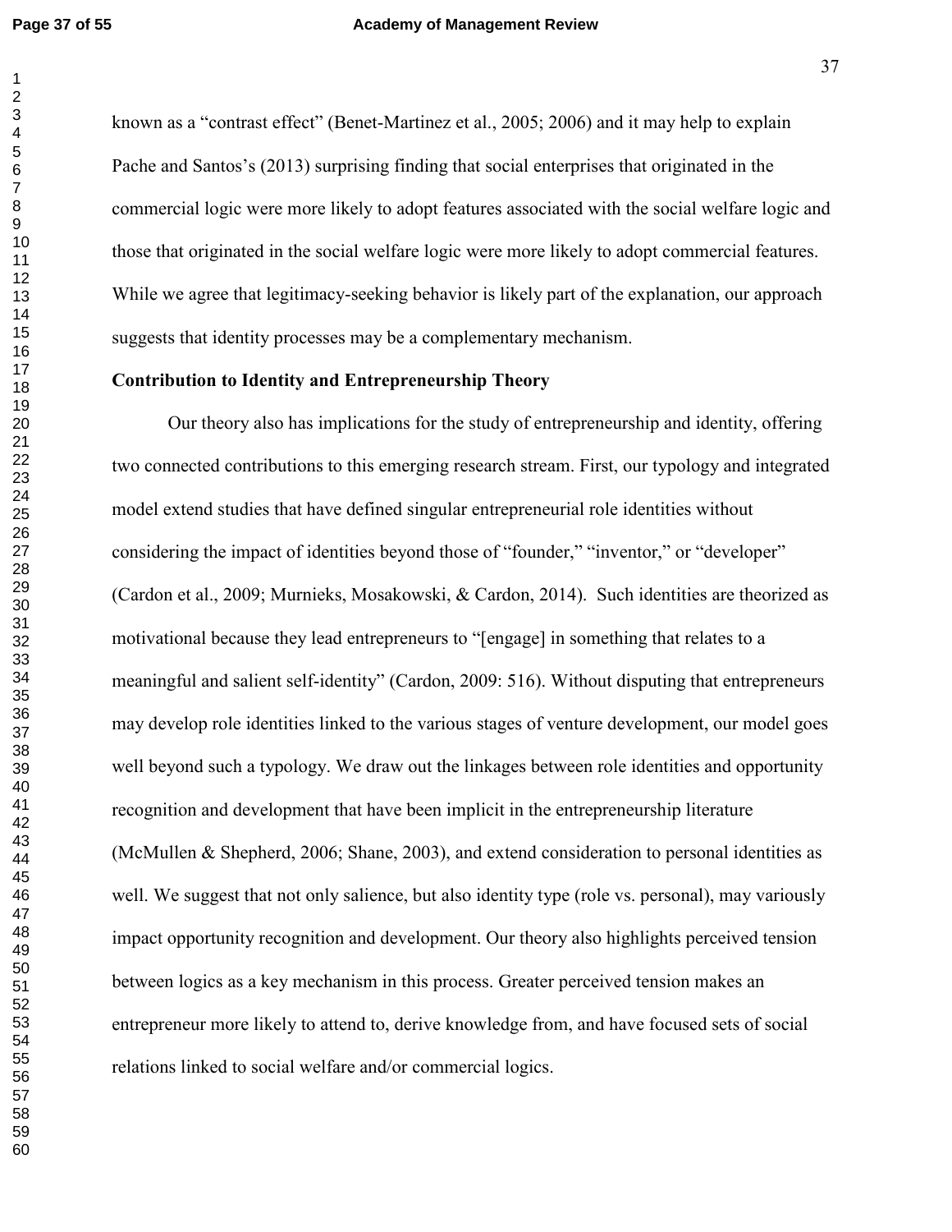known as a "contrast effect" (Benet-Martinez et al., 2005; 2006) and it may help to explain Pache and Santos's (2013) surprising finding that social enterprises that originated in the commercial logic were more likely to adopt features associated with the social welfare logic and those that originated in the social welfare logic were more likely to adopt commercial features. While we agree that legitimacy-seeking behavior is likely part of the explanation, our approach suggests that identity processes may be a complementary mechanism.

**Contribution to Identity and Entrepreneurship Theory**

Our theory also has implications for the study of entrepreneurship and identity, offering two connected contributions to this emerging research stream. First, our typology and integrated model extend studies that have defined singular entrepreneurial role identities without considering the impact of identities beyond those of "founder," "inventor," or "developer" (Cardon et al., 2009; Murnieks, Mosakowski, & Cardon, 2014). Such identities are theorized as motivational because they lead entrepreneurs to "[engage] in something that relates to a meaningful and salient self-identity" (Cardon, 2009: 516). Without disputing that entrepreneurs may develop role identities linked to the various stages of venture development, our model goes well beyond such a typology. We draw out the linkages between role identities and opportunity recognition and development that have been implicit in the entrepreneurship literature (McMullen & Shepherd, 2006; Shane, 2003), and extend consideration to personal identities as well. We suggest that not only salience, but also identity type (role vs. personal), may variously impact opportunity recognition and development. Our theory also highlights perceived tension between logics as a key mechanism in this process. Greater perceived tension makes an entrepreneur more likely to attend to, derive knowledge from, and have focused sets of social relations linked to social welfare and/or commercial logics.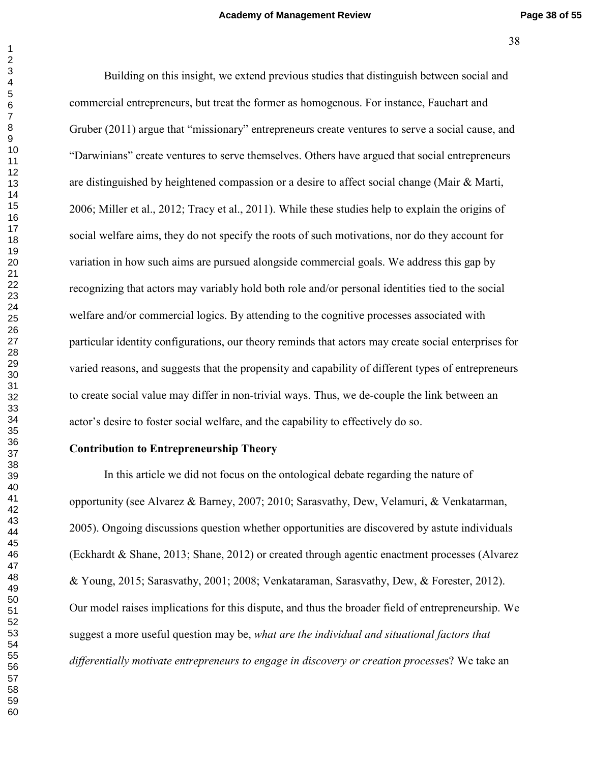Building on this insight, we extend previous studies that distinguish between social and commercial entrepreneurs, but treat the former as homogenous. For instance, Fauchart and Gruber (2011) argue that "missionary" entrepreneurs create ventures to serve a social cause, and "Darwinians" create ventures to serve themselves. Others have argued that social entrepreneurs are distinguished by heightened compassion or a desire to affect social change (Mair & Marti, 2006; Miller et al., 2012; Tracy et al., 2011). While these studies help to explain the origins of social welfare aims, they do not specify the roots of such motivations, nor do they account for variation in how such aims are pursued alongside commercial goals. We address this gap by recognizing that actors may variably hold both role and/or personal identities tied to the social welfare and/or commercial logics. By attending to the cognitive processes associated with particular identity configurations, our theory reminds that actors may create social enterprises for varied reasons, and suggests that the propensity and capability of different types of entrepreneurs to create social value may differ in non-trivial ways. Thus, we de-couple the link between an actor's desire to foster social welfare, and the capability to effectively do so.

**Contribution to Entrepreneurship Theory**

In this article we did not focus on the ontological debate regarding the nature of opportunity (see Alvarez & Barney, 2007; 2010; Sarasvathy, Dew, Velamuri, & Venkatarman, 2005). Ongoing discussions question whether opportunities are discovered by astute individuals (Eckhardt & Shane, 2013; Shane, 2012) or created through agentic enactment processes (Alvarez & Young, 2015; Sarasvathy, 2001; 2008; Venkataraman, Sarasvathy, Dew, & Forester, 2012). Our model raises implications for this dispute, and thus the broader field of entrepreneurship. We suggest a more useful question may be, *what are the individual and situational factors that differentially motivate entrepreneurs to engage in discovery or creation processe*s? We take an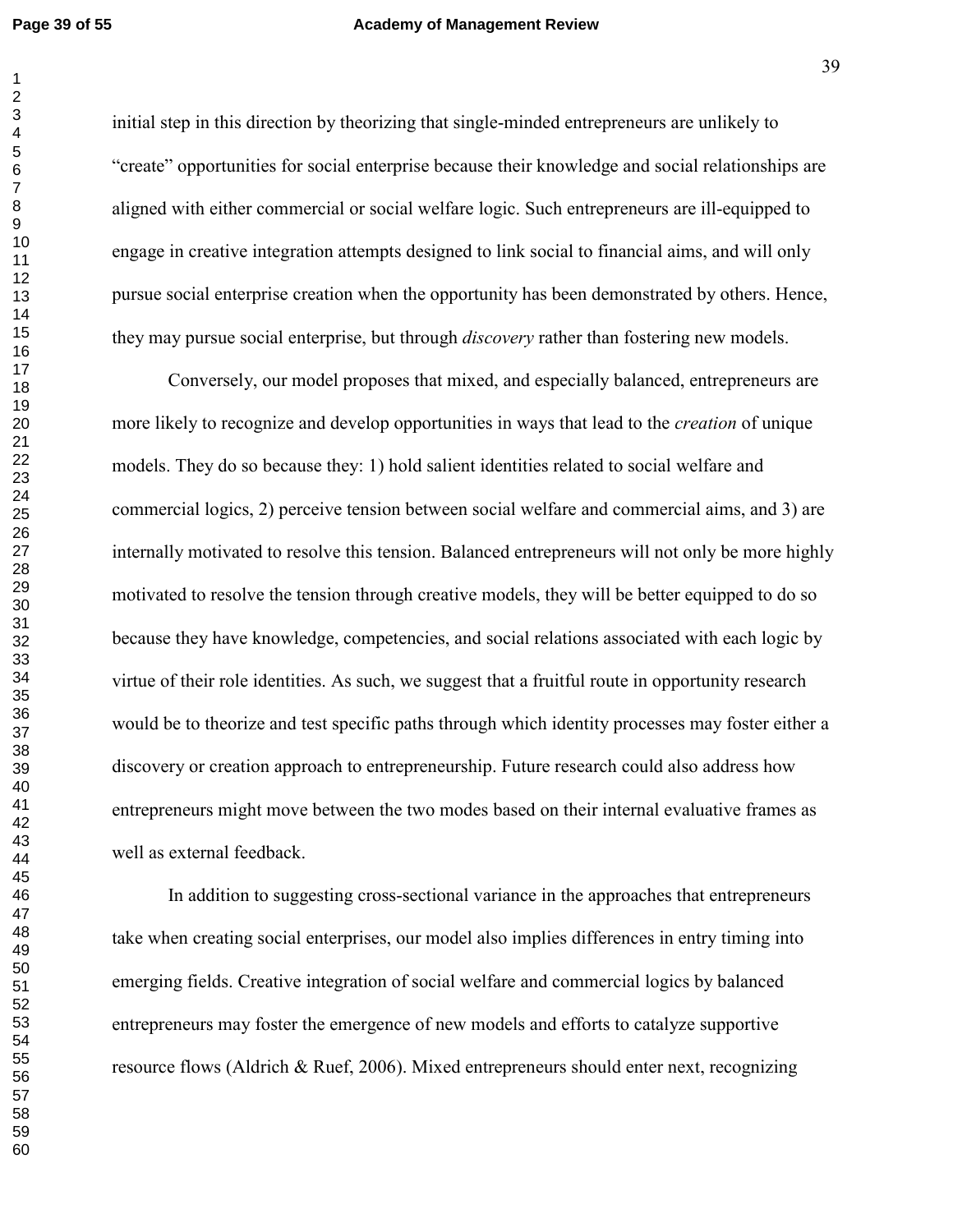initial step in this direction by theorizing that single-minded entrepreneurs are unlikely to "create" opportunities for social enterprise because their knowledge and social relationships are aligned with either commercial or social welfare logic. Such entrepreneurs are ill-equipped to engage in creative integration attempts designed to link social to financial aims, and will only pursue social enterprise creation when the opportunity has been demonstrated by others. Hence, they may pursue social enterprise, but through *discovery* rather than fostering new models.

Conversely, our model proposes that mixed, and especially balanced, entrepreneurs are more likely to recognize and develop opportunities in ways that lead to the *creation* of unique models. They do so because they: 1) hold salient identities related to social welfare and commercial logics, 2) perceive tension between social welfare and commercial aims, and 3) are internally motivated to resolve this tension. Balanced entrepreneurs will not only be more highly motivated to resolve the tension through creative models, they will be better equipped to do so because they have knowledge, competencies, and social relations associated with each logic by virtue of their role identities. As such, we suggest that a fruitful route in opportunity research would be to theorize and test specific paths through which identity processes may foster either a discovery or creation approach to entrepreneurship. Future research could also address how entrepreneurs might move between the two modes based on their internal evaluative frames as well as external feedback.

In addition to suggesting cross-sectional variance in the approaches that entrepreneurs take when creating social enterprises, our model also implies differences in entry timing into emerging fields. Creative integration of social welfare and commercial logics by balanced entrepreneurs may foster the emergence of new models and efforts to catalyze supportive resource flows (Aldrich & Ruef, 2006). Mixed entrepreneurs should enter next, recognizing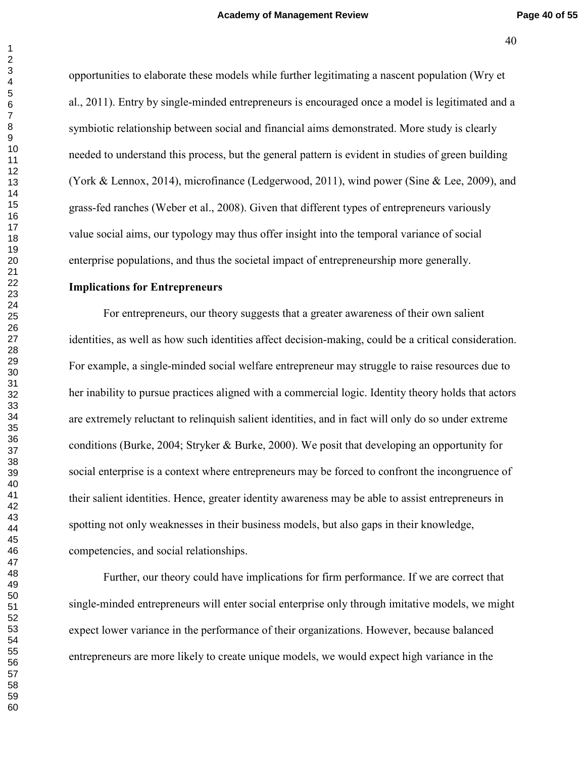opportunities to elaborate these models while further legitimating a nascent population (Wry et al., 2011). Entry by single-minded entrepreneurs is encouraged once a model is legitimated and a symbiotic relationship between social and financial aims demonstrated. More study is clearly needed to understand this process, but the general pattern is evident in studies of green building (York & Lennox, 2014), microfinance (Ledgerwood, 2011), wind power (Sine & Lee, 2009), and grass-fed ranches (Weber et al., 2008). Given that different types of entrepreneurs variously value social aims, our typology may thus offer insight into the temporal variance of social enterprise populations, and thus the societal impact of entrepreneurship more generally.

**Implications for Entrepreneurs**

For entrepreneurs, our theory suggests that a greater awareness of their own salient identities, as well as how such identities affect decision-making, could be a critical consideration. For example, a single-minded social welfare entrepreneur may struggle to raise resources due to her inability to pursue practices aligned with a commercial logic. Identity theory holds that actors are extremely reluctant to relinquish salient identities, and in fact will only do so under extreme conditions (Burke, 2004; Stryker & Burke, 2000). We posit that developing an opportunity for social enterprise is a context where entrepreneurs may be forced to confront the incongruence of their salient identities. Hence, greater identity awareness may be able to assist entrepreneurs in spotting not only weaknesses in their business models, but also gaps in their knowledge, competencies, and social relationships.

Further, our theory could have implications for firm performance. If we are correct that single-minded entrepreneurs will enter social enterprise only through imitative models, we might expect lower variance in the performance of their organizations. However, because balanced entrepreneurs are more likely to create unique models, we would expect high variance in the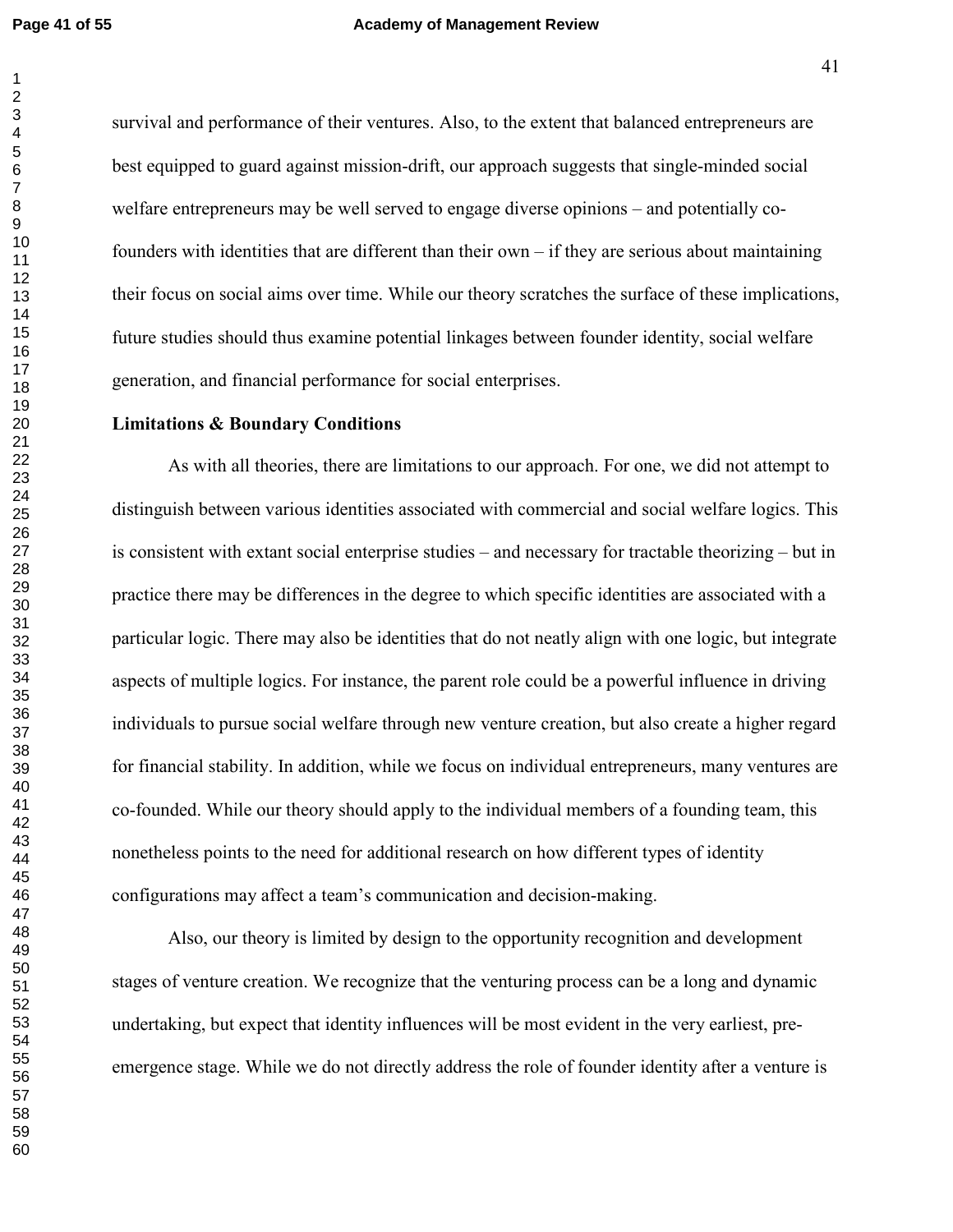survival and performance of their ventures. Also, to the extent that balanced entrepreneurs are best equipped to guard against mission-drift, our approach suggests that single-minded social welfare entrepreneurs may be well served to engage diverse opinions – and potentially co-founders with identities that are different than their own – if they are serious about maintaining their focus on social aims over time. While our theory scratches the surface of these implications, future studies should thus examine potential linkages between founder identity, social welfare generation, and financial performance for social enterprises.

**Limitations & Boundary Conditions**

As with all theories, there are limitations to our approach. For one, we did not attempt to distinguish between various identities associated with commercial and social welfare logics. This is consistent with extant social enterprise studies – and necessary for tractable theorizing – but in practice there may be differences in the degree to which specific identities are associated with a particular logic. There may also be identities that do not neatly align with one logic, but integrate aspects of multiple logics. For instance, the parent role could be a powerful influence in driving individuals to pursue social welfare through new venture creation, but also create a higher regard for financial stability. In addition, while we focus on individual entrepreneurs, many ventures are co-founded. While our theory should apply to the individual members of a founding team, this nonetheless points to the need for additional research on how different types of identity configurations may affect a team's communication and decision-making.

Also, our theory is limited by design to the opportunity recognition and development stages of venture creation. We recognize that the venturing process can be a long and dynamic undertaking, but expect that identity influences will be most evident in the very earliest, pre-emergence stage. While we do not directly address the role of founder identity after a venture is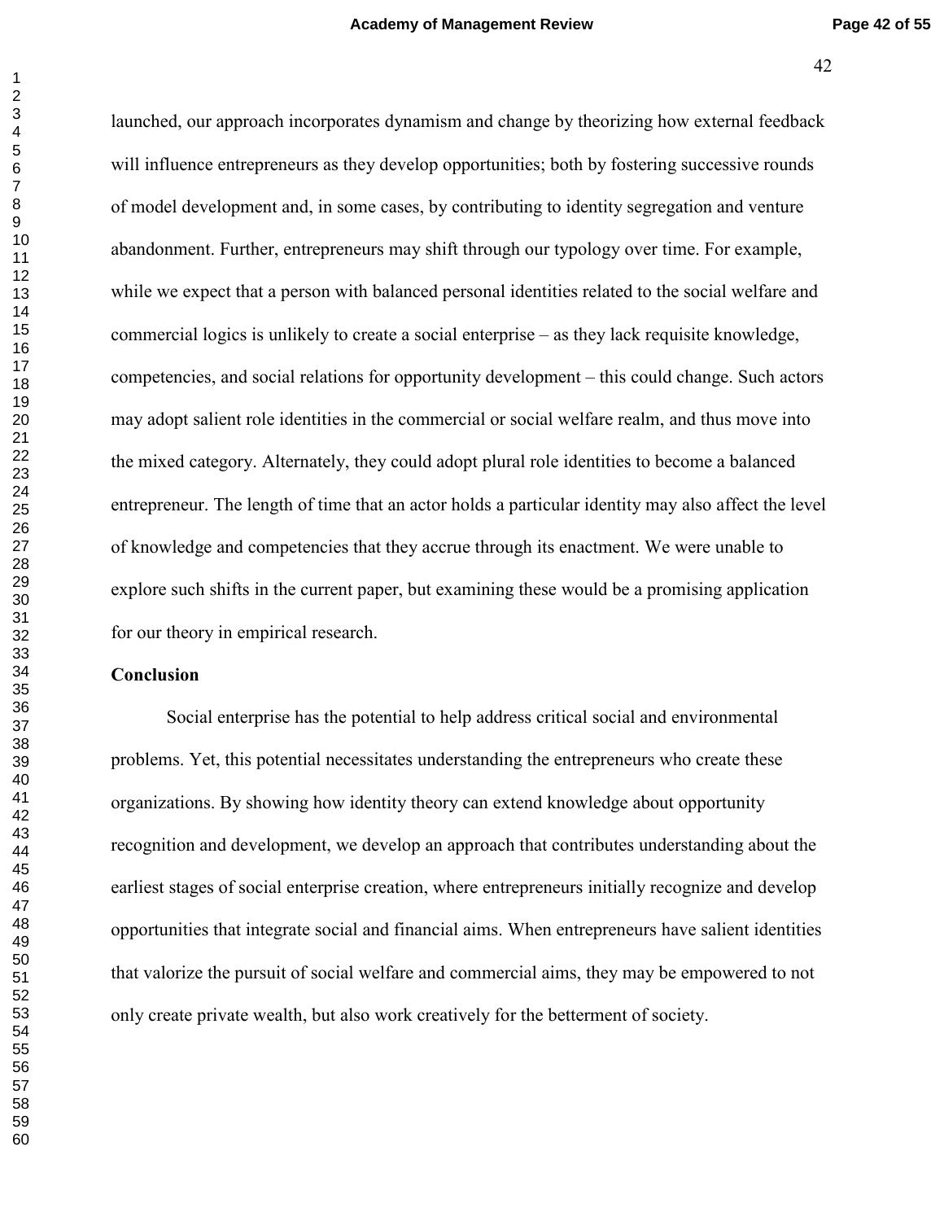launched, our approach incorporates dynamism and change by theorizing how external feedback will influence entrepreneurs as they develop opportunities; both by fostering successive rounds of model development and, in some cases, by contributing to identity segregation and venture abandonment. Further, entrepreneurs may shift through our typology over time. For example, while we expect that a person with balanced personal identities related to the social welfare and commercial logics is unlikely to create a social enterprise – as they lack requisite knowledge, competencies, and social relations for opportunity development – this could change. Such actors may adopt salient role identities in the commercial or social welfare realm, and thus move into the mixed category. Alternately, they could adopt plural role identities to become a balanced entrepreneur. The length of time that an actor holds a particular identity may also affect the level of knowledge and competencies that they accrue through its enactment. We were unable to explore such shifts in the current paper, but examining these would be a promising application for our theory in empirical research.

## Conclusion

Social enterprise has the potential to help address critical social and environmental problems. Yet, this potential necessitates understanding the entrepreneurs who create these organizations. By showing how identity theory can extend knowledge about opportunity recognition and development, we develop an approach that contributes understanding about the earliest stages of social enterprise creation, where entrepreneurs initially recognize and develop opportunities that integrate social and financial aims. When entrepreneurs have salient identities that valorize the pursuit of social welfare and commercial aims, they may be empowered to not only create private wealth, but also work creatively for the betterment of society.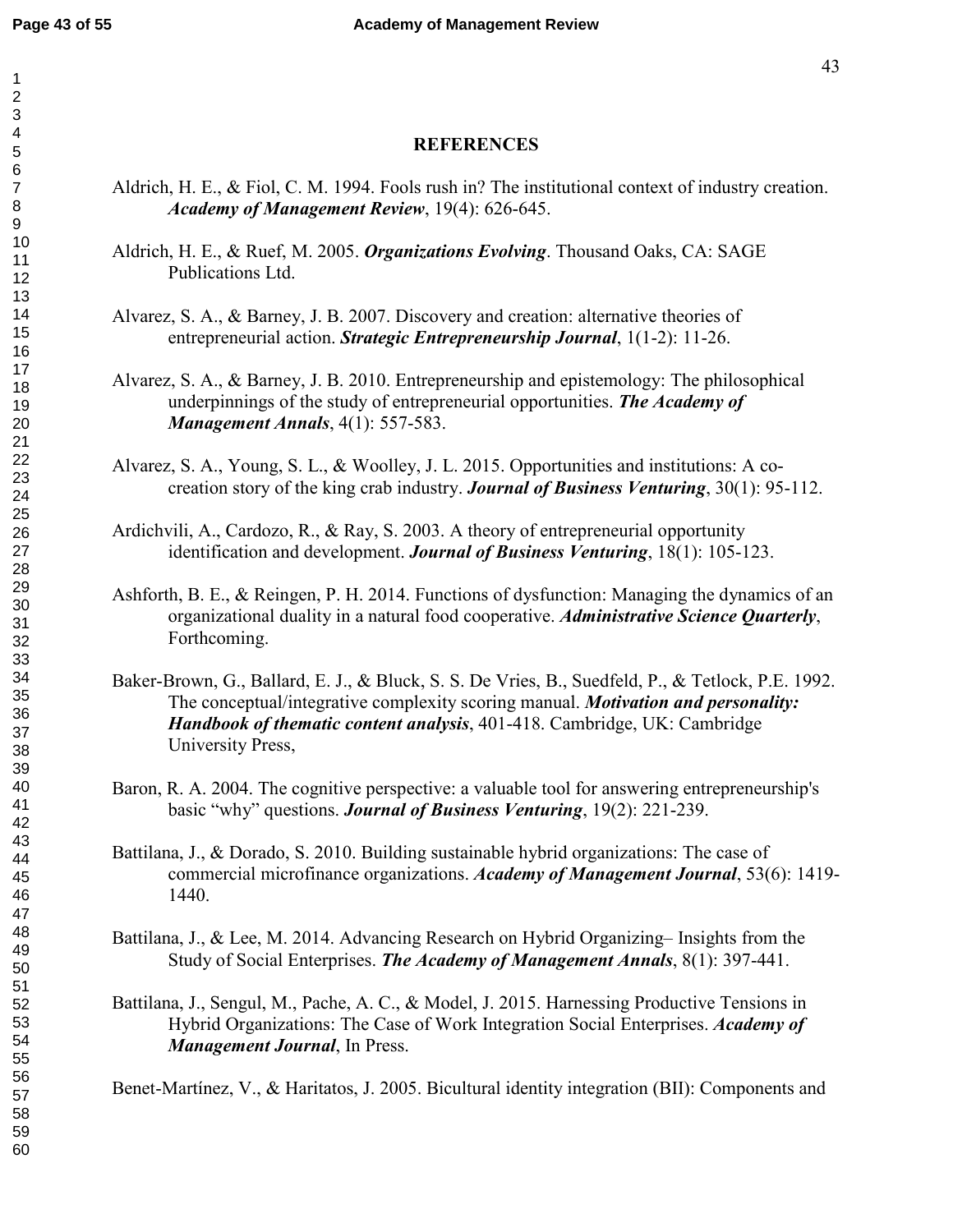## REFERENCES

Aldrich, H. E., & Fiol, C. M. 1994. Fools rush in? The institutional context of industry creation. ***Academy of Management Review***, 19(4): 626-645.

Aldrich, H. E., & Ruef, M. 2005. ***Organizations Evolving***. Thousand Oaks, CA: SAGE Publications Ltd.

Alvarez, S. A., & Barney, J. B. 2007. Discovery and creation: alternative theories of entrepreneurial action. ***Strategic Entrepreneurship Journal***, 1(1-2): 11-26.

Alvarez, S. A., & Barney, J. B. 2010. Entrepreneurship and epistemology: The philosophical underpinnings of the study of entrepreneurial opportunities. ***The Academy of Management Annals***, 4(1): 557-583.

Alvarez, S. A., Young, S. L., & Woolley, J. L. 2015. Opportunities and institutions: A co-creation story of the king crab industry. ***Journal of Business Venturing***, 30(1): 95-112.

Ardichvili, A., Cardozo, R., & Ray, S. 2003. A theory of entrepreneurial opportunity identification and development. ***Journal of Business Venturing***, 18(1): 105-123.

Ashforth, B. E., & Reingen, P. H. 2014. Functions of dysfunction: Managing the dynamics of an organizational duality in a natural food cooperative. ***Administrative Science Quarterly***, Forthcoming.

Baker-Brown, G., Ballard, E. J., & Bluck, S. S. De Vries, B., Suedfeld, P., & Tetlock, P.E. 1992. The conceptual/integrative complexity scoring manual. ***Motivation and personality: Handbook of thematic content analysis***, 401-418. Cambridge, UK: Cambridge University Press,

Baron, R. A. 2004. The cognitive perspective: a valuable tool for answering entrepreneurship's basic "why" questions. ***Journal of Business Venturing***, 19(2): 221-239.

Battilana, J., & Dorado, S. 2010. Building sustainable hybrid organizations: The case of commercial microfinance organizations. ***Academy of Management Journal***, 53(6): 1419-1440.

Battilana, J., & Lee, M. 2014. Advancing Research on Hybrid Organizing– Insights from the Study of Social Enterprises. ***The Academy of Management Annals***, 8(1): 397-441.

Battilana, J., Sengul, M., Pache, A. C., & Model, J. 2015. Harnessing Productive Tensions in Hybrid Organizations: The Case of Work Integration Social Enterprises. ***Academy of Management Journal***, In Press.

Benet-Martínez, V., & Haritatos, J. 2005. Bicultural identity integration (BII): Components and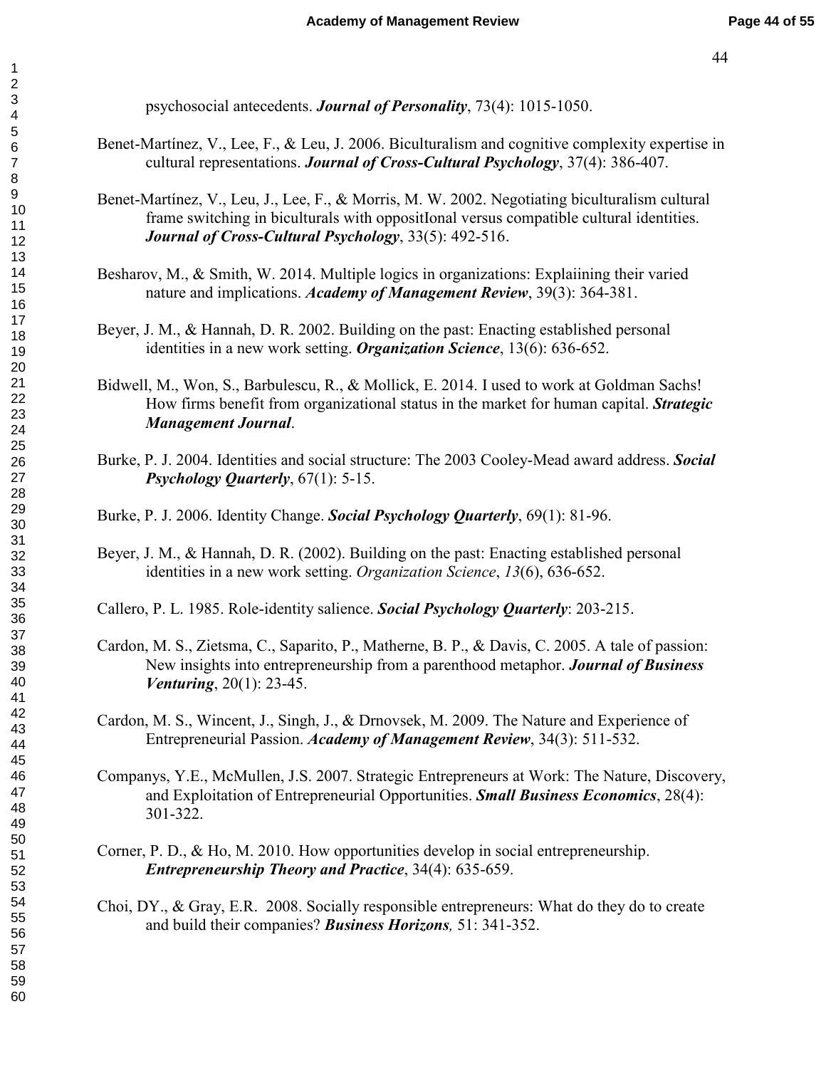psychosocial antecedents. ***Journal of Personality***, 73(4): 1015-1050.

Benet-Martínez, V., Lee, F., & Leu, J. 2006. Biculturalism and cognitive complexity expertise in cultural representations. ***Journal of Cross-Cultural Psychology***, 37(4): 386-407.

Benet-Martínez, V., Leu, J., Lee, F., & Morris, M. W. 2002. Negotiating biculturalism cultural frame switching in biculturals with oppositIonal versus compatible cultural identities. ***Journal of Cross-Cultural Psychology***, 33(5): 492-516.

Besharov, M., & Smith, W. 2014. Multiple logics in organizations: Explaiining their varied nature and implications. ***Academy of Management Review***, 39(3): 364-381.

Beyer, J. M., & Hannah, D. R. 2002. Building on the past: Enacting established personal identities in a new work setting. ***Organization Science***, 13(6): 636-652.

Bidwell, M., Won, S., Barbulescu, R., & Mollick, E. 2014. I used to work at Goldman Sachs! How firms benefit from organizational status in the market for human capital. ***Strategic Management Journal***.

Burke, P. J. 2004. Identities and social structure: The 2003 Cooley-Mead award address. ***Social Psychology Quarterly***, 67(1): 5-15.

Burke, P. J. 2006. Identity Change. ***Social Psychology Quarterly***, 69(1): 81-96.

Beyer, J. M., & Hannah, D. R. (2002). Building on the past: Enacting established personal identities in a new work setting. *Organization Science*, *13*(6), 636-652.

Callero, P. L. 1985. Role-identity salience. ***Social Psychology Quarterly***: 203-215.

Cardon, M. S., Zietsma, C., Saparito, P., Matherne, B. P., & Davis, C. 2005. A tale of passion: New insights into entrepreneurship from a parenthood metaphor. ***Journal of Business Venturing***, 20(1): 23-45.

Cardon, M. S., Wincent, J., Singh, J., & Drnovsek, M. 2009. The Nature and Experience of Entrepreneurial Passion. ***Academy of Management Review***, 34(3): 511-532.

Companys, Y.E., McMullen, J.S. 2007. Strategic Entrepreneurs at Work: The Nature, Discovery, and Exploitation of Entrepreneurial Opportunities. ***Small Business Economics***, 28(4): 301-322.

Corner, P. D., & Ho, M. 2010. How opportunities develop in social entrepreneurship. ***Entrepreneurship Theory and Practice***, 34(4): 635-659.

Choi, DY., & Gray, E.R. 2008. Socially responsible entrepreneurs: What do they do to create and build their companies? ***Business Horizons,*** 51: 341-352.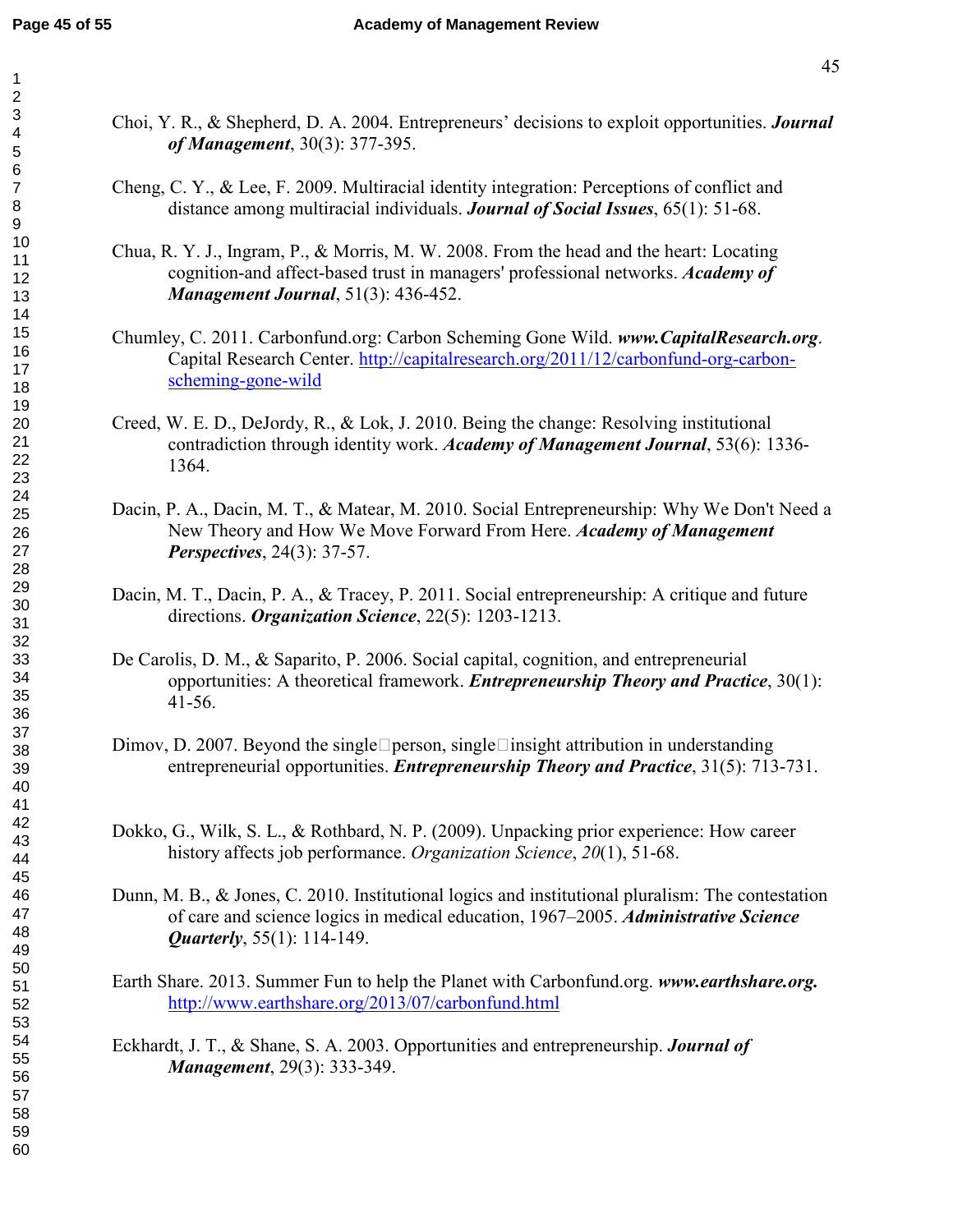Choi, Y. R., & Shepherd, D. A. 2004. Entrepreneurs' decisions to exploit opportunities. ***Journal of Management***, 30(3): 377-395.

Cheng, C. Y., & Lee, F. 2009. Multiracial identity integration: Perceptions of conflict and distance among multiracial individuals. ***Journal of Social Issues***, 65(1): 51-68.

Chua, R. Y. J., Ingram, P., & Morris, M. W. 2008. From the head and the heart: Locating cognition-and affect-based trust in managers' professional networks. ***Academy of Management Journal***, 51(3): 436-452.

Chumley, C. 2011. Carbonfund.org: Carbon Scheming Gone Wild. ***www.CapitalResearch.org***. Capital Research Center. http://capitalresearch.org/2011/12/carbonfund-org-carbon-scheming-gone-wild

Creed, W. E. D., DeJordy, R., & Lok, J. 2010. Being the change: Resolving institutional contradiction through identity work. ***Academy of Management Journal***, 53(6): 1336-1364.

Dacin, P. A., Dacin, M. T., & Matear, M. 2010. Social Entrepreneurship: Why We Don't Need a New Theory and How We Move Forward From Here. ***Academy of Management Perspectives***, 24(3): 37-57.

Dacin, M. T., Dacin, P. A., & Tracey, P. 2011. Social entrepreneurship: A critique and future directions. ***Organization Science***, 22(5): 1203-1213.

De Carolis, D. M., & Saparito, P. 2006. Social capital, cognition, and entrepreneurial opportunities: A theoretical framework. ***Entrepreneurship Theory and Practice***, 30(1): 41-56.

Dimov, D. 2007. Beyond the single□person, single□insight attribution in understanding entrepreneurial opportunities. ***Entrepreneurship Theory and Practice***, 31(5): 713-731.

Dokko, G., Wilk, S. L., & Rothbard, N. P. (2009). Unpacking prior experience: How career history affects job performance. *Organization Science*, *20*(1), 51-68.

Dunn, M. B., & Jones, C. 2010. Institutional logics and institutional pluralism: The contestation of care and science logics in medical education, 1967–2005. ***Administrative Science Quarterly***, 55(1): 114-149.

Earth Share. 2013. Summer Fun to help the Planet with Carbonfund.org. ***www.earthshare.org.*** http://www.earthshare.org/2013/07/carbonfund.html

Eckhardt, J. T., & Shane, S. A. 2003. Opportunities and entrepreneurship. ***Journal of Management***, 29(3): 333-349.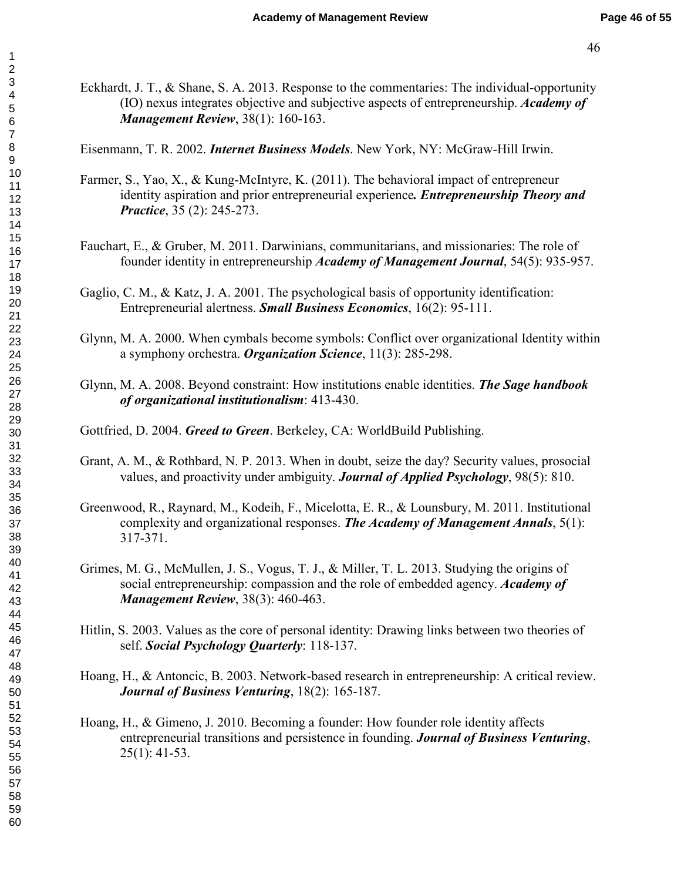Eckhardt, J. T., & Shane, S. A. 2013. Response to the commentaries: The individual-opportunity (IO) nexus integrates objective and subjective aspects of entrepreneurship. ***Academy of Management Review***, 38(1): 160-163.

Eisenmann, T. R. 2002. ***Internet Business Models***. New York, NY: McGraw-Hill Irwin.

Farmer, S., Yao, X., & Kung-McIntyre, K. (2011). The behavioral impact of entrepreneur identity aspiration and prior entrepreneurial experience***. Entrepreneurship Theory and Practice***, 35 (2): 245-273.

Fauchart, E., & Gruber, M. 2011. Darwinians, communitarians, and missionaries: The role of founder identity in entrepreneurship ***Academy of Management Journal***, 54(5): 935-957.

Gaglio, C. M., & Katz, J. A. 2001. The psychological basis of opportunity identification: Entrepreneurial alertness. ***Small Business Economics***, 16(2): 95-111.

Glynn, M. A. 2000. When cymbals become symbols: Conflict over organizational Identity within a symphony orchestra. ***Organization Science***, 11(3): 285-298.

Glynn, M. A. 2008. Beyond constraint: How institutions enable identities. ***The Sage handbook of organizational institutionalism***: 413-430.

Gottfried, D. 2004. ***Greed to Green***. Berkeley, CA: WorldBuild Publishing.

Grant, A. M., & Rothbard, N. P. 2013. When in doubt, seize the day? Security values, prosocial values, and proactivity under ambiguity. ***Journal of Applied Psychology***, 98(5): 810.

Greenwood, R., Raynard, M., Kodeih, F., Micelotta, E. R., & Lounsbury, M. 2011. Institutional complexity and organizational responses. ***The Academy of Management Annals***, 5(1): 317-371.

Grimes, M. G., McMullen, J. S., Vogus, T. J., & Miller, T. L. 2013. Studying the origins of social entrepreneurship: compassion and the role of embedded agency. ***Academy of Management Review***, 38(3): 460-463.

Hitlin, S. 2003. Values as the core of personal identity: Drawing links between two theories of self. ***Social Psychology Quarterly***: 118-137.

Hoang, H., & Antoncic, B. 2003. Network-based research in entrepreneurship: A critical review. ***Journal of Business Venturing***, 18(2): 165-187.

Hoang, H., & Gimeno, J. 2010. Becoming a founder: How founder role identity affects entrepreneurial transitions and persistence in founding. ***Journal of Business Venturing***, 25(1): 41-53.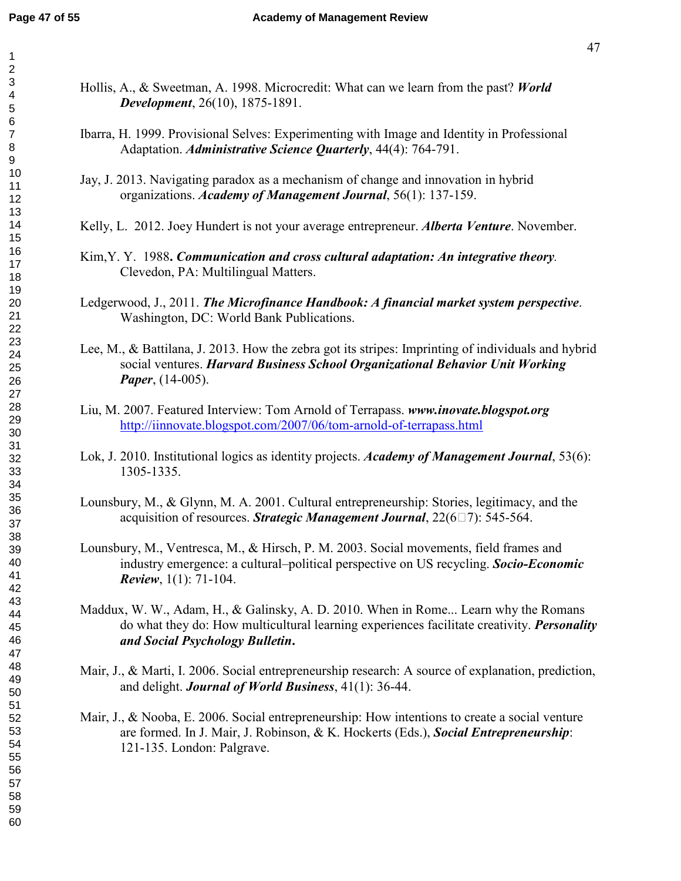Hollis, A., & Sweetman, A. 1998. Microcredit: What can we learn from the past? ***World Development***, 26(10), 1875-1891.

Ibarra, H. 1999. Provisional Selves: Experimenting with Image and Identity in Professional Adaptation. ***Administrative Science Quarterly***, 44(4): 764-791.

Jay, J. 2013. Navigating paradox as a mechanism of change and innovation in hybrid organizations. ***Academy of Management Journal***, 56(1): 137-159.

Kelly, L. 2012. Joey Hundert is not your average entrepreneur. ***Alberta Venture***. November.

Kim,Y. Y. 1988**.** ***Communication and cross cultural adaptation: An integrative theory***. Clevedon, PA: Multilingual Matters.

Ledgerwood, J., 2011. ***The Microfinance Handbook: A financial market system perspective***. Washington, DC: World Bank Publications.

Lee, M., & Battilana, J. 2013. How the zebra got its stripes: Imprinting of individuals and hybrid social ventures. ***Harvard Business School Organizational Behavior Unit Working Paper***, (14-005).

Liu, M. 2007. Featured Interview: Tom Arnold of Terrapass. ***www.inovate.blogspot.org*** http://iinnovate.blogspot.com/2007/06/tom-arnold-of-terrapass.html

Lok, J. 2010. Institutional logics as identity projects. ***Academy of Management Journal***, 53(6): 1305-1335.

Lounsbury, M., & Glynn, M. A. 2001. Cultural entrepreneurship: Stories, legitimacy, and the acquisition of resources. ***Strategic Management Journal***, 22(6‐7): 545-564.

Lounsbury, M., Ventresca, M., & Hirsch, P. M. 2003. Social movements, field frames and industry emergence: a cultural–political perspective on US recycling. ***Socio-Economic Review***, 1(1): 71-104.

Maddux, W. W., Adam, H., & Galinsky, A. D. 2010. When in Rome... Learn why the Romans do what they do: How multicultural learning experiences facilitate creativity. ***Personality and Social Psychology Bulletin.***

Mair, J., & Marti, I. 2006. Social entrepreneurship research: A source of explanation, prediction, and delight. ***Journal of World Business***, 41(1): 36-44.

Mair, J., & Nooba, E. 2006. Social entrepreneurship: How intentions to create a social venture are formed. In J. Mair, J. Robinson, & K. Hockerts (Eds.), ***Social Entrepreneurship***: 121-135. London: Palgrave.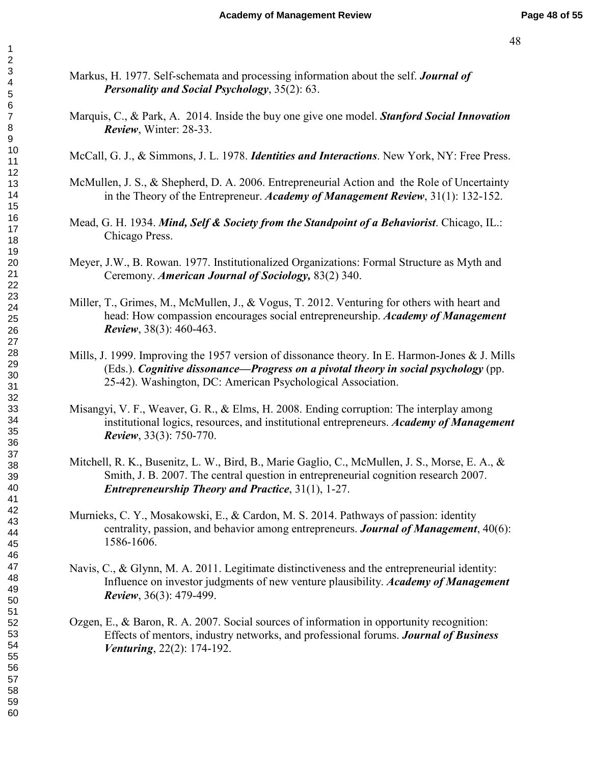Markus, H. 1977. Self-schemata and processing information about the self. ***Journal of Personality and Social Psychology***, 35(2): 63.

Marquis, C., & Park, A. 2014. Inside the buy one give one model. ***Stanford Social Innovation Review***, Winter: 28-33.

McCall, G. J., & Simmons, J. L. 1978. ***Identities and Interactions***. New York, NY: Free Press.

McMullen, J. S., & Shepherd, D. A. 2006. Entrepreneurial Action and the Role of Uncertainty in the Theory of the Entrepreneur. ***Academy of Management Review***, 31(1): 132-152.

Mead, G. H. 1934. ***Mind, Self & Society from the Standpoint of a Behaviorist***. Chicago, IL.: Chicago Press.

Meyer, J.W., B. Rowan. 1977. Institutionalized Organizations: Formal Structure as Myth and Ceremony. ***American Journal of Sociology,*** 83(2) 340.

Miller, T., Grimes, M., McMullen, J., & Vogus, T. 2012. Venturing for others with heart and head: How compassion encourages social entrepreneurship. ***Academy of Management Review***, 38(3): 460-463.

Mills, J. 1999. Improving the 1957 version of dissonance theory. In E. Harmon-Jones & J. Mills (Eds.). ***Cognitive dissonance—Progress on a pivotal theory in social psychology*** (pp. 25-42). Washington, DC: American Psychological Association.

Misangyi, V. F., Weaver, G. R., & Elms, H. 2008. Ending corruption: The interplay among institutional logics, resources, and institutional entrepreneurs. ***Academy of Management Review***, 33(3): 750-770.

Mitchell, R. K., Busenitz, L. W., Bird, B., Marie Gaglio, C., McMullen, J. S., Morse, E. A., & Smith, J. B. 2007. The central question in entrepreneurial cognition research 2007. ***Entrepreneurship Theory and Practice***, 31(1), 1-27.

Murnieks, C. Y., Mosakowski, E., & Cardon, M. S. 2014. Pathways of passion: identity centrality, passion, and behavior among entrepreneurs. ***Journal of Management***, 40(6): 1586-1606.

Navis, C., & Glynn, M. A. 2011. Legitimate distinctiveness and the entrepreneurial identity: Influence on investor judgments of new venture plausibility. ***Academy of Management Review***, 36(3): 479-499.

Ozgen, E., & Baron, R. A. 2007. Social sources of information in opportunity recognition: Effects of mentors, industry networks, and professional forums. ***Journal of Business Venturing***, 22(2): 174-192.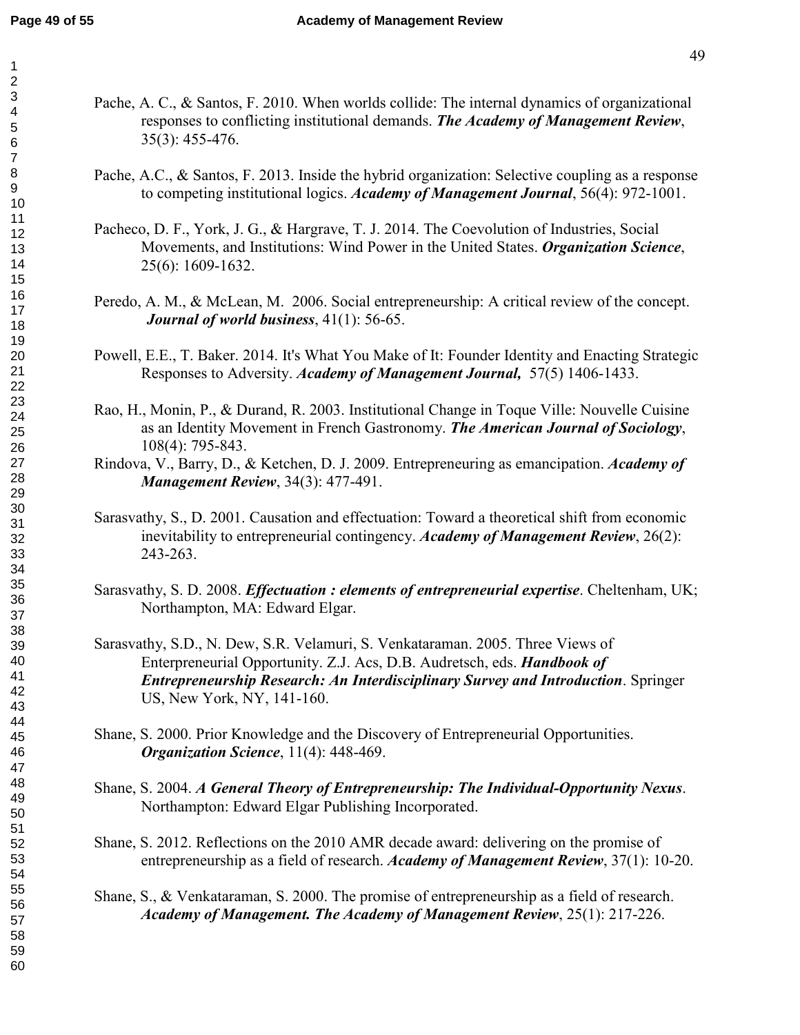Pache, A. C., & Santos, F. 2010. When worlds collide: The internal dynamics of organizational responses to conflicting institutional demands. ***The Academy of Management Review***, 35(3): 455-476.

Pache, A.C., & Santos, F. 2013. Inside the hybrid organization: Selective coupling as a response to competing institutional logics. ***Academy of Management Journal***, 56(4): 972-1001.

Pacheco, D. F., York, J. G., & Hargrave, T. J. 2014. The Coevolution of Industries, Social Movements, and Institutions: Wind Power in the United States. ***Organization Science***, 25(6): 1609-1632.

Peredo, A. M., & McLean, M. 2006. Social entrepreneurship: A critical review of the concept. ***Journal of world business***, 41(1): 56-65.

Powell, E.E., T. Baker. 2014. It's What You Make of It: Founder Identity and Enacting Strategic Responses to Adversity. ***Academy of Management Journal***, 57(5) 1406-1433.

Rao, H., Monin, P., & Durand, R. 2003. Institutional Change in Toque Ville: Nouvelle Cuisine as an Identity Movement in French Gastronomy. ***The American Journal of Sociology***, 108(4): 795-843.

Rindova, V., Barry, D., & Ketchen, D. J. 2009. Entrepreneuring as emancipation. ***Academy of Management Review***, 34(3): 477-491.

Sarasvathy, S., D. 2001. Causation and effectuation: Toward a theoretical shift from economic inevitability to entrepreneurial contingency. ***Academy of Management Review***, 26(2): 243-263.

Sarasvathy, S. D. 2008. ***Effectuation : elements of entrepreneurial expertise***. Cheltenham, UK; Northampton, MA: Edward Elgar.

Sarasvathy, S.D., N. Dew, S.R. Velamuri, S. Venkataraman. 2005. Three Views of Enterpreneurial Opportunity. Z.J. Acs, D.B. Audretsch, eds. ***Handbook of Entrepreneurship Research: An Interdisciplinary Survey and Introduction***. Springer US, New York, NY, 141-160.

Shane, S. 2000. Prior Knowledge and the Discovery of Entrepreneurial Opportunities. ***Organization Science***, 11(4): 448-469.

Shane, S. 2004. ***A General Theory of Entrepreneurship: The Individual-Opportunity Nexus***. Northampton: Edward Elgar Publishing Incorporated.

Shane, S. 2012. Reflections on the 2010 AMR decade award: delivering on the promise of entrepreneurship as a field of research. ***Academy of Management Review***, 37(1): 10-20.

Shane, S., & Venkataraman, S. 2000. The promise of entrepreneurship as a field of research. ***Academy of Management. The Academy of Management Review***, 25(1): 217-226.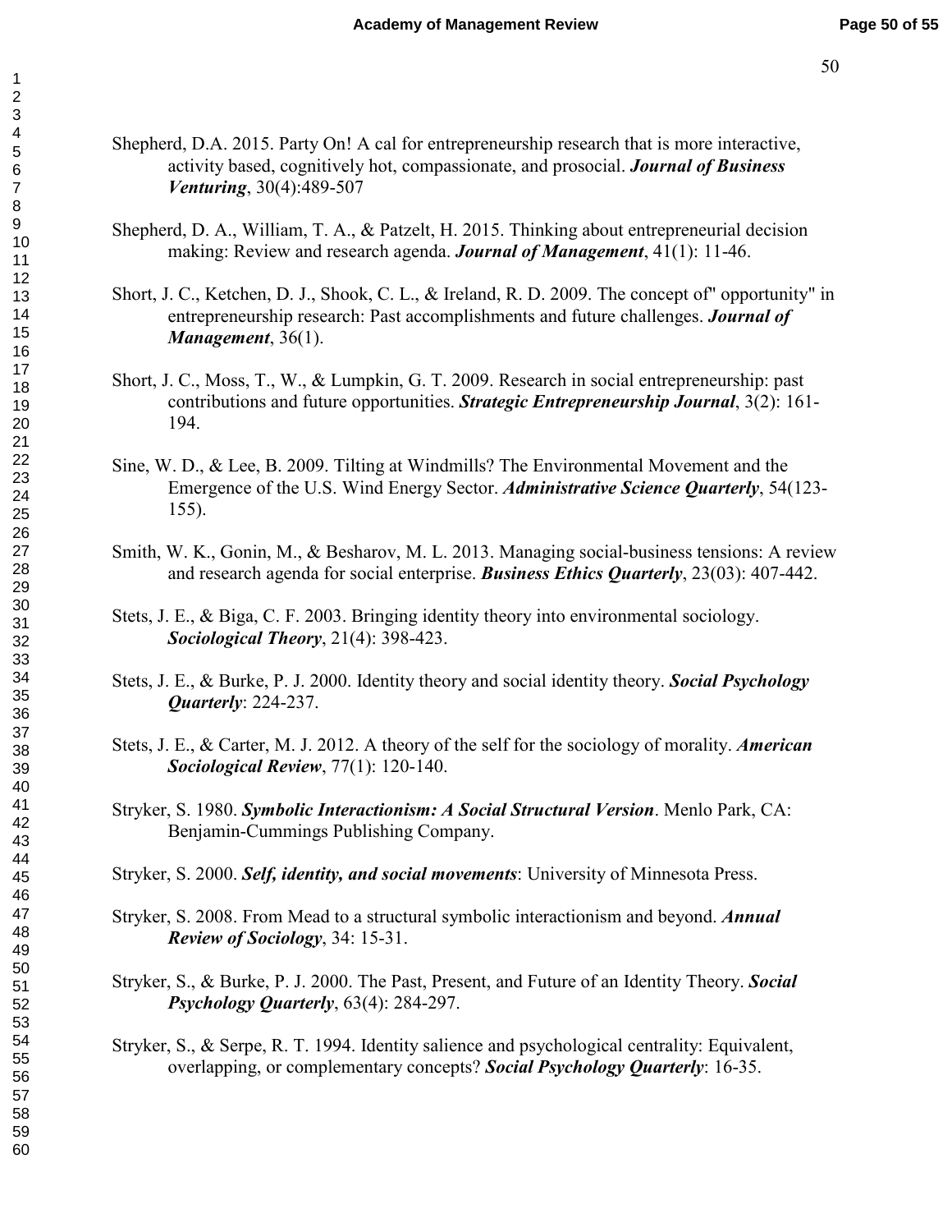Shepherd, D.A. 2015. Party On! A cal for entrepreneurship research that is more interactive, activity based, cognitively hot, compassionate, and prosocial. ***Journal of Business Venturing***, 30(4):489-507

Shepherd, D. A., William, T. A., & Patzelt, H. 2015. Thinking about entrepreneurial decision making: Review and research agenda. ***Journal of Management***, 41(1): 11-46.

Short, J. C., Ketchen, D. J., Shook, C. L., & Ireland, R. D. 2009. The concept of" opportunity" in entrepreneurship research: Past accomplishments and future challenges. ***Journal of Management***, 36(1).

Short, J. C., Moss, T., W., & Lumpkin, G. T. 2009. Research in social entrepreneurship: past contributions and future opportunities. ***Strategic Entrepreneurship Journal***, 3(2): 161-194.

Sine, W. D., & Lee, B. 2009. Tilting at Windmills? The Environmental Movement and the Emergence of the U.S. Wind Energy Sector. ***Administrative Science Quarterly***, 54(123-155).

Smith, W. K., Gonin, M., & Besharov, M. L. 2013. Managing social-business tensions: A review and research agenda for social enterprise. ***Business Ethics Quarterly***, 23(03): 407-442.

Stets, J. E., & Biga, C. F. 2003. Bringing identity theory into environmental sociology. ***Sociological Theory***, 21(4): 398-423.

Stets, J. E., & Burke, P. J. 2000. Identity theory and social identity theory. ***Social Psychology Quarterly***: 224-237.

Stets, J. E., & Carter, M. J. 2012. A theory of the self for the sociology of morality. ***American Sociological Review***, 77(1): 120-140.

Stryker, S. 1980. ***Symbolic Interactionism: A Social Structural Version***. Menlo Park, CA: Benjamin-Cummings Publishing Company.

Stryker, S. 2000. ***Self, identity, and social movements***: University of Minnesota Press.

Stryker, S. 2008. From Mead to a structural symbolic interactionism and beyond. ***Annual Review of Sociology***, 34: 15-31.

Stryker, S., & Burke, P. J. 2000. The Past, Present, and Future of an Identity Theory. ***Social Psychology Quarterly***, 63(4): 284-297.

Stryker, S., & Serpe, R. T. 1994. Identity salience and psychological centrality: Equivalent, overlapping, or complementary concepts? ***Social Psychology Quarterly***: 16-35.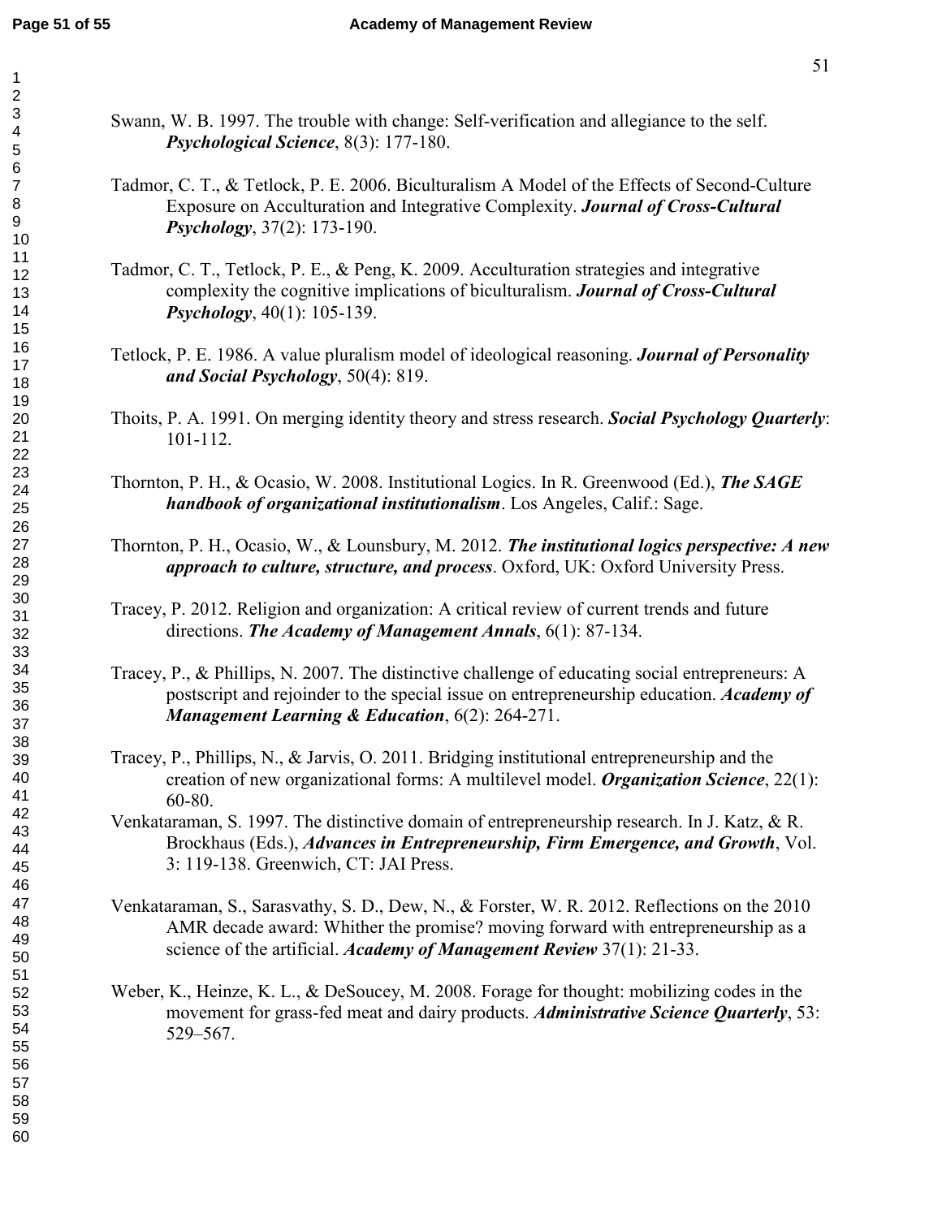Swann, W. B. 1997. The trouble with change: Self-verification and allegiance to the self. ***Psychological Science***, 8(3): 177-180.

Tadmor, C. T., & Tetlock, P. E. 2006. Biculturalism A Model of the Effects of Second-Culture Exposure on Acculturation and Integrative Complexity. ***Journal of Cross-Cultural Psychology***, 37(2): 173-190.

Tadmor, C. T., Tetlock, P. E., & Peng, K. 2009. Acculturation strategies and integrative complexity the cognitive implications of biculturalism. ***Journal of Cross-Cultural Psychology***, 40(1): 105-139.

Tetlock, P. E. 1986. A value pluralism model of ideological reasoning. ***Journal of Personality and Social Psychology***, 50(4): 819.

Thoits, P. A. 1991. On merging identity theory and stress research. ***Social Psychology Quarterly***: 101-112.

Thornton, P. H., & Ocasio, W. 2008. Institutional Logics. In R. Greenwood (Ed.), ***The SAGE handbook of organizational institutionalism***. Los Angeles, Calif.: Sage.

Thornton, P. H., Ocasio, W., & Lounsbury, M. 2012. ***The institutional logics perspective: A new approach to culture, structure, and process***. Oxford, UK: Oxford University Press.

Tracey, P. 2012. Religion and organization: A critical review of current trends and future directions. ***The Academy of Management Annals***, 6(1): 87-134.

Tracey, P., & Phillips, N. 2007. The distinctive challenge of educating social entrepreneurs: A postscript and rejoinder to the special issue on entrepreneurship education. ***Academy of Management Learning & Education***, 6(2): 264-271.

Tracey, P., Phillips, N., & Jarvis, O. 2011. Bridging institutional entrepreneurship and the creation of new organizational forms: A multilevel model. ***Organization Science***, 22(1): 60-80.

Venkataraman, S. 1997. The distinctive domain of entrepreneurship research. In J. Katz, & R. Brockhaus (Eds.), ***Advances in Entrepreneurship, Firm Emergence, and Growth***, Vol. 3: 119-138. Greenwich, CT: JAI Press.

Venkataraman, S., Sarasvathy, S. D., Dew, N., & Forster, W. R. 2012. Reflections on the 2010 AMR decade award: Whither the promise? moving forward with entrepreneurship as a science of the artificial. ***Academy of Management Review*** 37(1): 21-33.

Weber, K., Heinze, K. L., & DeSoucey, M. 2008. Forage for thought: mobilizing codes in the movement for grass-fed meat and dairy products. ***Administrative Science Quarterly***, 53: 529–567.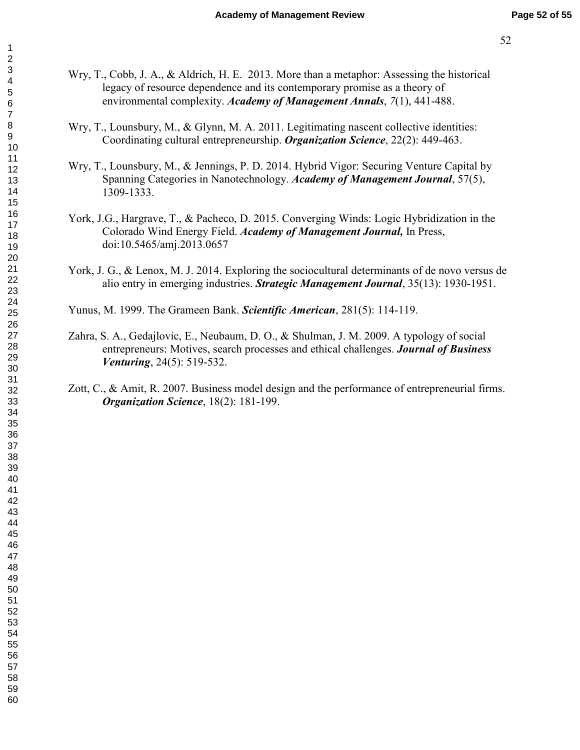Wry, T., Cobb, J. A., & Aldrich, H. E. 2013. More than a metaphor: Assessing the historical legacy of resource dependence and its contemporary promise as a theory of environmental complexity. ***Academy of Management Annals***, *7*(1), 441-488.

Wry, T., Lounsbury, M., & Glynn, M. A. 2011. Legitimating nascent collective identities: Coordinating cultural entrepreneurship. ***Organization Science***, 22(2): 449-463.

Wry, T., Lounsbury, M., & Jennings, P. D. 2014. Hybrid Vigor: Securing Venture Capital by Spanning Categories in Nanotechnology. ***Academy of Management Journal***, 57(5), 1309-1333.

York, J.G., Hargrave, T., & Pacheco, D. 2015. Converging Winds: Logic Hybridization in the Colorado Wind Energy Field. ***Academy of Management Journal,*** In Press, doi:10.5465/amj.2013.0657

York, J. G., & Lenox, M. J. 2014. Exploring the sociocultural determinants of de novo versus de alio entry in emerging industries. ***Strategic Management Journal***, 35(13): 1930-1951.

Yunus, M. 1999. The Grameen Bank. ***Scientific American***, 281(5): 114-119.

Zahra, S. A., Gedajlovic, E., Neubaum, D. O., & Shulman, J. M. 2009. A typology of social entrepreneurs: Motives, search processes and ethical challenges. ***Journal of Business Venturing***, 24(5): 519-532.

Zott, C., & Amit, R. 2007. Business model design and the performance of entrepreneurial firms. ***Organization Science***, 18(2): 181-199.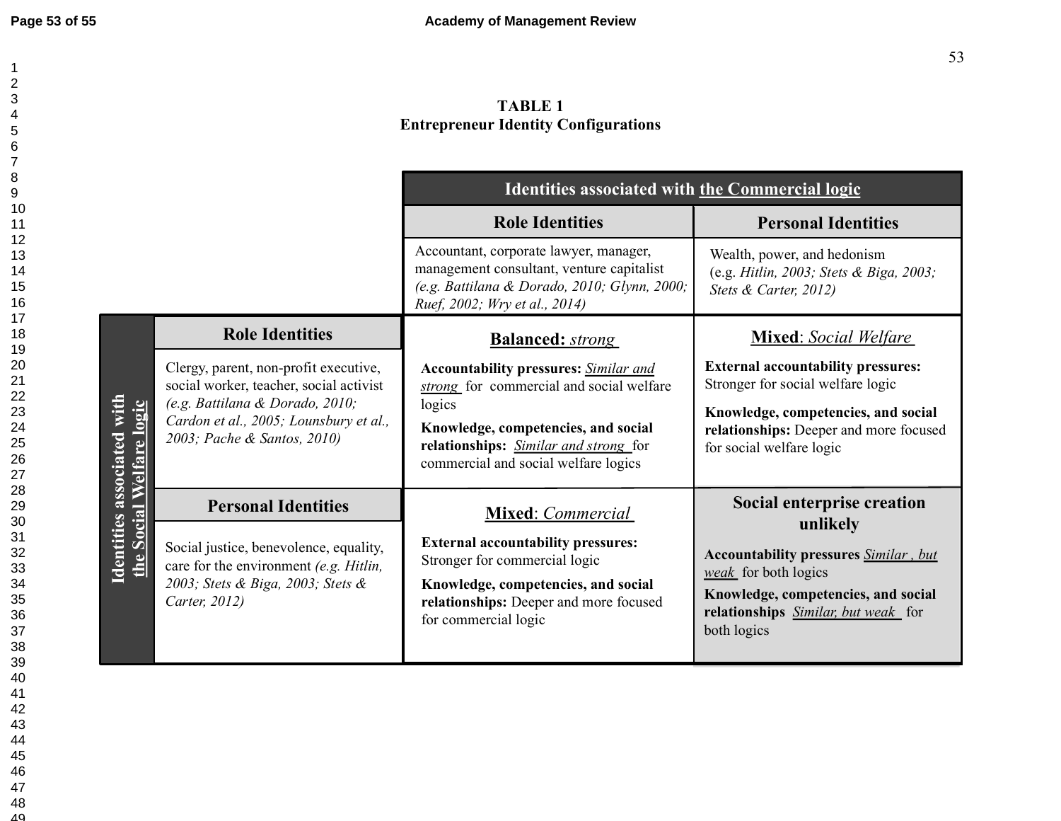**TABLE 1**
**Entrepreneur Identity Configurations**

| | | **Identities associated with the Commercial logic** | |
|---|---|---|---|
| | | **Role Identities** | **Personal Identities** |
| | | Accountant, corporate lawyer, manager, management consultant, venture capitalist *(e.g. Battilana & Dorado, 2010; Glynn, 2000; Ruef, 2002; Wry et al., 2014)* | Wealth, power, and hedonism (e.g. *Hitlin, 2003; Stets & Biga, 2003; Stets & Carter, 2012)* |
| **Identities associated with the Social Welfare logic** | **Role Identities**<br>Clergy, parent, non-profit executive, social worker, teacher, social activist *(e.g. Battilana & Dorado, 2010; Cardon et al., 2005; Lounsbury et al., 2003; Pache & Santos, 2010)* | **Balanced:** *strong*<br>**Accountability pressures:** *Similar and strong* for commercial and social welfare logics<br>**Knowledge, competencies, and social relationships:** *Similar and strong* for commercial and social welfare logics | **Mixed**: *Social Welfare*<br>**External accountability pressures:** Stronger for social welfare logic<br>**Knowledge, competencies, and social relationships:** Deeper and more focused for social welfare logic |
| | **Personal Identities**<br>Social justice, benevolence, equality, care for the environment *(e.g. Hitlin, 2003; Stets & Biga, 2003; Stets & Carter, 2012)* | **Mixed**: *Commercial*<br>**External accountability pressures:** Stronger for commercial logic<br>**Knowledge, competencies, and social relationships:** Deeper and more focused for commercial logic | **Social enterprise creation unlikely**<br>**Accountability pressures** *Similar , but weak* for both logics<br>**Knowledge, competencies, and social relationships** *Similar, but weak* for both logics |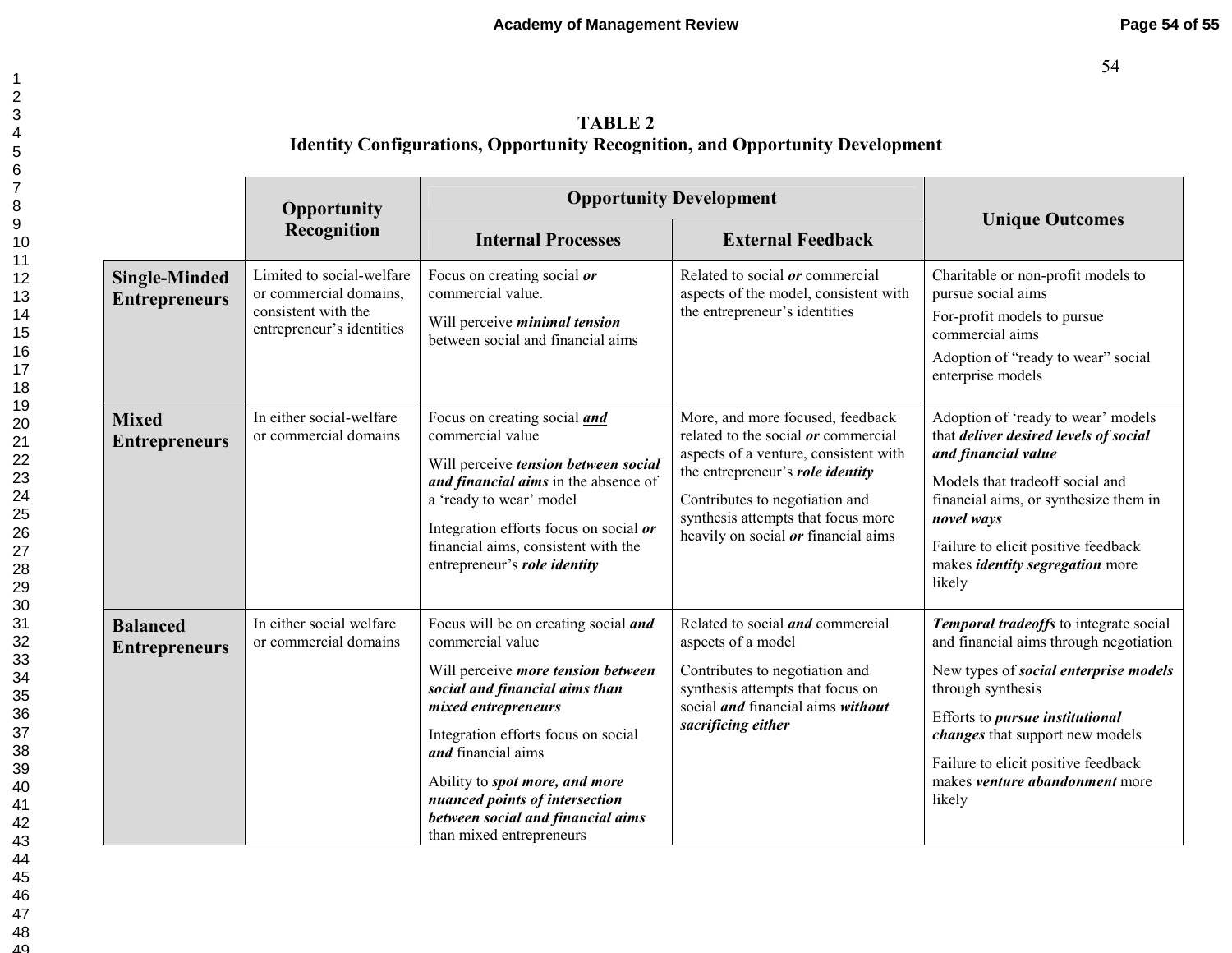**TABLE 2**
**Identity Configurations, Opportunity Recognition, and Opportunity Development**

| | Opportunity Recognition | Opportunity Development | | Unique Outcomes |
|---|---|---|---|---|
| | | Internal Processes | External Feedback | |
| **Single-Minded Entrepreneurs** | Limited to social-welfare or commercial domains, consistent with the entrepreneur's identities | Focus on creating social ***or*** commercial value. Will perceive ***minimal tension*** between social and financial aims | Related to social ***or*** commercial aspects of the model, consistent with the entrepreneur's identities | Charitable or non-profit models to pursue social aims For-profit models to pursue commercial aims Adoption of "ready to wear" social enterprise models |
| **Mixed Entrepreneurs** | In either social-welfare or commercial domains | Focus on creating social ***and*** commercial value Will perceive ***tension between social and financial aims*** in the absence of a 'ready to wear' model Integration efforts focus on social ***or*** financial aims, consistent with the entrepreneur's ***role identity*** | More, and more focused, feedback related to the social ***or*** commercial aspects of a venture, consistent with the entrepreneur's ***role identity*** Contributes to negotiation and synthesis attempts that focus more heavily on social ***or*** financial aims | Adoption of 'ready to wear' models that ***deliver desired levels of social and financial value*** Models that tradeoff social and financial aims, or synthesize them in ***novel ways*** Failure to elicit positive feedback makes ***identity segregation*** more likely |
| **Balanced Entrepreneurs** | In either social welfare or commercial domains | Focus will be on creating social ***and*** commercial value Will perceive ***more tension between social and financial aims than mixed entrepreneurs*** Integration efforts focus on social ***and*** financial aims Ability to ***spot more, and more nuanced points of intersection between social and financial aims*** than mixed entrepreneurs | Related to social ***and*** commercial aspects of a model Contributes to negotiation and synthesis attempts that focus on social ***and*** financial aims ***without sacrificing either*** | ***Temporal tradeoffs*** to integrate social and financial aims through negotiation New types of ***social enterprise models*** through synthesis Efforts to ***pursue institutional changes*** that support new models Failure to elicit positive feedback makes ***venture abandonment*** more likely |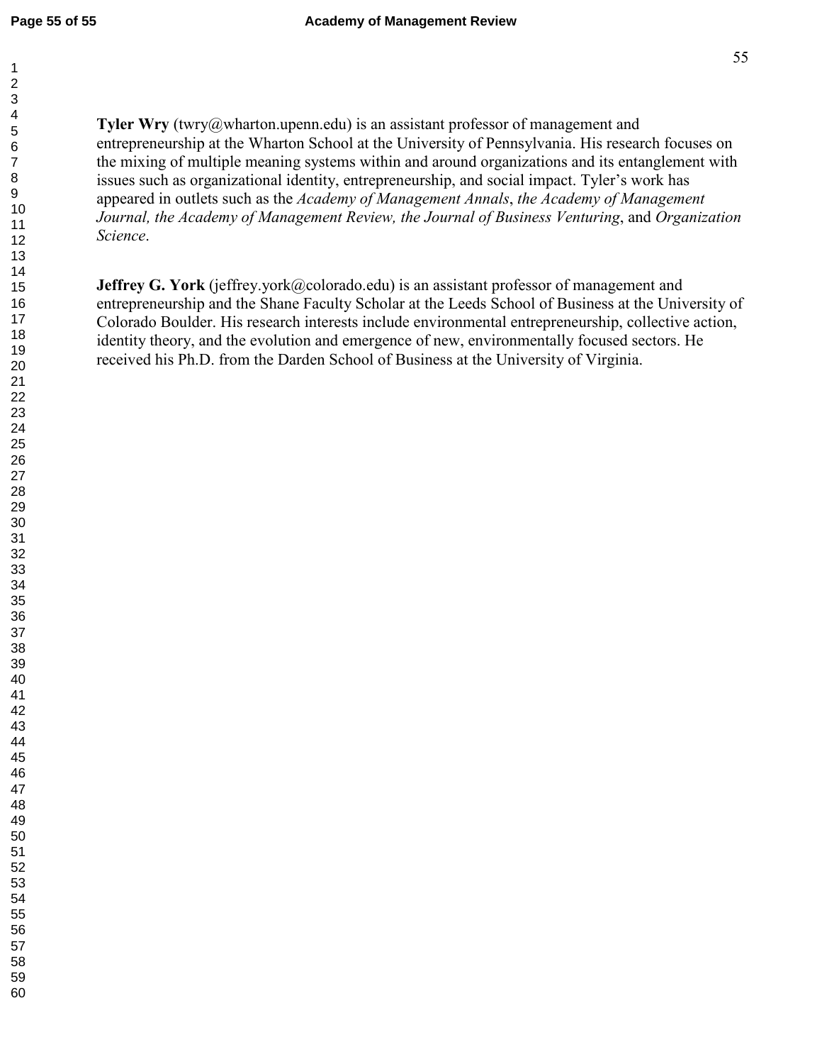**Tyler Wry** (twry@wharton.upenn.edu) is an assistant professor of management and entrepreneurship at the Wharton School at the University of Pennsylvania. His research focuses on the mixing of multiple meaning systems within and around organizations and its entanglement with issues such as organizational identity, entrepreneurship, and social impact. Tyler's work has appeared in outlets such as the *Academy of Management Annals*, *the Academy of Management Journal, the Academy of Management Review, the Journal of Business Venturing*, and *Organization Science*.

**Jeffrey G. York** (jeffrey.york@colorado.edu) is an assistant professor of management and entrepreneurship and the Shane Faculty Scholar at the Leeds School of Business at the University of Colorado Boulder. His research interests include environmental entrepreneurship, collective action, identity theory, and the evolution and emergence of new, environmentally focused sectors. He received his Ph.D. from the Darden School of Business at the University of Virginia.